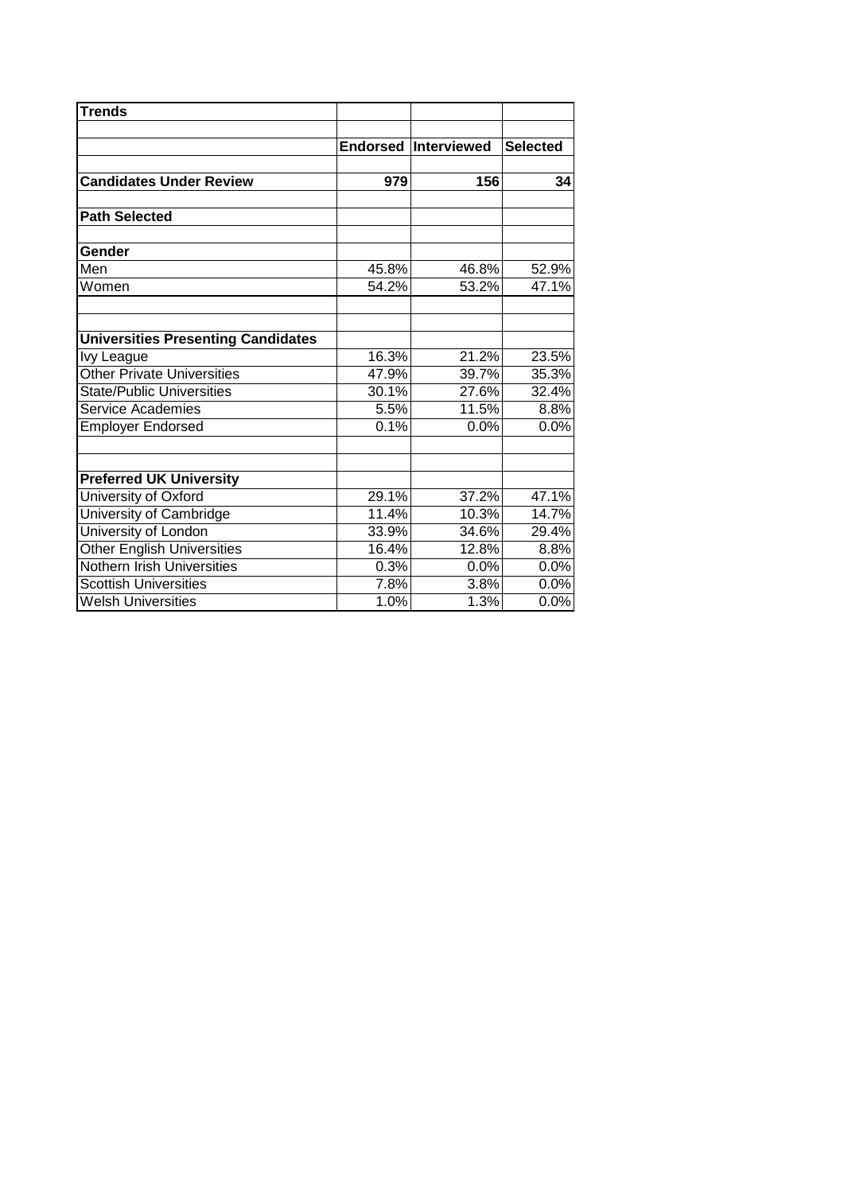| Trends | | | |
|---|---|---|---|
| | | | |
| | Endorsed | Interviewed | Selected |
| | | | |
| **Candidates Under Review** | **979** | **156** | **34** |
| | | | |
| **Path Selected** | | | |
| | | | |
| **Gender** | | | |
| Men | 45.8% | 46.8% | 52.9% |
| Women | 54.2% | 53.2% | 47.1% |
| | | | |
| | | | |
| **Universities Presenting Candidates** | | | |
| Ivy League | 16.3% | 21.2% | 23.5% |
| Other Private Universities | 47.9% | 39.7% | 35.3% |
| State/Public Universities | 30.1% | 27.6% | 32.4% |
| Service Academies | 5.5% | 11.5% | 8.8% |
| Employer Endorsed | 0.1% | 0.0% | 0.0% |
| | | | |
| | | | |
| **Preferred UK University** | | | |
| University of Oxford | 29.1% | 37.2% | 47.1% |
| University of Cambridge | 11.4% | 10.3% | 14.7% |
| University of London | 33.9% | 34.6% | 29.4% |
| Other English Universities | 16.4% | 12.8% | 8.8% |
| Nothern Irish Universities | 0.3% | 0.0% | 0.0% |
| Scottish Universities | 7.8% | 3.8% | 0.0% |
| Welsh Universities | 1.0% | 1.3% | 0.0% |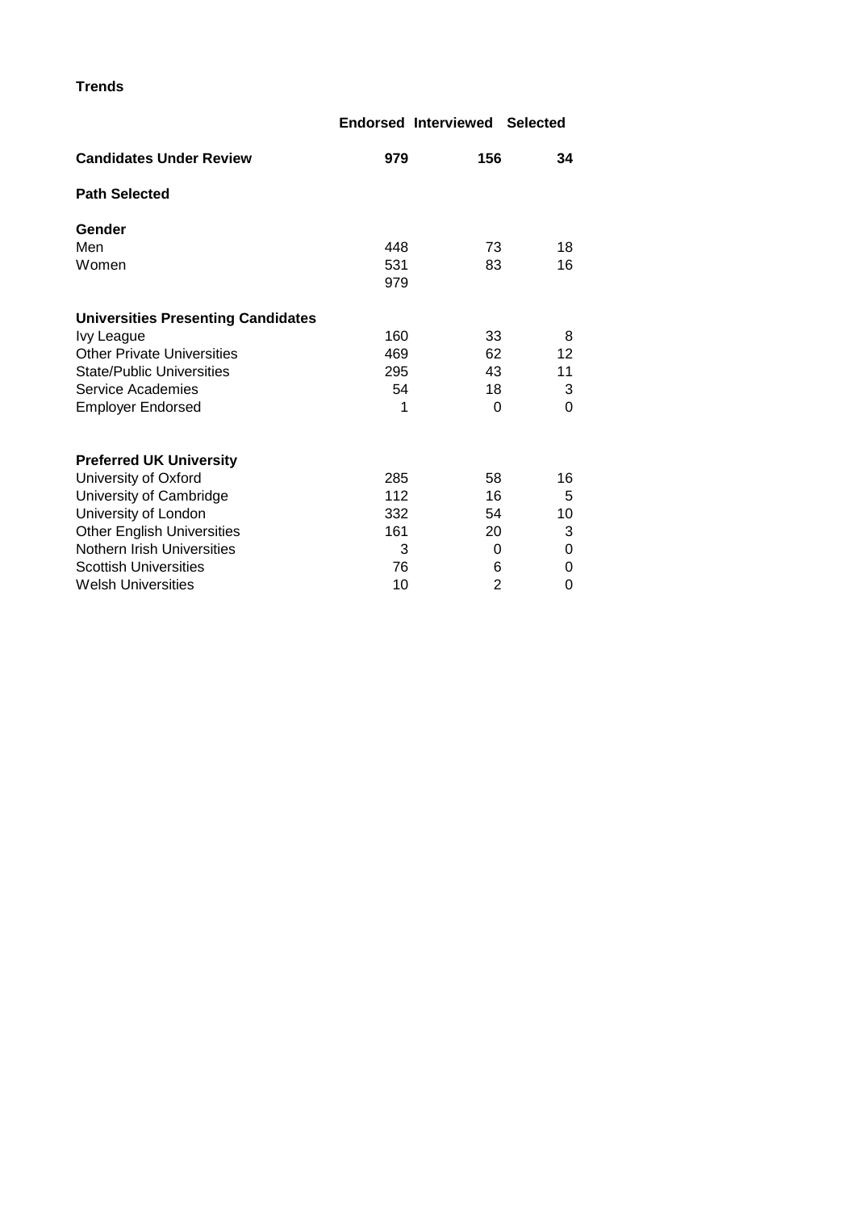**Trends**

| | Endorsed | Interviewed | Selected |
|---|---|---|---|
| **Candidates Under Review** | **979** | **156** | **34** |
| **Path Selected** | | | |
| **Gender** | | | |
| Men | 448 | 73 | 18 |
| Women | 531 | 83 | 16 |
| | 979 | | |
| **Universities Presenting Candidates** | | | |
| Ivy League | 160 | 33 | 8 |
| Other Private Universities | 469 | 62 | 12 |
| State/Public Universities | 295 | 43 | 11 |
| Service Academies | 54 | 18 | 3 |
| Employer Endorsed | 1 | 0 | 0 |
| **Preferred UK University** | | | |
| University of Oxford | 285 | 58 | 16 |
| University of Cambridge | 112 | 16 | 5 |
| University of London | 332 | 54 | 10 |
| Other English Universities | 161 | 20 | 3 |
| Nothern Irish Universities | 3 | 0 | 0 |
| Scottish Universities | 76 | 6 | 0 |
| Welsh Universities | 10 | 2 | 0 |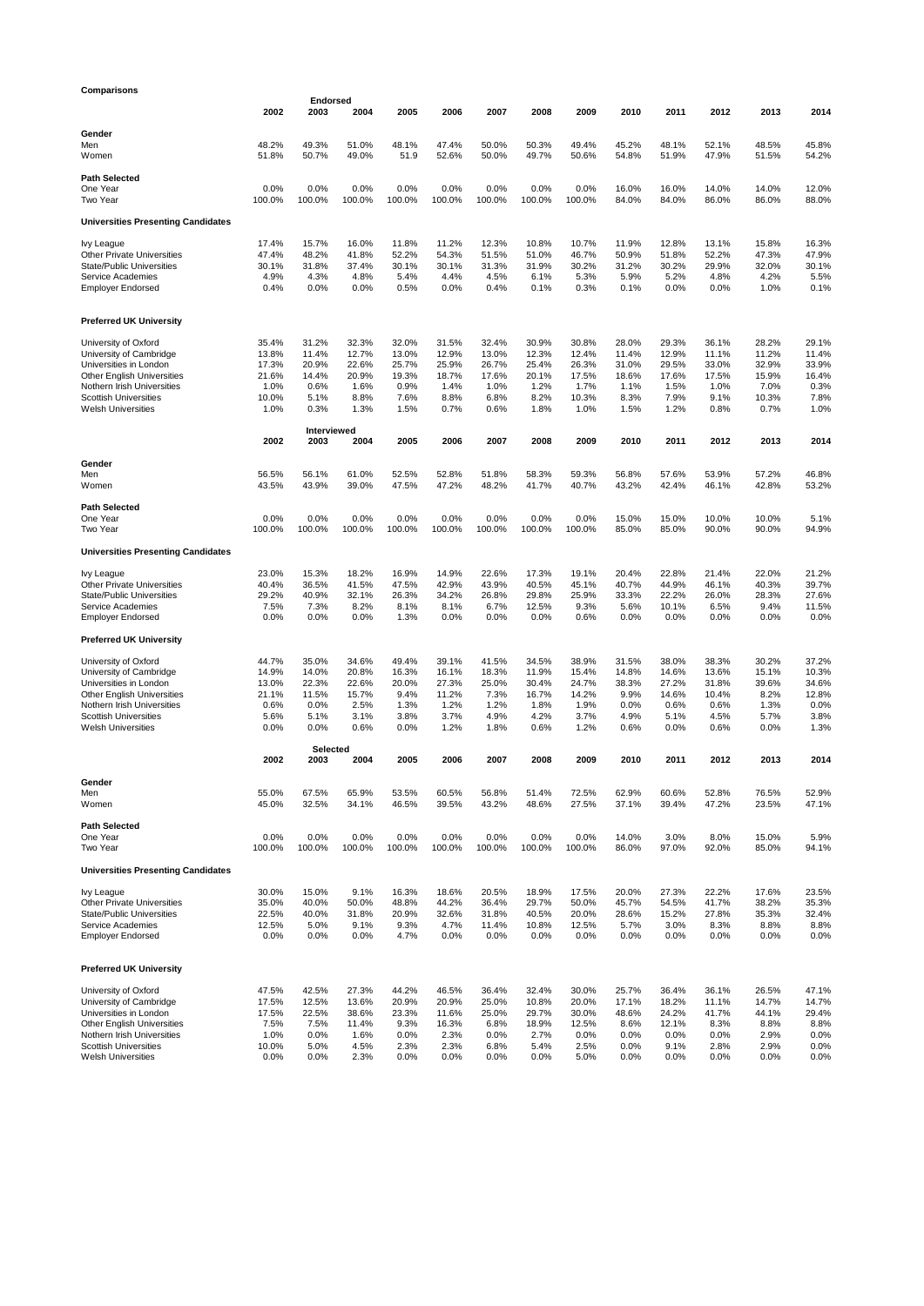**Comparisons**

| | Endorsed | | | | | | | | | | | | |
|---|---|---|---|---|---|---|---|---|---|---|---|---|---|
| | 2002 | 2003 | 2004 | 2005 | 2006 | 2007 | 2008 | 2009 | 2010 | 2011 | 2012 | 2013 | 2014 |
| **Gender** | | | | | | | | | | | | | |
| Men | 48.2% | 49.3% | 51.0% | 48.1% | 47.4% | 50.0% | 50.3% | 49.4% | 45.2% | 48.1% | 52.1% | 48.5% | 45.8% |
| Women | 51.8% | 50.7% | 49.0% | 51.9 | 52.6% | 50.0% | 49.7% | 50.6% | 54.8% | 51.9% | 47.9% | 51.5% | 54.2% |
| **Path Selected** | | | | | | | | | | | | | |
| One Year | 0.0% | 0.0% | 0.0% | 0.0% | 0.0% | 0.0% | 0.0% | 0.0% | 16.0% | 16.0% | 14.0% | 14.0% | 12.0% |
| Two Year | 100.0% | 100.0% | 100.0% | 100.0% | 100.0% | 100.0% | 100.0% | 100.0% | 84.0% | 84.0% | 86.0% | 86.0% | 88.0% |
| **Universities Presenting Candidates** | | | | | | | | | | | | | |
| Ivy League | 17.4% | 15.7% | 16.0% | 11.8% | 11.2% | 12.3% | 10.8% | 10.7% | 11.9% | 12.8% | 13.1% | 15.8% | 16.3% |
| Other Private Universities | 47.4% | 48.2% | 41.8% | 52.2% | 54.3% | 51.5% | 51.0% | 46.7% | 50.9% | 51.8% | 52.2% | 47.3% | 47.9% |
| State/Public Universities | 30.1% | 31.8% | 37.4% | 30.1% | 30.1% | 31.3% | 31.9% | 30.2% | 31.2% | 30.2% | 29.9% | 32.0% | 30.1% |
| Service Academies | 4.9% | 4.3% | 4.8% | 5.4% | 4.4% | 4.5% | 6.1% | 5.3% | 5.9% | 5.2% | 4.8% | 4.2% | 5.5% |
| Employer Endorsed | 0.4% | 0.0% | 0.0% | 0.5% | 0.0% | 0.4% | 0.1% | 0.3% | 0.1% | 0.0% | 0.0% | 1.0% | 0.1% |
| **Preferred UK University** | | | | | | | | | | | | | |
| University of Oxford | 35.4% | 31.2% | 32.3% | 32.0% | 31.5% | 32.4% | 30.9% | 30.8% | 28.0% | 29.3% | 36.1% | 28.2% | 29.1% |
| University of Cambridge | 13.8% | 11.4% | 12.7% | 13.0% | 12.9% | 13.0% | 12.3% | 12.4% | 11.4% | 12.9% | 11.1% | 11.2% | 11.4% |
| Universities in London | 17.3% | 20.9% | 22.6% | 25.7% | 25.9% | 26.7% | 25.4% | 26.3% | 31.0% | 29.5% | 33.0% | 32.9% | 33.9% |
| Other English Universities | 21.6% | 14.4% | 20.9% | 19.3% | 18.7% | 17.6% | 20.1% | 17.5% | 18.6% | 17.6% | 17.5% | 15.9% | 16.4% |
| Nothern Irish Universities | 1.0% | 0.6% | 1.6% | 0.9% | 1.4% | 1.0% | 1.2% | 1.7% | 1.1% | 1.5% | 1.0% | 7.0% | 0.3% |
| Scottish Universities | 10.0% | 5.1% | 8.8% | 7.6% | 8.8% | 6.8% | 8.2% | 10.3% | 8.3% | 7.9% | 9.1% | 10.3% | 7.8% |
| Welsh Universities | 1.0% | 0.3% | 1.3% | 1.5% | 0.7% | 0.6% | 1.8% | 1.0% | 1.5% | 1.2% | 0.8% | 0.7% | 1.0% |

| | Interviewed | | | | | | | | | | | | |
|---|---|---|---|---|---|---|---|---|---|---|---|---|---|
| | 2002 | 2003 | 2004 | 2005 | 2006 | 2007 | 2008 | 2009 | 2010 | 2011 | 2012 | 2013 | 2014 |
| **Gender** | | | | | | | | | | | | | |
| Men | 56.5% | 56.1% | 61.0% | 52.5% | 52.8% | 51.8% | 58.3% | 59.3% | 56.8% | 57.6% | 53.9% | 57.2% | 46.8% |
| Women | 43.5% | 43.9% | 39.0% | 47.5% | 47.2% | 48.2% | 41.7% | 40.7% | 43.2% | 42.4% | 46.1% | 42.8% | 53.2% |
| **Path Selected** | | | | | | | | | | | | | |
| One Year | 0.0% | 0.0% | 0.0% | 0.0% | 0.0% | 0.0% | 0.0% | 0.0% | 15.0% | 15.0% | 10.0% | 10.0% | 5.1% |
| Two Year | 100.0% | 100.0% | 100.0% | 100.0% | 100.0% | 100.0% | 100.0% | 100.0% | 85.0% | 85.0% | 90.0% | 90.0% | 94.9% |
| **Universities Presenting Candidates** | | | | | | | | | | | | | |
| Ivy League | 23.0% | 15.3% | 18.2% | 16.9% | 14.9% | 22.6% | 17.3% | 19.1% | 20.4% | 22.8% | 21.4% | 22.0% | 21.2% |
| Other Private Universities | 40.4% | 36.5% | 41.5% | 47.5% | 42.9% | 43.9% | 40.5% | 45.1% | 40.7% | 44.9% | 46.1% | 40.3% | 39.7% |
| State/Public Universities | 29.2% | 40.9% | 32.1% | 26.3% | 34.2% | 26.8% | 29.8% | 25.9% | 33.3% | 22.2% | 26.0% | 28.3% | 27.6% |
| Service Academies | 7.5% | 7.3% | 8.2% | 8.1% | 8.1% | 6.7% | 12.5% | 9.3% | 5.6% | 10.1% | 6.5% | 9.4% | 11.5% |
| Employer Endorsed | 0.0% | 0.0% | 0.0% | 1.3% | 0.0% | 0.0% | 0.0% | 0.6% | 0.0% | 0.0% | 0.0% | 0.0% | 0.0% |
| **Preferred UK University** | | | | | | | | | | | | | |
| University of Oxford | 44.7% | 35.0% | 34.6% | 49.4% | 39.1% | 41.5% | 34.5% | 38.9% | 31.5% | 38.0% | 38.3% | 30.2% | 37.2% |
| University of Cambridge | 14.9% | 14.0% | 20.8% | 16.3% | 16.1% | 18.3% | 11.9% | 15.4% | 14.8% | 14.6% | 13.6% | 15.1% | 10.3% |
| Universities in London | 13.0% | 22.3% | 22.6% | 20.0% | 27.3% | 25.0% | 30.4% | 24.7% | 38.3% | 27.2% | 31.8% | 39.6% | 34.6% |
| Other English Universities | 21.1% | 11.5% | 15.7% | 9.4% | 11.2% | 7.3% | 16.7% | 14.2% | 9.9% | 14.6% | 10.4% | 8.2% | 12.8% |
| Nothern Irish Universities | 0.6% | 0.0% | 2.5% | 1.3% | 1.2% | 1.2% | 1.8% | 1.9% | 0.0% | 0.6% | 0.6% | 1.3% | 0.0% |
| Scottish Universities | 5.6% | 5.1% | 3.1% | 3.8% | 3.7% | 4.9% | 4.2% | 3.7% | 4.9% | 5.1% | 4.5% | 5.7% | 3.8% |
| Welsh Universities | 0.0% | 0.0% | 0.6% | 0.0% | 1.2% | 1.8% | 0.6% | 1.2% | 0.6% | 0.0% | 0.6% | 0.0% | 1.3% |

| | Selected | | | | | | | | | | | | |
|---|---|---|---|---|---|---|---|---|---|---|---|---|---|
| | 2002 | 2003 | 2004 | 2005 | 2006 | 2007 | 2008 | 2009 | 2010 | 2011 | 2012 | 2013 | 2014 |
| **Gender** | | | | | | | | | | | | | |
| Men | 55.0% | 67.5% | 65.9% | 53.5% | 60.5% | 56.8% | 51.4% | 72.5% | 62.9% | 60.6% | 52.8% | 76.5% | 52.9% |
| Women | 45.0% | 32.5% | 34.1% | 46.5% | 39.5% | 43.2% | 48.6% | 27.5% | 37.1% | 39.4% | 47.2% | 23.5% | 47.1% |
| **Path Selected** | | | | | | | | | | | | | |
| One Year | 0.0% | 0.0% | 0.0% | 0.0% | 0.0% | 0.0% | 0.0% | 0.0% | 14.0% | 3.0% | 8.0% | 15.0% | 5.9% |
| Two Year | 100.0% | 100.0% | 100.0% | 100.0% | 100.0% | 100.0% | 100.0% | 100.0% | 86.0% | 97.0% | 92.0% | 85.0% | 94.1% |
| **Universities Presenting Candidates** | | | | | | | | | | | | | |
| Ivy League | 30.0% | 15.0% | 9.1% | 16.3% | 18.6% | 20.5% | 18.9% | 17.5% | 20.0% | 27.3% | 22.2% | 17.6% | 23.5% |
| Other Private Universities | 35.0% | 40.0% | 50.0% | 48.8% | 44.2% | 36.4% | 29.7% | 50.0% | 45.7% | 54.5% | 41.7% | 38.2% | 35.3% |
| State/Public Universities | 22.5% | 40.0% | 31.8% | 20.9% | 32.6% | 31.8% | 40.5% | 20.0% | 28.6% | 15.2% | 27.8% | 35.3% | 32.4% |
| Service Academies | 12.5% | 5.0% | 9.1% | 9.3% | 4.7% | 11.4% | 10.8% | 12.5% | 5.7% | 3.0% | 8.3% | 8.8% | 8.8% |
| Employer Endorsed | 0.0% | 0.0% | 0.0% | 4.7% | 0.0% | 0.0% | 0.0% | 0.0% | 0.0% | 0.0% | 0.0% | 0.0% | 0.0% |
| **Preferred UK University** | | | | | | | | | | | | | |
| University of Oxford | 47.5% | 42.5% | 27.3% | 44.2% | 46.5% | 36.4% | 32.4% | 30.0% | 25.7% | 36.4% | 36.1% | 26.5% | 47.1% |
| University of Cambridge | 17.5% | 12.5% | 13.6% | 20.9% | 20.9% | 25.0% | 10.8% | 20.0% | 17.1% | 18.2% | 11.1% | 14.7% | 14.7% |
| Universities in London | 17.5% | 22.5% | 38.6% | 23.3% | 11.6% | 25.0% | 29.7% | 30.0% | 48.6% | 24.2% | 41.7% | 44.1% | 29.4% |
| Other English Universities | 7.5% | 7.5% | 11.4% | 9.3% | 16.3% | 6.8% | 18.9% | 12.5% | 8.6% | 12.1% | 8.3% | 8.8% | 8.8% |
| Nothern Irish Universities | 1.0% | 0.0% | 1.6% | 0.0% | 2.3% | 0.0% | 2.7% | 0.0% | 0.0% | 0.0% | 0.0% | 2.9% | 0.0% |
| Scottish Universities | 10.0% | 5.0% | 4.5% | 2.3% | 2.3% | 6.8% | 5.4% | 2.5% | 0.0% | 9.1% | 2.8% | 2.9% | 0.0% |
| Welsh Universities | 0.0% | 0.0% | 2.3% | 0.0% | 0.0% | 0.0% | 0.0% | 5.0% | 0.0% | 0.0% | 0.0% | 0.0% | 0.0% |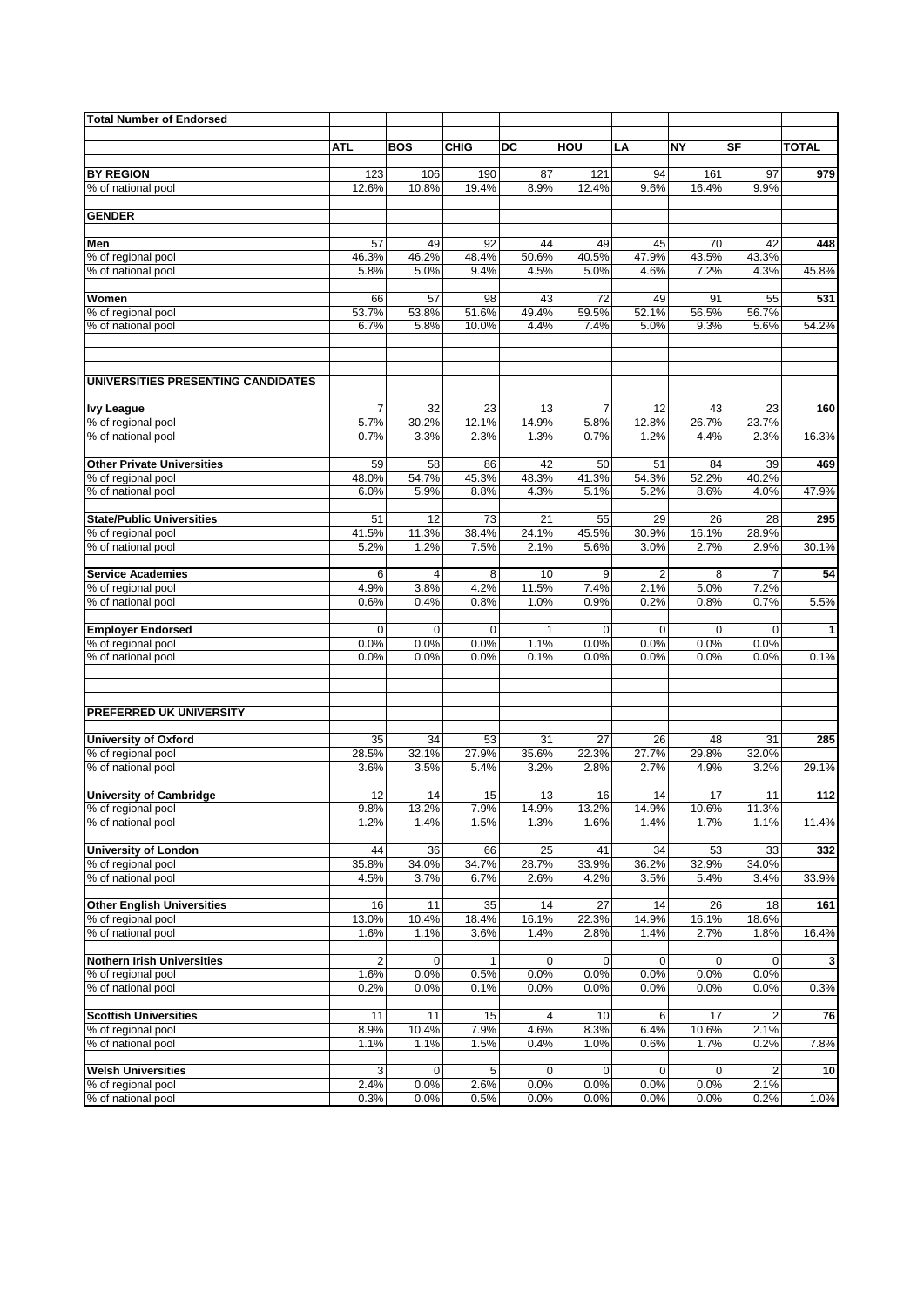| Total Number of Endorsed | | | | | | | | | |
|---|---|---|---|---|---|---|---|---|---|
| | ATL | BOS | CHIG | DC | HOU | LA | NY | SF | TOTAL |
| **BY REGION** | 123 | 106 | 190 | 87 | 121 | 94 | 161 | 97 | 979 |
| % of national pool | 12.6% | 10.8% | 19.4% | 8.9% | 12.4% | 9.6% | 16.4% | 9.9% | |
| **GENDER** | | | | | | | | | |
| **Men** | 57 | 49 | 92 | 44 | 49 | 45 | 70 | 42 | 448 |
| % of regional pool | 46.3% | 46.2% | 48.4% | 50.6% | 40.5% | 47.9% | 43.5% | 43.3% | |
| % of national pool | 5.8% | 5.0% | 9.4% | 4.5% | 5.0% | 4.6% | 7.2% | 4.3% | 45.8% |
| **Women** | 66 | 57 | 98 | 43 | 72 | 49 | 91 | 55 | 531 |
| % of regional pool | 53.7% | 53.8% | 51.6% | 49.4% | 59.5% | 52.1% | 56.5% | 56.7% | |
| % of national pool | 6.7% | 5.8% | 10.0% | 4.4% | 7.4% | 5.0% | 9.3% | 5.6% | 54.2% |
| **UNIVERSITIES PRESENTING CANDIDATES** | | | | | | | | | |
| **Ivy League** | 7 | 32 | 23 | 13 | 7 | 12 | 43 | 23 | 160 |
| % of regional pool | 5.7% | 30.2% | 12.1% | 14.9% | 5.8% | 12.8% | 26.7% | 23.7% | |
| % of national pool | 0.7% | 3.3% | 2.3% | 1.3% | 0.7% | 1.2% | 4.4% | 2.3% | 16.3% |
| **Other Private Universities** | 59 | 58 | 86 | 42 | 50 | 51 | 84 | 39 | 469 |
| % of regional pool | 48.0% | 54.7% | 45.3% | 48.3% | 41.3% | 54.3% | 52.2% | 40.2% | |
| % of national pool | 6.0% | 5.9% | 8.8% | 4.3% | 5.1% | 5.2% | 8.6% | 4.0% | 47.9% |
| **State/Public Universities** | 51 | 12 | 73 | 21 | 55 | 29 | 26 | 28 | 295 |
| % of regional pool | 41.5% | 11.3% | 38.4% | 24.1% | 45.5% | 30.9% | 16.1% | 28.9% | |
| % of national pool | 5.2% | 1.2% | 7.5% | 2.1% | 5.6% | 3.0% | 2.7% | 2.9% | 30.1% |
| **Service Academies** | 6 | 4 | 8 | 10 | 9 | 2 | 8 | 7 | 54 |
| % of regional pool | 4.9% | 3.8% | 4.2% | 11.5% | 7.4% | 2.1% | 5.0% | 7.2% | |
| % of national pool | 0.6% | 0.4% | 0.8% | 1.0% | 0.9% | 0.2% | 0.8% | 0.7% | 5.5% |
| **Employer Endorsed** | 0 | 0 | 0 | 1 | 0 | 0 | 0 | 0 | 1 |
| % of regional pool | 0.0% | 0.0% | 0.0% | 1.1% | 0.0% | 0.0% | 0.0% | 0.0% | |
| % of national pool | 0.0% | 0.0% | 0.0% | 0.1% | 0.0% | 0.0% | 0.0% | 0.0% | 0.1% |
| **PREFERRED UK UNIVERSITY** | | | | | | | | | |
| **University of Oxford** | 35 | 34 | 53 | 31 | 27 | 26 | 48 | 31 | 285 |
| % of regional pool | 28.5% | 32.1% | 27.9% | 35.6% | 22.3% | 27.7% | 29.8% | 32.0% | |
| % of national pool | 3.6% | 3.5% | 5.4% | 3.2% | 2.8% | 2.7% | 4.9% | 3.2% | 29.1% |
| **University of Cambridge** | 12 | 14 | 15 | 13 | 16 | 14 | 17 | 11 | 112 |
| % of regional pool | 9.8% | 13.2% | 7.9% | 14.9% | 13.2% | 14.9% | 10.6% | 11.3% | |
| % of national pool | 1.2% | 1.4% | 1.5% | 1.3% | 1.6% | 1.4% | 1.7% | 1.1% | 11.4% |
| **University of London** | 44 | 36 | 66 | 25 | 41 | 34 | 53 | 33 | 332 |
| % of regional pool | 35.8% | 34.0% | 34.7% | 28.7% | 33.9% | 36.2% | 32.9% | 34.0% | |
| % of national pool | 4.5% | 3.7% | 6.7% | 2.6% | 4.2% | 3.5% | 5.4% | 3.4% | 33.9% |
| **Other English Universities** | 16 | 11 | 35 | 14 | 27 | 14 | 26 | 18 | 161 |
| % of regional pool | 13.0% | 10.4% | 18.4% | 16.1% | 22.3% | 14.9% | 16.1% | 18.6% | |
| % of national pool | 1.6% | 1.1% | 3.6% | 1.4% | 2.8% | 1.4% | 2.7% | 1.8% | 16.4% |
| **Nothern Irish Universities** | 2 | 0 | 1 | 0 | 0 | 0 | 0 | 0 | 3 |
| % of regional pool | 1.6% | 0.0% | 0.5% | 0.0% | 0.0% | 0.0% | 0.0% | 0.0% | |
| % of national pool | 0.2% | 0.0% | 0.1% | 0.0% | 0.0% | 0.0% | 0.0% | 0.0% | 0.3% |
| **Scottish Universities** | 11 | 11 | 15 | 4 | 10 | 6 | 17 | 2 | 76 |
| % of regional pool | 8.9% | 10.4% | 7.9% | 4.6% | 8.3% | 6.4% | 10.6% | 2.1% | |
| % of national pool | 1.1% | 1.1% | 1.5% | 0.4% | 1.0% | 0.6% | 1.7% | 0.2% | 7.8% |
| **Welsh Universities** | 3 | 0 | 5 | 0 | 0 | 0 | 0 | 2 | 10 |
| % of regional pool | 2.4% | 0.0% | 2.6% | 0.0% | 0.0% | 0.0% | 0.0% | 2.1% | |
| % of national pool | 0.3% | 0.0% | 0.5% | 0.0% | 0.0% | 0.0% | 0.0% | 0.2% | 1.0% |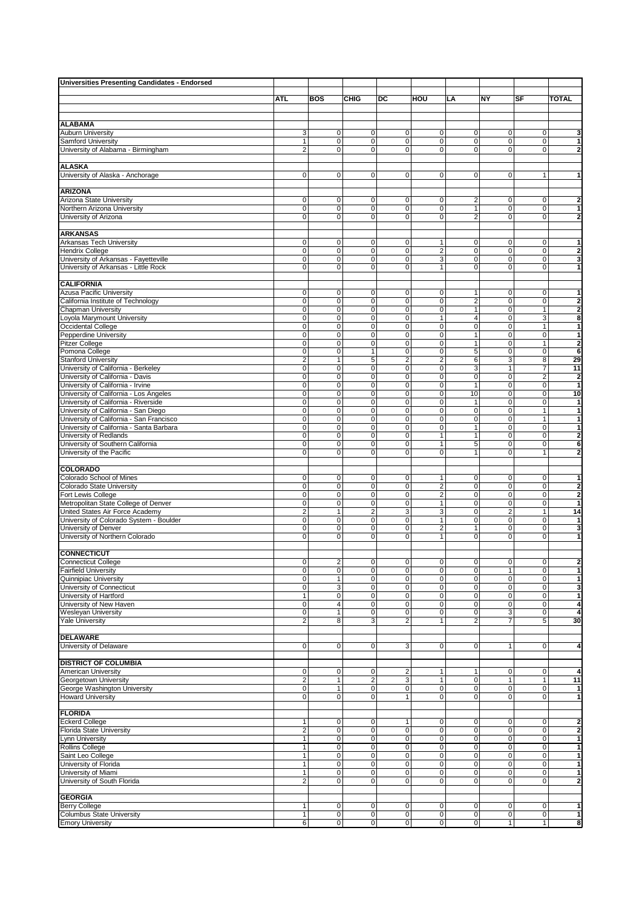**Universities Presenting Candidates - Endorsed**

| | ATL | BOS | CHIG | DC | HOU | LA | NY | SF | TOTAL |
|---|---|---|---|---|---|---|---|---|---|
| **ALABAMA** | | | | | | | | | |
| Auburn University | 3 | 0 | 0 | 0 | 0 | 0 | 0 | 0 | 3 |
| Samford University | 1 | 0 | 0 | 0 | 0 | 0 | 0 | 0 | 1 |
| University of Alabama - Birmingham | 2 | 0 | 0 | 0 | 0 | 0 | 0 | 0 | 2 |
| **ALASKA** | | | | | | | | | |
| University of Alaska - Anchorage | 0 | 0 | 0 | 0 | 0 | 0 | 0 | 1 | 1 |
| **ARIZONA** | | | | | | | | | |
| Arizona State University | 0 | 0 | 0 | 0 | 0 | 2 | 0 | 0 | 2 |
| Northern Arizona University | 0 | 0 | 0 | 0 | 0 | 1 | 0 | 0 | 1 |
| University of Arizona | 0 | 0 | 0 | 0 | 0 | 2 | 0 | 0 | 2 |
| **ARKANSAS** | | | | | | | | | |
| Arkansas Tech University | 0 | 0 | 0 | 0 | 1 | 0 | 0 | 0 | 1 |
| Hendrix College | 0 | 0 | 0 | 0 | 2 | 0 | 0 | 0 | 2 |
| University of Arkansas - Fayetteville | 0 | 0 | 0 | 0 | 3 | 0 | 0 | 0 | 3 |
| University of Arkansas - Little Rock | 0 | 0 | 0 | 0 | 1 | 0 | 0 | 0 | 1 |
| **CALIFORNIA** | | | | | | | | | |
| Azusa Pacific University | 0 | 0 | 0 | 0 | 0 | 1 | 0 | 0 | 1 |
| California Institute of Technology | 0 | 0 | 0 | 0 | 0 | 2 | 0 | 0 | 2 |
| Chapman University | 0 | 0 | 0 | 0 | 0 | 1 | 0 | 1 | 2 |
| Loyola Marymount University | 0 | 0 | 0 | 0 | 1 | 4 | 0 | 3 | 8 |
| Occidental College | 0 | 0 | 0 | 0 | 0 | 0 | 0 | 1 | 1 |
| Pepperdine University | 0 | 0 | 0 | 0 | 0 | 1 | 0 | 0 | 1 |
| Pitzer College | 0 | 0 | 0 | 0 | 0 | 1 | 0 | 1 | 2 |
| Pomona College | 0 | 0 | 1 | 0 | 0 | 5 | 0 | 0 | 6 |
| Stanford University | 2 | 1 | 5 | 2 | 2 | 6 | 3 | 8 | 29 |
| University of California - Berkeley | 0 | 0 | 0 | 0 | 0 | 3 | 1 | 7 | 11 |
| University of California - Davis | 0 | 0 | 0 | 0 | 0 | 0 | 0 | 2 | 2 |
| University of California - Irvine | 0 | 0 | 0 | 0 | 0 | 1 | 0 | 0 | 1 |
| University of California - Los Angeles | 0 | 0 | 0 | 0 | 0 | 10 | 0 | 0 | 10 |
| University of California - Riverside | 0 | 0 | 0 | 0 | 0 | 1 | 0 | 0 | 1 |
| University of California - San Diego | 0 | 0 | 0 | 0 | 0 | 0 | 0 | 1 | 1 |
| University of California - San Francisco | 0 | 0 | 0 | 0 | 0 | 0 | 0 | 1 | 1 |
| University of California - Santa Barbara | 0 | 0 | 0 | 0 | 0 | 1 | 0 | 0 | 1 |
| University of Redlands | 0 | 0 | 0 | 0 | 1 | 1 | 0 | 0 | 2 |
| University of Southern California | 0 | 0 | 0 | 0 | 1 | 5 | 0 | 0 | 6 |
| University of the Pacific | 0 | 0 | 0 | 0 | 0 | 1 | 0 | 1 | 2 |
| **COLORADO** | | | | | | | | | |
| Colorado School of Mines | 0 | 0 | 0 | 0 | 1 | 0 | 0 | 0 | 1 |
| Colorado State University | 0 | 0 | 0 | 0 | 2 | 0 | 0 | 0 | 2 |
| Fort Lewis College | 0 | 0 | 0 | 0 | 2 | 0 | 0 | 0 | 2 |
| Metropolitan State College of Denver | 0 | 0 | 0 | 0 | 1 | 0 | 0 | 0 | 1 |
| United States Air Force Academy | 2 | 1 | 2 | 3 | 3 | 0 | 2 | 1 | 14 |
| University of Colorado System - Boulder | 0 | 0 | 0 | 0 | 1 | 0 | 0 | 0 | 1 |
| University of Denver | 0 | 0 | 0 | 0 | 2 | 1 | 0 | 0 | 3 |
| University of Northern Colorado | 0 | 0 | 0 | 0 | 1 | 0 | 0 | 0 | 1 |
| **CONNECTICUT** | | | | | | | | | |
| Connecticut College | 0 | 2 | 0 | 0 | 0 | 0 | 0 | 0 | 2 |
| Fairfield University | 0 | 0 | 0 | 0 | 0 | 0 | 1 | 0 | 1 |
| Quinnipiac University | 0 | 1 | 0 | 0 | 0 | 0 | 0 | 0 | 1 |
| University of Connecticut | 0 | 3 | 0 | 0 | 0 | 0 | 0 | 0 | 3 |
| University of Hartford | 1 | 0 | 0 | 0 | 0 | 0 | 0 | 0 | 1 |
| University of New Haven | 0 | 4 | 0 | 0 | 0 | 0 | 0 | 0 | 4 |
| Wesleyan University | 0 | 1 | 0 | 0 | 0 | 0 | 3 | 0 | 4 |
| Yale University | 2 | 8 | 3 | 2 | 1 | 2 | 7 | 5 | 30 |
| **DELAWARE** | | | | | | | | | |
| University of Delaware | 0 | 0 | 0 | 3 | 0 | 0 | 1 | 0 | 4 |
| **DISTRICT OF COLUMBIA** | | | | | | | | | |
| American University | 0 | 0 | 0 | 2 | 1 | 1 | 0 | 0 | 4 |
| Georgetown University | 2 | 1 | 2 | 3 | 1 | 0 | 1 | 1 | 11 |
| George Washington University | 0 | 1 | 0 | 0 | 0 | 0 | 0 | 0 | 1 |
| Howard University | 0 | 0 | 0 | 1 | 0 | 0 | 0 | 0 | 1 |
| **FLORIDA** | | | | | | | | | |
| Eckerd College | 1 | 0 | 0 | 1 | 0 | 0 | 0 | 0 | 2 |
| Florida State University | 2 | 0 | 0 | 0 | 0 | 0 | 0 | 0 | 2 |
| Lynn University | 1 | 0 | 0 | 0 | 0 | 0 | 0 | 0 | 1 |
| Rollins College | 1 | 0 | 0 | 0 | 0 | 0 | 0 | 0 | 1 |
| Saint Leo College | 1 | 0 | 0 | 0 | 0 | 0 | 0 | 0 | 1 |
| University of Florida | 1 | 0 | 0 | 0 | 0 | 0 | 0 | 0 | 1 |
| University of Miami | 1 | 0 | 0 | 0 | 0 | 0 | 0 | 0 | 1 |
| University of South Florida | 2 | 0 | 0 | 0 | 0 | 0 | 0 | 0 | 2 |
| **GEORGIA** | | | | | | | | | |
| Berry College | 1 | 0 | 0 | 0 | 0 | 0 | 0 | 0 | 1 |
| Columbus State University | 1 | 0 | 0 | 0 | 0 | 0 | 0 | 0 | 1 |
| Emory University | 6 | 0 | 0 | 0 | 0 | 0 | 1 | 1 | 8 |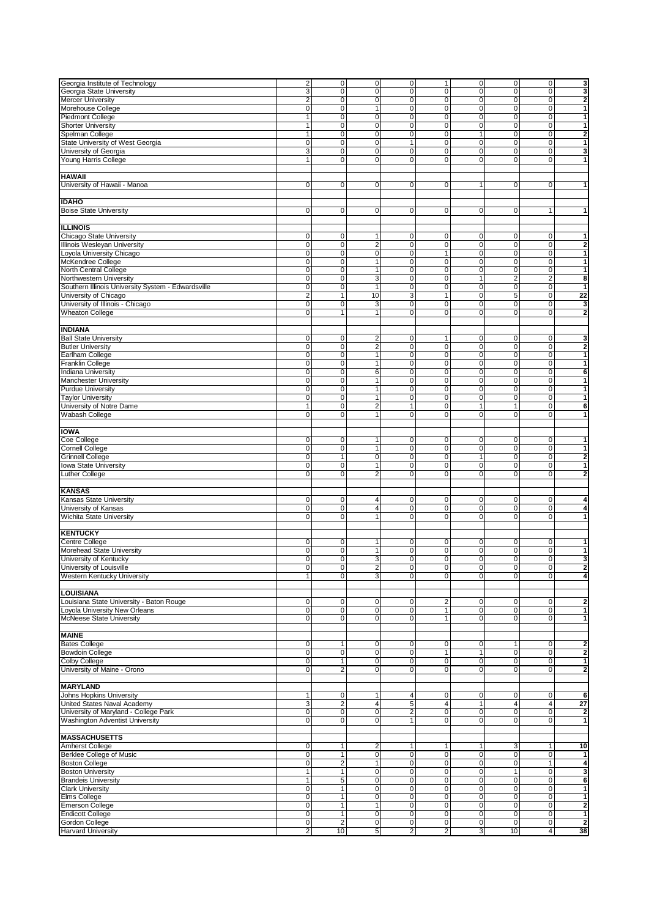| | | | | | | | | | |
|---|---|---|---|---|---|---|---|---|---|
| Georgia Institute of Technology | 2 | 0 | 0 | 0 | 1 | 0 | 0 | 0 | **3** |
| Georgia State University | 3 | 0 | 0 | 0 | 0 | 0 | 0 | 0 | **3** |
| Mercer University | 2 | 0 | 0 | 0 | 0 | 0 | 0 | 0 | **2** |
| Morehouse College | 0 | 0 | 1 | 0 | 0 | 0 | 0 | 0 | **1** |
| Piedmont College | 1 | 0 | 0 | 0 | 0 | 0 | 0 | 0 | **1** |
| Shorter University | 1 | 0 | 0 | 0 | 0 | 0 | 0 | 0 | **1** |
| Spelman College | 1 | 0 | 0 | 0 | 0 | 1 | 0 | 0 | **2** |
| State University of West Georgia | 0 | 0 | 0 | 1 | 0 | 0 | 0 | 0 | **1** |
| University of Georgia | 3 | 0 | 0 | 0 | 0 | 0 | 0 | 0 | **3** |
| Young Harris College | 1 | 0 | 0 | 0 | 0 | 0 | 0 | 0 | **1** |
| | | | | | | | | | |
| **HAWAII** | | | | | | | | | |
| University of Hawaii - Manoa | 0 | 0 | 0 | 0 | 0 | 1 | 0 | 0 | **1** |
| | | | | | | | | | |
| **IDAHO** | | | | | | | | | |
| Boise State University | 0 | 0 | 0 | 0 | 0 | 0 | 0 | 1 | **1** |
| | | | | | | | | | |
| **ILLINOIS** | | | | | | | | | |
| Chicago State University | 0 | 0 | 1 | 0 | 0 | 0 | 0 | 0 | **1** |
| Illinois Wesleyan University | 0 | 0 | 2 | 0 | 0 | 0 | 0 | 0 | **2** |
| Loyola University Chicago | 0 | 0 | 0 | 0 | 1 | 0 | 0 | 0 | **1** |
| McKendree College | 0 | 0 | 1 | 0 | 0 | 0 | 0 | 0 | **1** |
| North Central College | 0 | 0 | 1 | 0 | 0 | 0 | 0 | 0 | **1** |
| Northwestern University | 0 | 0 | 3 | 0 | 0 | 1 | 2 | 2 | **8** |
| Southern Illinois University System - Edwardsville | 0 | 0 | 1 | 0 | 0 | 0 | 0 | 0 | **1** |
| University of Chicago | 2 | 1 | 10 | 3 | 1 | 0 | 5 | 0 | **22** |
| University of Illinois - Chicago | 0 | 0 | 3 | 0 | 0 | 0 | 0 | 0 | **3** |
| Wheaton College | 0 | 1 | 1 | 0 | 0 | 0 | 0 | 0 | **2** |
| | | | | | | | | | |
| **INDIANA** | | | | | | | | | |
| Ball State University | 0 | 0 | 2 | 0 | 1 | 0 | 0 | 0 | **3** |
| Butler University | 0 | 0 | 2 | 0 | 0 | 0 | 0 | 0 | **2** |
| Earlham College | 0 | 0 | 1 | 0 | 0 | 0 | 0 | 0 | **1** |
| Franklin College | 0 | 0 | 1 | 0 | 0 | 0 | 0 | 0 | **1** |
| Indiana University | 0 | 0 | 6 | 0 | 0 | 0 | 0 | 0 | **6** |
| Manchester University | 0 | 0 | 1 | 0 | 0 | 0 | 0 | 0 | **1** |
| Purdue University | 0 | 0 | 1 | 0 | 0 | 0 | 0 | 0 | **1** |
| Taylor University | 0 | 0 | 1 | 0 | 0 | 0 | 0 | 0 | **1** |
| University of Notre Dame | 1 | 0 | 2 | 1 | 0 | 1 | 1 | 0 | **6** |
| Wabash College | 0 | 0 | 1 | 0 | 0 | 0 | 0 | 0 | **1** |
| | | | | | | | | | |
| **IOWA** | | | | | | | | | |
| Coe College | 0 | 0 | 1 | 0 | 0 | 0 | 0 | 0 | **1** |
| Cornell College | 0 | 0 | 1 | 0 | 0 | 0 | 0 | 0 | **1** |
| Grinnell College | 0 | 1 | 0 | 0 | 0 | 1 | 0 | 0 | **2** |
| Iowa State University | 0 | 0 | 1 | 0 | 0 | 0 | 0 | 0 | **1** |
| Luther College | 0 | 0 | 2 | 0 | 0 | 0 | 0 | 0 | **2** |
| | | | | | | | | | |
| **KANSAS** | | | | | | | | | |
| Kansas State University | 0 | 0 | 4 | 0 | 0 | 0 | 0 | 0 | **4** |
| University of Kansas | 0 | 0 | 4 | 0 | 0 | 0 | 0 | 0 | **4** |
| Wichita State University | 0 | 0 | 1 | 0 | 0 | 0 | 0 | 0 | **1** |
| | | | | | | | | | |
| **KENTUCKY** | | | | | | | | | |
| Centre College | 0 | 0 | 1 | 0 | 0 | 0 | 0 | 0 | **1** |
| Morehead State University | 0 | 0 | 1 | 0 | 0 | 0 | 0 | 0 | **1** |
| University of Kentucky | 0 | 0 | 3 | 0 | 0 | 0 | 0 | 0 | **3** |
| University of Louisville | 0 | 0 | 2 | 0 | 0 | 0 | 0 | 0 | **2** |
| Western Kentucky University | 1 | 0 | 3 | 0 | 0 | 0 | 0 | 0 | **4** |
| | | | | | | | | | |
| **LOUISIANA** | | | | | | | | | |
| Louisiana State University - Baton Rouge | 0 | 0 | 0 | 0 | 2 | 0 | 0 | 0 | **2** |
| Loyola University New Orleans | 0 | 0 | 0 | 0 | 1 | 0 | 0 | 0 | **1** |
| McNeese State University | 0 | 0 | 0 | 0 | 1 | 0 | 0 | 0 | **1** |
| | | | | | | | | | |
| **MAINE** | | | | | | | | | |
| Bates College | 0 | 1 | 0 | 0 | 0 | 0 | 1 | 0 | **2** |
| Bowdoin College | 0 | 0 | 0 | 0 | 1 | 1 | 0 | 0 | **2** |
| Colby College | 0 | 1 | 0 | 0 | 0 | 0 | 0 | 0 | **1** |
| University of Maine - Orono | 0 | 2 | 0 | 0 | 0 | 0 | 0 | 0 | **2** |
| | | | | | | | | | |
| **MARYLAND** | | | | | | | | | |
| Johns Hopkins University | 1 | 0 | 1 | 4 | 0 | 0 | 0 | 0 | **6** |
| United States Naval Academy | 3 | 2 | 4 | 5 | 4 | 1 | 4 | 4 | **27** |
| University of Maryland - College Park | 0 | 0 | 0 | 2 | 0 | 0 | 0 | 0 | **2** |
| Washington Adventist University | 0 | 0 | 0 | 1 | 0 | 0 | 0 | 0 | **1** |
| | | | | | | | | | |
| **MASSACHUSETTS** | | | | | | | | | |
| Amherst College | 0 | 1 | 2 | 1 | 1 | 1 | 3 | 1 | **10** |
| Berklee College of Music | 0 | 1 | 0 | 0 | 0 | 0 | 0 | 0 | **1** |
| Boston College | 0 | 2 | 1 | 0 | 0 | 0 | 0 | 1 | **4** |
| Boston University | 1 | 1 | 0 | 0 | 0 | 0 | 1 | 0 | **3** |
| Brandeis University | 1 | 5 | 0 | 0 | 0 | 0 | 0 | 0 | **6** |
| Clark University | 0 | 1 | 0 | 0 | 0 | 0 | 0 | 0 | **1** |
| Elms College | 0 | 1 | 0 | 0 | 0 | 0 | 0 | 0 | **1** |
| Emerson College | 0 | 1 | 1 | 0 | 0 | 0 | 0 | 0 | **2** |
| Endicott College | 0 | 1 | 0 | 0 | 0 | 0 | 0 | 0 | **1** |
| Gordon College | 0 | 2 | 0 | 0 | 0 | 0 | 0 | 0 | **2** |
| Harvard University | 2 | 10 | 5 | 2 | 2 | 3 | 10 | 4 | **38** |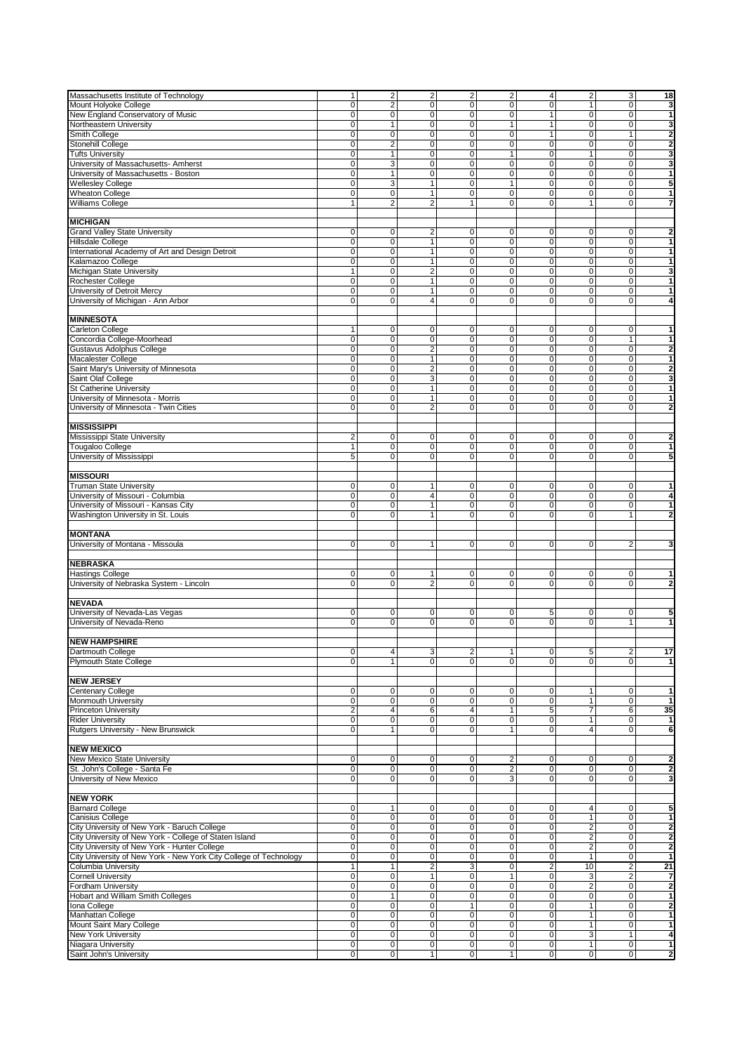| | | | | | | | | | |
|---|---|---|---|---|---|---|---|---|---|
| Massachusetts Institute of Technology | 1 | 2 | 2 | 2 | 2 | 4 | 2 | 3 | 18 |
| Mount Holyoke College | 0 | 2 | 0 | 0 | 0 | 0 | 1 | 0 | 3 |
| New England Conservatory of Music | 0 | 0 | 0 | 0 | 0 | 1 | 0 | 0 | 1 |
| Northeastern University | 0 | 1 | 0 | 0 | 1 | 1 | 0 | 0 | 3 |
| Smith College | 0 | 0 | 0 | 0 | 0 | 1 | 0 | 1 | 2 |
| Stonehill College | 0 | 2 | 0 | 0 | 0 | 0 | 0 | 0 | 2 |
| Tufts University | 0 | 1 | 0 | 0 | 1 | 0 | 1 | 0 | 3 |
| University of Massachusetts- Amherst | 0 | 3 | 0 | 0 | 0 | 0 | 0 | 0 | 3 |
| University of Massachusetts - Boston | 0 | 1 | 0 | 0 | 0 | 0 | 0 | 0 | 1 |
| Wellesley College | 0 | 3 | 1 | 0 | 1 | 0 | 0 | 0 | 5 |
| Wheaton College | 0 | 0 | 1 | 0 | 0 | 0 | 0 | 0 | 1 |
| Williams College | 1 | 2 | 2 | 1 | 0 | 0 | 1 | 0 | 7 |
| | | | | | | | | | |
| **MICHIGAN** | | | | | | | | | |
| Grand Valley State University | 0 | 0 | 2 | 0 | 0 | 0 | 0 | 0 | 2 |
| Hillsdale College | 0 | 0 | 1 | 0 | 0 | 0 | 0 | 0 | 1 |
| International Academy of Art and Design Detroit | 0 | 0 | 1 | 0 | 0 | 0 | 0 | 0 | 1 |
| Kalamazoo College | 0 | 0 | 1 | 0 | 0 | 0 | 0 | 0 | 1 |
| Michigan State University | 1 | 0 | 2 | 0 | 0 | 0 | 0 | 0 | 3 |
| Rochester College | 0 | 0 | 1 | 0 | 0 | 0 | 0 | 0 | 1 |
| University of Detroit Mercy | 0 | 0 | 1 | 0 | 0 | 0 | 0 | 0 | 1 |
| University of Michigan - Ann Arbor | 0 | 0 | 4 | 0 | 0 | 0 | 0 | 0 | 4 |
| | | | | | | | | | |
| **MINNESOTA** | | | | | | | | | |
| Carleton College | 1 | 0 | 0 | 0 | 0 | 0 | 0 | 0 | 1 |
| Concordia College-Moorhead | 0 | 0 | 0 | 0 | 0 | 0 | 0 | 1 | 1 |
| Gustavus Adolphus College | 0 | 0 | 2 | 0 | 0 | 0 | 0 | 0 | 2 |
| Macalester College | 0 | 0 | 1 | 0 | 0 | 0 | 0 | 0 | 1 |
| Saint Mary's University of Minnesota | 0 | 0 | 2 | 0 | 0 | 0 | 0 | 0 | 2 |
| Saint Olaf College | 0 | 0 | 3 | 0 | 0 | 0 | 0 | 0 | 3 |
| St Catherine University | 0 | 0 | 1 | 0 | 0 | 0 | 0 | 0 | 1 |
| University of Minnesota - Morris | 0 | 0 | 1 | 0 | 0 | 0 | 0 | 0 | 1 |
| University of Minnesota - Twin Cities | 0 | 0 | 2 | 0 | 0 | 0 | 0 | 0 | 2 |
| | | | | | | | | | |
| **MISSISSIPPI** | | | | | | | | | |
| Mississippi State University | 2 | 0 | 0 | 0 | 0 | 0 | 0 | 0 | 2 |
| Tougaloo College | 1 | 0 | 0 | 0 | 0 | 0 | 0 | 0 | 1 |
| University of Mississippi | 5 | 0 | 0 | 0 | 0 | 0 | 0 | 0 | 5 |
| | | | | | | | | | |
| **MISSOURI** | | | | | | | | | |
| Truman State University | 0 | 0 | 1 | 0 | 0 | 0 | 0 | 0 | 1 |
| University of Missouri - Columbia | 0 | 0 | 4 | 0 | 0 | 0 | 0 | 0 | 4 |
| University of Missouri - Kansas City | 0 | 0 | 1 | 0 | 0 | 0 | 0 | 0 | 1 |
| Washington University in St. Louis | 0 | 0 | 1 | 0 | 0 | 0 | 0 | 1 | 2 |
| | | | | | | | | | |
| **MONTANA** | | | | | | | | | |
| University of Montana - Missoula | 0 | 0 | 1 | 0 | 0 | 0 | 0 | 2 | 3 |
| | | | | | | | | | |
| **NEBRASKA** | | | | | | | | | |
| Hastings College | 0 | 0 | 1 | 0 | 0 | 0 | 0 | 0 | 1 |
| University of Nebraska System - Lincoln | 0 | 0 | 2 | 0 | 0 | 0 | 0 | 0 | 2 |
| | | | | | | | | | |
| **NEVADA** | | | | | | | | | |
| University of Nevada-Las Vegas | 0 | 0 | 0 | 0 | 0 | 5 | 0 | 0 | 5 |
| University of Nevada-Reno | 0 | 0 | 0 | 0 | 0 | 0 | 0 | 1 | 1 |
| | | | | | | | | | |
| **NEW HAMPSHIRE** | | | | | | | | | |
| Dartmouth College | 0 | 4 | 3 | 2 | 1 | 0 | 5 | 2 | 17 |
| Plymouth State College | 0 | 1 | 0 | 0 | 0 | 0 | 0 | 0 | 1 |
| | | | | | | | | | |
| **NEW JERSEY** | | | | | | | | | |
| Centenary College | 0 | 0 | 0 | 0 | 0 | 0 | 1 | 0 | 1 |
| Monmouth University | 0 | 0 | 0 | 0 | 0 | 0 | 1 | 0 | 1 |
| Princeton University | 2 | 4 | 6 | 4 | 1 | 5 | 7 | 6 | 35 |
| Rider University | 0 | 0 | 0 | 0 | 0 | 0 | 1 | 0 | 1 |
| Rutgers University - New Brunswick | 0 | 1 | 0 | 0 | 1 | 0 | 4 | 0 | 6 |
| | | | | | | | | | |
| **NEW MEXICO** | | | | | | | | | |
| New Mexico State University | 0 | 0 | 0 | 0 | 2 | 0 | 0 | 0 | 2 |
| St. John's College - Santa Fe | 0 | 0 | 0 | 0 | 2 | 0 | 0 | 0 | 2 |
| University of New Mexico | 0 | 0 | 0 | 0 | 3 | 0 | 0 | 0 | 3 |
| | | | | | | | | | |
| **NEW YORK** | | | | | | | | | |
| Barnard College | 0 | 1 | 0 | 0 | 0 | 0 | 4 | 0 | 5 |
| Canisius College | 0 | 0 | 0 | 0 | 0 | 0 | 1 | 0 | 1 |
| City University of New York - Baruch College | 0 | 0 | 0 | 0 | 0 | 0 | 2 | 0 | 2 |
| City University of New York - College of Staten Island | 0 | 0 | 0 | 0 | 0 | 0 | 2 | 0 | 2 |
| City University of New York - Hunter College | 0 | 0 | 0 | 0 | 0 | 0 | 2 | 0 | 2 |
| City University of New York - New York City College of Technology | 0 | 0 | 0 | 0 | 0 | 0 | 1 | 0 | 1 |
| Columbia University | 1 | 1 | 2 | 3 | 0 | 2 | 10 | 2 | 21 |
| Cornell University | 0 | 0 | 1 | 0 | 1 | 0 | 3 | 2 | 7 |
| Fordham University | 0 | 0 | 0 | 0 | 0 | 0 | 2 | 0 | 2 |
| Hobart and William Smith Colleges | 0 | 1 | 0 | 0 | 0 | 0 | 0 | 0 | 1 |
| Iona College | 0 | 0 | 0 | 1 | 0 | 0 | 1 | 0 | 2 |
| Manhattan College | 0 | 0 | 0 | 0 | 0 | 0 | 1 | 0 | 1 |
| Mount Saint Mary College | 0 | 0 | 0 | 0 | 0 | 0 | 1 | 0 | 1 |
| New York University | 0 | 0 | 0 | 0 | 0 | 0 | 3 | 1 | 4 |
| Niagara University | 0 | 0 | 0 | 0 | 0 | 0 | 1 | 0 | 1 |
| Saint John's University | 0 | 0 | 1 | 0 | 1 | 0 | 0 | 0 | 2 |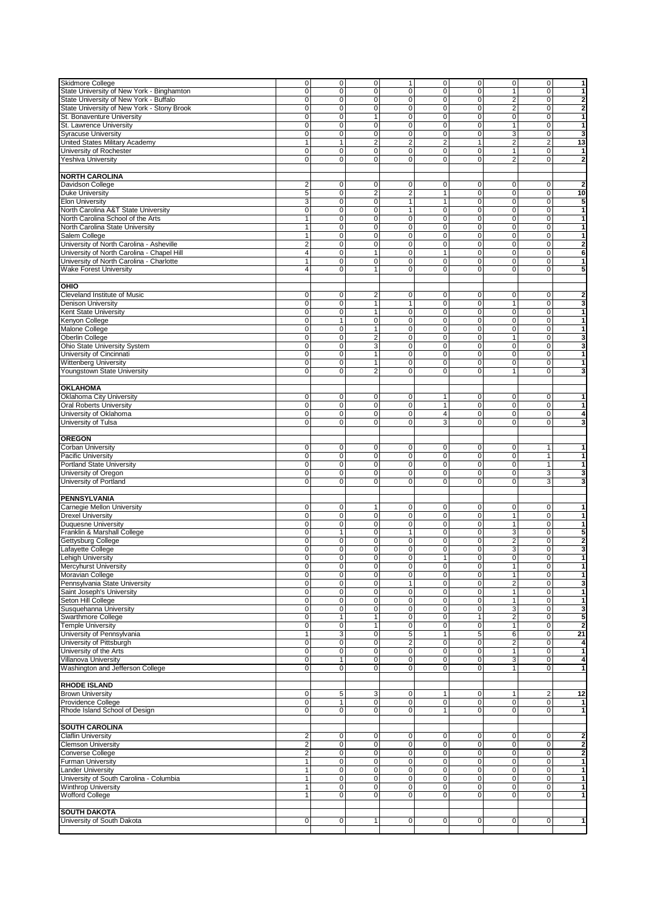| | | | | | | | | | |
|---|---|---|---|---|---|---|---|---|---|
| Skidmore College | 0 | 0 | 0 | 1 | 0 | 0 | 0 | 0 | **1** |
| State University of New York - Binghamton | 0 | 0 | 0 | 0 | 0 | 0 | 1 | 0 | **1** |
| State University of New York - Buffalo | 0 | 0 | 0 | 0 | 0 | 0 | 2 | 0 | **2** |
| State University of New York - Stony Brook | 0 | 0 | 0 | 0 | 0 | 0 | 2 | 0 | **2** |
| St. Bonaventure University | 0 | 0 | 1 | 0 | 0 | 0 | 0 | 0 | **1** |
| St. Lawrence University | 0 | 0 | 0 | 0 | 0 | 0 | 1 | 0 | **1** |
| Syracuse University | 0 | 0 | 0 | 0 | 0 | 0 | 3 | 0 | **3** |
| United States Military Academy | 1 | 1 | 2 | 2 | 2 | 1 | 2 | 2 | **13** |
| University of Rochester | 0 | 0 | 0 | 0 | 0 | 0 | 1 | 0 | **1** |
| Yeshiva University | 0 | 0 | 0 | 0 | 0 | 0 | 2 | 0 | **2** |
| | | | | | | | | | |
| **NORTH CAROLINA** | | | | | | | | | |
| Davidson College | 2 | 0 | 0 | 0 | 0 | 0 | 0 | 0 | **2** |
| Duke University | 5 | 0 | 2 | 2 | 1 | 0 | 0 | 0 | **10** |
| Elon University | 3 | 0 | 0 | 1 | 1 | 0 | 0 | 0 | **5** |
| North Carolina A&T State University | 0 | 0 | 0 | 1 | 0 | 0 | 0 | 0 | **1** |
| North Carolina School of the Arts | 1 | 0 | 0 | 0 | 0 | 0 | 0 | 0 | **1** |
| North Carolina State University | 1 | 0 | 0 | 0 | 0 | 0 | 0 | 0 | **1** |
| Salem College | 1 | 0 | 0 | 0 | 0 | 0 | 0 | 0 | **1** |
| University of North Carolina - Asheville | 2 | 0 | 0 | 0 | 0 | 0 | 0 | 0 | **2** |
| University of North Carolina - Chapel Hill | 4 | 0 | 1 | 0 | 1 | 0 | 0 | 0 | **6** |
| University of North Carolina - Charlotte | 1 | 0 | 0 | 0 | 0 | 0 | 0 | 0 | **1** |
| Wake Forest University | 4 | 0 | 1 | 0 | 0 | 0 | 0 | 0 | **5** |
| | | | | | | | | | |
| **OHIO** | | | | | | | | | |
| Cleveland Institute of Music | 0 | 0 | 2 | 0 | 0 | 0 | 0 | 0 | **2** |
| Denison University | 0 | 0 | 1 | 1 | 0 | 0 | 1 | 0 | **3** |
| Kent State University | 0 | 0 | 1 | 0 | 0 | 0 | 0 | 0 | **1** |
| Kenyon College | 0 | 1 | 0 | 0 | 0 | 0 | 0 | 0 | **1** |
| Malone College | 0 | 0 | 1 | 0 | 0 | 0 | 0 | 0 | **1** |
| Oberlin College | 0 | 0 | 2 | 0 | 0 | 0 | 1 | 0 | **3** |
| Ohio State University System | 0 | 0 | 3 | 0 | 0 | 0 | 0 | 0 | **3** |
| University of Cincinnati | 0 | 0 | 1 | 0 | 0 | 0 | 0 | 0 | **1** |
| Wittenberg University | 0 | 0 | 1 | 0 | 0 | 0 | 0 | 0 | **1** |
| Youngstown State University | 0 | 0 | 2 | 0 | 0 | 0 | 1 | 0 | **3** |
| | | | | | | | | | |
| **OKLAHOMA** | | | | | | | | | |
| Oklahoma City University | 0 | 0 | 0 | 0 | 1 | 0 | 0 | 0 | **1** |
| Oral Roberts University | 0 | 0 | 0 | 0 | 1 | 0 | 0 | 0 | **1** |
| University of Oklahoma | 0 | 0 | 0 | 0 | 4 | 0 | 0 | 0 | **4** |
| University of Tulsa | 0 | 0 | 0 | 0 | 3 | 0 | 0 | 0 | **3** |
| | | | | | | | | | |
| **OREGON** | | | | | | | | | |
| Corban University | 0 | 0 | 0 | 0 | 0 | 0 | 0 | 1 | **1** |
| Pacific University | 0 | 0 | 0 | 0 | 0 | 0 | 0 | 1 | **1** |
| Portland State University | 0 | 0 | 0 | 0 | 0 | 0 | 0 | 1 | **1** |
| University of Oregon | 0 | 0 | 0 | 0 | 0 | 0 | 0 | 3 | **3** |
| University of Portland | 0 | 0 | 0 | 0 | 0 | 0 | 0 | 3 | **3** |
| | | | | | | | | | |
| **PENNSYLVANIA** | | | | | | | | | |
| Carnegie Mellon University | 0 | 0 | 1 | 0 | 0 | 0 | 0 | 0 | **1** |
| Drexel University | 0 | 0 | 0 | 0 | 0 | 0 | 1 | 0 | **1** |
| Duquesne University | 0 | 0 | 0 | 0 | 0 | 0 | 1 | 0 | **1** |
| Franklin & Marshall College | 0 | 1 | 0 | 1 | 0 | 0 | 3 | 0 | **5** |
| Gettysburg College | 0 | 0 | 0 | 0 | 0 | 0 | 2 | 0 | **2** |
| Lafayette College | 0 | 0 | 0 | 0 | 0 | 0 | 3 | 0 | **3** |
| Lehigh University | 0 | 0 | 0 | 0 | 1 | 0 | 0 | 0 | **1** |
| Mercyhurst University | 0 | 0 | 0 | 0 | 0 | 0 | 1 | 0 | **1** |
| Moravian College | 0 | 0 | 0 | 0 | 0 | 0 | 1 | 0 | **1** |
| Pennsylvania State University | 0 | 0 | 0 | 1 | 0 | 0 | 2 | 0 | **3** |
| Saint Joseph's University | 0 | 0 | 0 | 0 | 0 | 0 | 1 | 0 | **1** |
| Seton Hill College | 0 | 0 | 0 | 0 | 0 | 0 | 1 | 0 | **1** |
| Susquehanna University | 0 | 0 | 0 | 0 | 0 | 0 | 3 | 0 | **3** |
| Swarthmore College | 0 | 1 | 1 | 0 | 0 | 1 | 2 | 0 | **5** |
| Temple University | 0 | 0 | 1 | 0 | 0 | 0 | 1 | 0 | **2** |
| University of Pennsylvania | 1 | 3 | 0 | 5 | 1 | 5 | 6 | 0 | **21** |
| University of Pittsburgh | 0 | 0 | 0 | 2 | 0 | 0 | 2 | 0 | **4** |
| University of the Arts | 0 | 0 | 0 | 0 | 0 | 0 | 1 | 0 | **1** |
| Villanova University | 0 | 1 | 0 | 0 | 0 | 0 | 3 | 0 | **4** |
| Washington and Jefferson College | 0 | 0 | 0 | 0 | 0 | 0 | 1 | 0 | **1** |
| | | | | | | | | | |
| **RHODE ISLAND** | | | | | | | | | |
| Brown University | 0 | 5 | 3 | 0 | 1 | 0 | 1 | 2 | **12** |
| Providence College | 0 | 1 | 0 | 0 | 0 | 0 | 0 | 0 | **1** |
| Rhode Island School of Design | 0 | 0 | 0 | 0 | 1 | 0 | 0 | 0 | **1** |
| | | | | | | | | | |
| **SOUTH CAROLINA** | | | | | | | | | |
| Claflin University | 2 | 0 | 0 | 0 | 0 | 0 | 0 | 0 | **2** |
| Clemson University | 2 | 0 | 0 | 0 | 0 | 0 | 0 | 0 | **2** |
| Converse College | 2 | 0 | 0 | 0 | 0 | 0 | 0 | 0 | **2** |
| Furman University | 1 | 0 | 0 | 0 | 0 | 0 | 0 | 0 | **1** |
| Lander University | 1 | 0 | 0 | 0 | 0 | 0 | 0 | 0 | **1** |
| University of South Carolina - Columbia | 1 | 0 | 0 | 0 | 0 | 0 | 0 | 0 | **1** |
| Winthrop University | 1 | 0 | 0 | 0 | 0 | 0 | 0 | 0 | **1** |
| Wofford College | 1 | 0 | 0 | 0 | 0 | 0 | 0 | 0 | **1** |
| | | | | | | | | | |
| **SOUTH DAKOTA** | | | | | | | | | |
| University of South Dakota | 0 | 0 | 1 | 0 | 0 | 0 | 0 | 0 | **1** |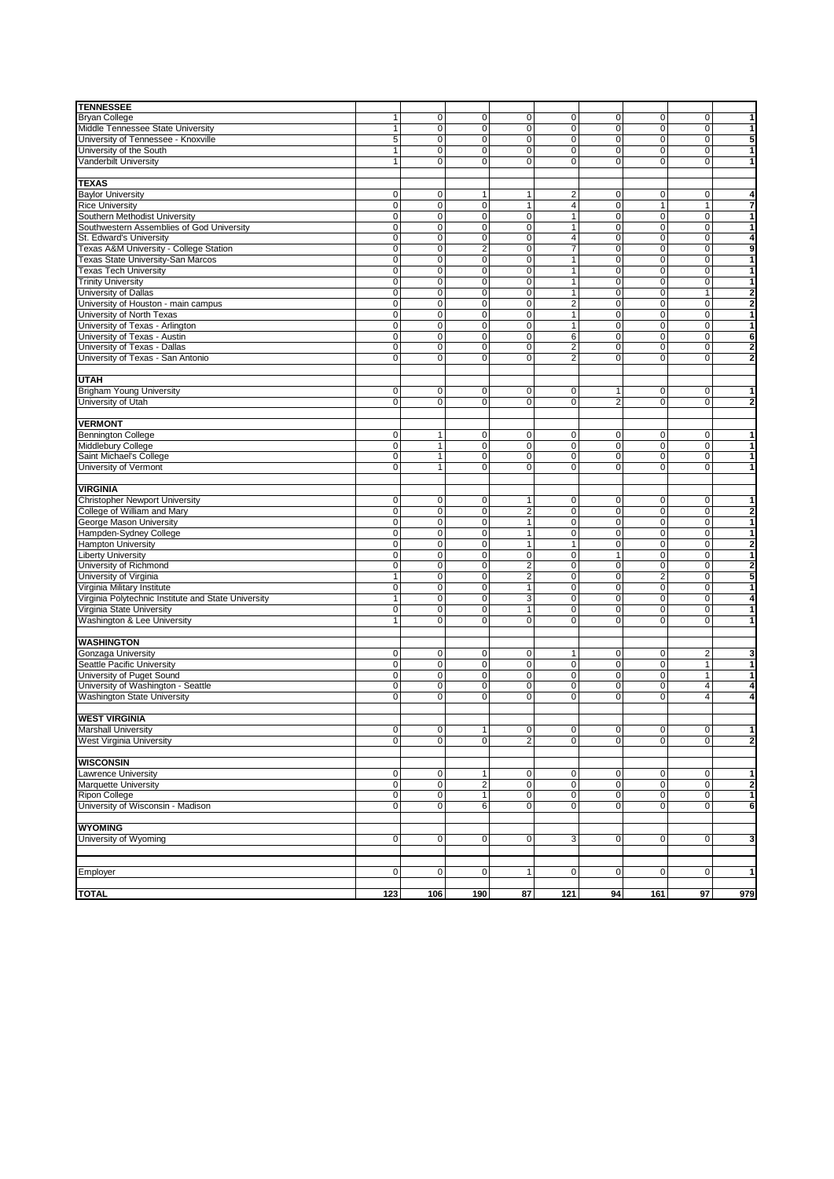| | | | | | | | | | |
|---|---|---|---|---|---|---|---|---|---|
| **TENNESSEE** | | | | | | | | | |
| Bryan College | 1 | 0 | 0 | 0 | 0 | 0 | 0 | 0 | **1** |
| Middle Tennessee State University | 1 | 0 | 0 | 0 | 0 | 0 | 0 | 0 | **1** |
| University of Tennessee - Knoxville | 5 | 0 | 0 | 0 | 0 | 0 | 0 | 0 | **5** |
| University of the South | 1 | 0 | 0 | 0 | 0 | 0 | 0 | 0 | **1** |
| Vanderbilt University | 1 | 0 | 0 | 0 | 0 | 0 | 0 | 0 | **1** |
| | | | | | | | | | |
| **TEXAS** | | | | | | | | | |
| Baylor University | 0 | 0 | 1 | 1 | 2 | 0 | 0 | 0 | **4** |
| Rice University | 0 | 0 | 0 | 1 | 4 | 0 | 1 | 1 | **7** |
| Southern Methodist University | 0 | 0 | 0 | 0 | 1 | 0 | 0 | 0 | **1** |
| Southwestern Assemblies of God University | 0 | 0 | 0 | 0 | 1 | 0 | 0 | 0 | **1** |
| St. Edward's University | 0 | 0 | 0 | 0 | 4 | 0 | 0 | 0 | **4** |
| Texas A&M University - College Station | 0 | 0 | 2 | 0 | 7 | 0 | 0 | 0 | **9** |
| Texas State University-San Marcos | 0 | 0 | 0 | 0 | 1 | 0 | 0 | 0 | **1** |
| Texas Tech University | 0 | 0 | 0 | 0 | 1 | 0 | 0 | 0 | **1** |
| Trinity University | 0 | 0 | 0 | 0 | 1 | 0 | 0 | 0 | **1** |
| University of Dallas | 0 | 0 | 0 | 0 | 1 | 0 | 0 | 1 | **2** |
| University of Houston - main campus | 0 | 0 | 0 | 0 | 2 | 0 | 0 | 0 | **2** |
| University of North Texas | 0 | 0 | 0 | 0 | 1 | 0 | 0 | 0 | **1** |
| University of Texas - Arlington | 0 | 0 | 0 | 0 | 1 | 0 | 0 | 0 | **1** |
| University of Texas - Austin | 0 | 0 | 0 | 0 | 6 | 0 | 0 | 0 | **6** |
| University of Texas - Dallas | 0 | 0 | 0 | 0 | 2 | 0 | 0 | 0 | **2** |
| University of Texas - San Antonio | 0 | 0 | 0 | 0 | 2 | 0 | 0 | 0 | **2** |
| | | | | | | | | | |
| **UTAH** | | | | | | | | | |
| Brigham Young University | 0 | 0 | 0 | 0 | 0 | 1 | 0 | 0 | **1** |
| University of Utah | 0 | 0 | 0 | 0 | 0 | 2 | 0 | 0 | **2** |
| | | | | | | | | | |
| **VERMONT** | | | | | | | | | |
| Bennington College | 0 | 1 | 0 | 0 | 0 | 0 | 0 | 0 | **1** |
| Middlebury College | 0 | 1 | 0 | 0 | 0 | 0 | 0 | 0 | **1** |
| Saint Michael's College | 0 | 1 | 0 | 0 | 0 | 0 | 0 | 0 | **1** |
| University of Vermont | 0 | 1 | 0 | 0 | 0 | 0 | 0 | 0 | **1** |
| | | | | | | | | | |
| **VIRGINIA** | | | | | | | | | |
| Christopher Newport University | 0 | 0 | 0 | 1 | 0 | 0 | 0 | 0 | **1** |
| College of William and Mary | 0 | 0 | 0 | 2 | 0 | 0 | 0 | 0 | **2** |
| George Mason University | 0 | 0 | 0 | 1 | 0 | 0 | 0 | 0 | **1** |
| Hampden-Sydney College | 0 | 0 | 0 | 1 | 0 | 0 | 0 | 0 | **1** |
| Hampton University | 0 | 0 | 0 | 1 | 1 | 0 | 0 | 0 | **2** |
| Liberty University | 0 | 0 | 0 | 0 | 0 | 1 | 0 | 0 | **1** |
| University of Richmond | 0 | 0 | 0 | 2 | 0 | 0 | 0 | 0 | **2** |
| University of Virginia | 1 | 0 | 0 | 2 | 0 | 0 | 2 | 0 | **5** |
| Virginia Military Institute | 0 | 0 | 0 | 1 | 0 | 0 | 0 | 0 | **1** |
| Virginia Polytechnic Institute and State University | 1 | 0 | 0 | 3 | 0 | 0 | 0 | 0 | **4** |
| Virginia State University | 0 | 0 | 0 | 1 | 0 | 0 | 0 | 0 | **1** |
| Washington & Lee University | 1 | 0 | 0 | 0 | 0 | 0 | 0 | 0 | **1** |
| | | | | | | | | | |
| **WASHINGTON** | | | | | | | | | |
| Gonzaga University | 0 | 0 | 0 | 0 | 1 | 0 | 0 | 2 | **3** |
| Seattle Pacific University | 0 | 0 | 0 | 0 | 0 | 0 | 0 | 1 | **1** |
| University of Puget Sound | 0 | 0 | 0 | 0 | 0 | 0 | 0 | 1 | **1** |
| University of Washington - Seattle | 0 | 0 | 0 | 0 | 0 | 0 | 0 | 4 | **4** |
| Washington State University | 0 | 0 | 0 | 0 | 0 | 0 | 0 | 4 | **4** |
| | | | | | | | | | |
| **WEST VIRGINIA** | | | | | | | | | |
| Marshall University | 0 | 0 | 1 | 0 | 0 | 0 | 0 | 0 | **1** |
| West Virginia University | 0 | 0 | 0 | 2 | 0 | 0 | 0 | 0 | **2** |
| | | | | | | | | | |
| **WISCONSIN** | | | | | | | | | |
| Lawrence University | 0 | 0 | 1 | 0 | 0 | 0 | 0 | 0 | **1** |
| Marquette University | 0 | 0 | 2 | 0 | 0 | 0 | 0 | 0 | **2** |
| Ripon College | 0 | 0 | 1 | 0 | 0 | 0 | 0 | 0 | **1** |
| University of Wisconsin - Madison | 0 | 0 | 6 | 0 | 0 | 0 | 0 | 0 | **6** |
| | | | | | | | | | |
| **WYOMING** | | | | | | | | | |
| University of Wyoming | 0 | 0 | 0 | 0 | 3 | 0 | 0 | 0 | **3** |
| | | | | | | | | | |
| Employer | 0 | 0 | 0 | 1 | 0 | 0 | 0 | 0 | **1** |
| | | | | | | | | | |
| **TOTAL** | **123** | **106** | **190** | **87** | **121** | **94** | **161** | **97** | **979** |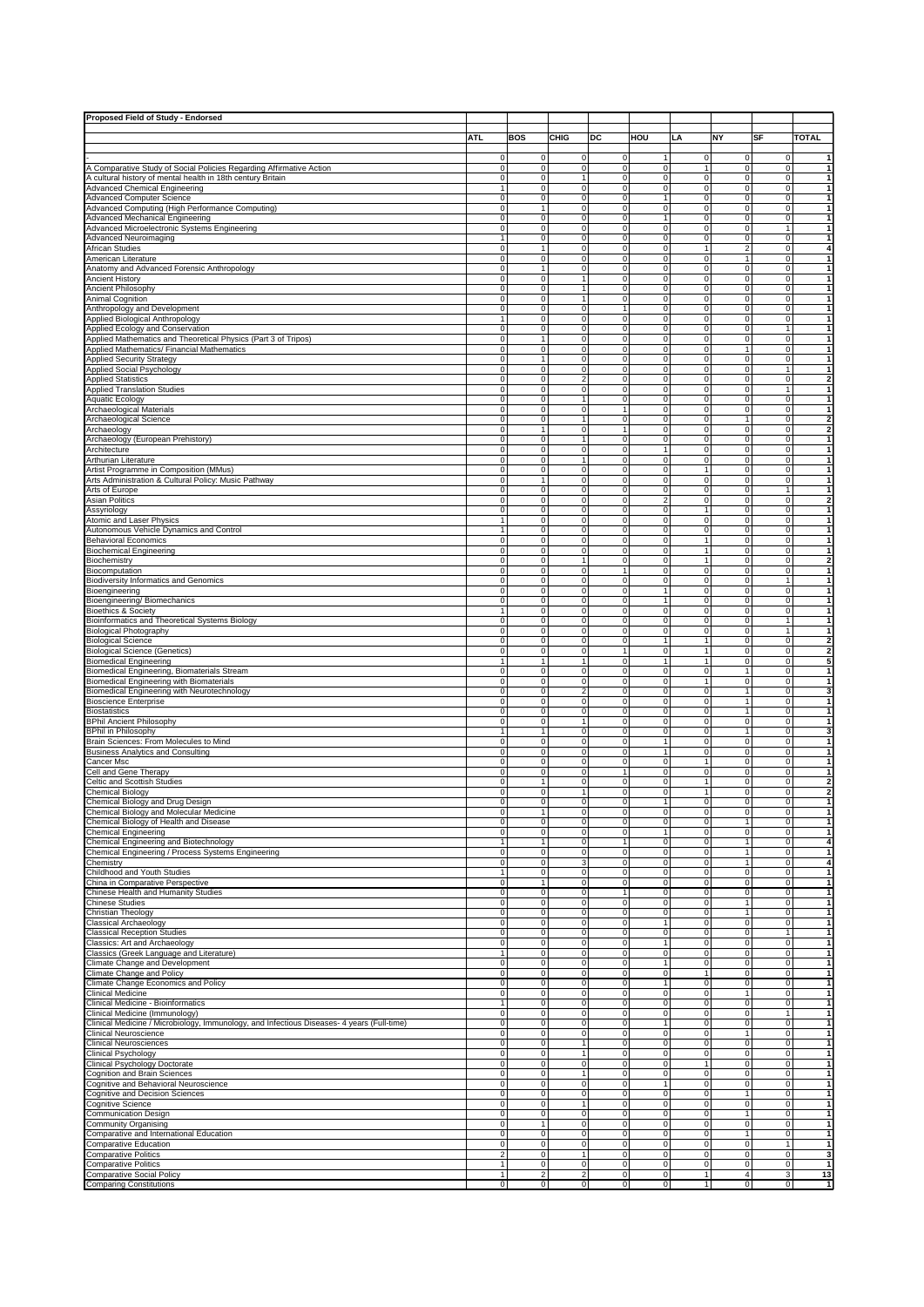**Proposed Field of Study - Endorsed**

| | ATL | BOS | CHIG | DC | HOU | LA | NY | SF | TOTAL |
|---|---|---|---|---|---|---|---|---|---|
| - | 0 | 0 | 0 | 0 | 1 | 0 | 0 | 0 | 1 |
| A Comparative Study of Social Policies Regarding Affirmative Action | 0 | 0 | 0 | 0 | 0 | 1 | 0 | 0 | 1 |
| A cultural history of mental health in 18th century Britain | 0 | 0 | 1 | 0 | 0 | 0 | 0 | 0 | 1 |
| Advanced Chemical Engineering | 1 | 0 | 0 | 0 | 0 | 0 | 0 | 0 | 1 |
| Advanced Computer Science | 0 | 0 | 0 | 0 | 1 | 0 | 0 | 0 | 1 |
| Advanced Computing (High Performance Computing) | 0 | 1 | 0 | 0 | 0 | 0 | 0 | 0 | 1 |
| Advanced Mechanical Engineering | 0 | 0 | 0 | 0 | 1 | 0 | 0 | 0 | 1 |
| Advanced Microelectronic Systems Engineering | 0 | 0 | 0 | 0 | 0 | 0 | 0 | 1 | 1 |
| Advanced Neuroimaging | 1 | 0 | 0 | 0 | 0 | 0 | 0 | 0 | 1 |
| African Studies | 0 | 1 | 0 | 0 | 0 | 1 | 2 | 0 | 4 |
| American Literature | 0 | 0 | 0 | 0 | 0 | 0 | 1 | 0 | 1 |
| Anatomy and Advanced Forensic Anthropology | 0 | 1 | 0 | 0 | 0 | 0 | 0 | 0 | 1 |
| Ancient History | 0 | 0 | 1 | 0 | 0 | 0 | 0 | 0 | 1 |
| Ancient Philosophy | 0 | 0 | 1 | 0 | 0 | 0 | 0 | 0 | 1 |
| Animal Cognition | 0 | 0 | 1 | 0 | 0 | 0 | 0 | 0 | 1 |
| Anthropology and Development | 0 | 0 | 0 | 1 | 0 | 0 | 0 | 0 | 1 |
| Applied Biological Anthropology | 1 | 0 | 0 | 0 | 0 | 0 | 0 | 0 | 1 |
| Applied Ecology and Conservation | 0 | 0 | 0 | 0 | 0 | 0 | 0 | 1 | 1 |
| Applied Mathematics and Theoretical Physics (Part 3 of Tripos) | 0 | 1 | 0 | 0 | 0 | 0 | 0 | 0 | 1 |
| Applied Mathematics/ Financial Mathematics | 0 | 0 | 0 | 0 | 0 | 0 | 1 | 0 | 1 |
| Applied Security Strategy | 0 | 1 | 0 | 0 | 0 | 0 | 0 | 0 | 1 |
| Applied Social Psychology | 0 | 0 | 0 | 0 | 0 | 0 | 0 | 1 | 1 |
| Applied Statistics | 0 | 0 | 2 | 0 | 0 | 0 | 0 | 0 | 2 |
| Applied Translation Studies | 0 | 0 | 0 | 0 | 0 | 0 | 0 | 1 | 1 |
| Aquatic Ecology | 0 | 0 | 1 | 0 | 0 | 0 | 0 | 0 | 1 |
| Archaeological Materials | 0 | 0 | 0 | 1 | 0 | 0 | 0 | 0 | 1 |
| Archaeological Science | 0 | 0 | 1 | 0 | 0 | 0 | 1 | 0 | 2 |
| Archaeology | 0 | 1 | 0 | 1 | 0 | 0 | 0 | 0 | 2 |
| Archaeology (European Prehistory) | 0 | 0 | 1 | 0 | 0 | 0 | 0 | 0 | 1 |
| Architecture | 0 | 0 | 0 | 0 | 1 | 0 | 0 | 0 | 1 |
| Arthurian Literature | 0 | 0 | 1 | 0 | 0 | 0 | 0 | 0 | 1 |
| Artist Programme in Composition (MMus) | 0 | 0 | 0 | 0 | 0 | 1 | 0 | 0 | 1 |
| Arts Administration & Cultural Policy: Music Pathway | 0 | 1 | 0 | 0 | 0 | 0 | 0 | 0 | 1 |
| Arts of Europe | 0 | 0 | 0 | 0 | 0 | 0 | 0 | 1 | 1 |
| Asian Politics | 0 | 0 | 0 | 0 | 2 | 0 | 0 | 0 | 2 |
| Assyriology | 0 | 0 | 0 | 0 | 0 | 1 | 0 | 0 | 1 |
| Atomic and Laser Physics | 1 | 0 | 0 | 0 | 0 | 0 | 0 | 0 | 1 |
| Autonomous Vehicle Dynamics and Control | 1 | 0 | 0 | 0 | 0 | 0 | 0 | 0 | 1 |
| Behavioral Economics | 0 | 0 | 0 | 0 | 0 | 1 | 0 | 0 | 1 |
| Biochemical Engineering | 0 | 0 | 0 | 0 | 0 | 1 | 0 | 0 | 1 |
| Biochemistry | 0 | 0 | 1 | 0 | 0 | 1 | 0 | 0 | 2 |
| Biocomputation | 0 | 0 | 0 | 1 | 0 | 0 | 0 | 0 | 1 |
| Biodiversity Informatics and Genomics | 0 | 0 | 0 | 0 | 0 | 0 | 0 | 1 | 1 |
| Bioengineering | 0 | 0 | 0 | 0 | 1 | 0 | 0 | 0 | 1 |
| Bioengineering/ Biomechanics | 0 | 0 | 0 | 0 | 1 | 0 | 0 | 0 | 1 |
| Bioethics & Society | 1 | 0 | 0 | 0 | 0 | 0 | 0 | 0 | 1 |
| Bioinformatics and Theoretical Systems Biology | 0 | 0 | 0 | 0 | 0 | 0 | 0 | 1 | 1 |
| Biological Photography | 0 | 0 | 0 | 0 | 0 | 0 | 0 | 1 | 1 |
| Biological Science | 0 | 0 | 0 | 0 | 1 | 1 | 0 | 0 | 2 |
| Biological Science (Genetics) | 0 | 0 | 0 | 1 | 0 | 1 | 0 | 0 | 2 |
| Biomedical Engineering | 1 | 1 | 1 | 0 | 1 | 1 | 0 | 0 | 5 |
| Biomedical Engineering, Biomaterials Stream | 0 | 0 | 0 | 0 | 0 | 0 | 1 | 0 | 1 |
| Biomedical Engineering with Biomaterials | 0 | 0 | 0 | 0 | 0 | 1 | 0 | 0 | 1 |
| Biomedical Engineering with Neurotechnology | 0 | 0 | 2 | 0 | 0 | 0 | 1 | 0 | 3 |
| Bioscience Enterprise | 0 | 0 | 0 | 0 | 0 | 0 | 1 | 0 | 1 |
| Biostatistics | 0 | 0 | 0 | 0 | 0 | 0 | 1 | 0 | 1 |
| BPhil Ancient Philosophy | 0 | 0 | 1 | 0 | 0 | 0 | 0 | 0 | 1 |
| BPhil in Philosophy | 1 | 1 | 0 | 0 | 0 | 0 | 1 | 0 | 3 |
| Brain Sciences: From Molecules to Mind | 0 | 0 | 0 | 0 | 1 | 0 | 0 | 0 | 1 |
| Business Analytics and Consulting | 0 | 0 | 0 | 0 | 1 | 0 | 0 | 0 | 1 |
| Cancer Msc | 0 | 0 | 0 | 0 | 0 | 1 | 0 | 0 | 1 |
| Cell and Gene Therapy | 0 | 0 | 0 | 1 | 0 | 0 | 0 | 0 | 1 |
| Celtic and Scottish Studies | 0 | 1 | 0 | 0 | 0 | 1 | 0 | 0 | 2 |
| Chemical Biology | 0 | 0 | 1 | 0 | 0 | 1 | 0 | 0 | 2 |
| Chemical Biology and Drug Design | 0 | 0 | 0 | 0 | 1 | 0 | 0 | 0 | 1 |
| Chemical Biology and Molecular Medicine | 0 | 1 | 0 | 0 | 0 | 0 | 0 | 0 | 1 |
| Chemical Biology of Health and Disease | 0 | 0 | 0 | 0 | 0 | 0 | 1 | 0 | 1 |
| Chemical Engineering | 0 | 0 | 0 | 0 | 1 | 0 | 0 | 0 | 1 |
| Chemical Engineering and Biotechnology | 1 | 1 | 0 | 1 | 0 | 0 | 1 | 0 | 4 |
| Chemical Engineering / Process Systems Engineering | 0 | 0 | 0 | 0 | 0 | 0 | 1 | 0 | 1 |
| Chemistry | 0 | 0 | 3 | 0 | 0 | 0 | 1 | 0 | 4 |
| Childhood and Youth Studies | 1 | 0 | 0 | 0 | 0 | 0 | 0 | 0 | 1 |
| China in Comparative Perspective | 0 | 1 | 0 | 0 | 0 | 0 | 0 | 0 | 1 |
| Chinese Health and Humanity Studies | 0 | 0 | 0 | 1 | 0 | 0 | 0 | 0 | 1 |
| Chinese Studies | 0 | 0 | 0 | 0 | 0 | 0 | 1 | 0 | 1 |
| Christian Theology | 0 | 0 | 0 | 0 | 0 | 0 | 1 | 0 | 1 |
| Classical Archaeology | 0 | 0 | 0 | 0 | 1 | 0 | 0 | 0 | 1 |
| Classical Reception Studies | 0 | 0 | 0 | 0 | 0 | 0 | 0 | 1 | 1 |
| Classics: Art and Archaeology | 0 | 0 | 0 | 0 | 1 | 0 | 0 | 0 | 1 |
| Classics (Greek Language and Literature) | 1 | 0 | 0 | 0 | 0 | 0 | 0 | 0 | 1 |
| Climate Change and Development | 0 | 0 | 0 | 0 | 1 | 0 | 0 | 0 | 1 |
| Climate Change and Policy | 0 | 0 | 0 | 0 | 0 | 1 | 0 | 0 | 1 |
| Climate Change Economics and Policy | 0 | 0 | 0 | 0 | 1 | 0 | 0 | 0 | 1 |
| Clinical Medicine | 0 | 0 | 0 | 0 | 0 | 0 | 1 | 0 | 1 |
| Clinical Medicine - Bioinformatics | 1 | 0 | 0 | 0 | 0 | 0 | 0 | 0 | 1 |
| Clinical Medicine (Immunology) | 0 | 0 | 0 | 0 | 0 | 0 | 0 | 1 | 1 |
| Clinical Medicine / Microbiology, Immunology, and Infectious Diseases- 4 years (Full-time) | 0 | 0 | 0 | 0 | 1 | 0 | 0 | 0 | 1 |
| Clinical Neuroscience | 0 | 0 | 0 | 0 | 0 | 0 | 1 | 0 | 1 |
| Clinical Neurosciences | 0 | 0 | 1 | 0 | 0 | 0 | 0 | 0 | 1 |
| Clinical Psychology | 0 | 0 | 1 | 0 | 0 | 0 | 0 | 0 | 1 |
| Clinical Psychology Doctorate | 0 | 0 | 0 | 0 | 0 | 1 | 0 | 0 | 1 |
| Cognition and Brain Sciences | 0 | 0 | 1 | 0 | 0 | 0 | 0 | 0 | 1 |
| Cognitive and Behavioral Neuroscience | 0 | 0 | 0 | 0 | 1 | 0 | 0 | 0 | 1 |
| Cognitive and Decision Sciences | 0 | 0 | 0 | 0 | 0 | 0 | 1 | 0 | 1 |
| Cognitive Science | 0 | 0 | 1 | 0 | 0 | 0 | 0 | 0 | 1 |
| Communication Design | 0 | 0 | 0 | 0 | 0 | 0 | 1 | 0 | 1 |
| Community Organising | 0 | 1 | 0 | 0 | 0 | 0 | 0 | 0 | 1 |
| Comparative and International Education | 0 | 0 | 0 | 0 | 0 | 0 | 1 | 0 | 1 |
| Comparative Education | 0 | 0 | 0 | 0 | 0 | 0 | 0 | 1 | 1 |
| Comparative Politics | 2 | 0 | 1 | 0 | 0 | 0 | 0 | 0 | 3 |
| Comparative Politics | 1 | 0 | 0 | 0 | 0 | 0 | 0 | 0 | 1 |
| Comparative Social Policy | 1 | 2 | 2 | 0 | 0 | 1 | 4 | 3 | 13 |
| Comparing Constitutions | 0 | 0 | 0 | 0 | 0 | 1 | 0 | 0 | 1 |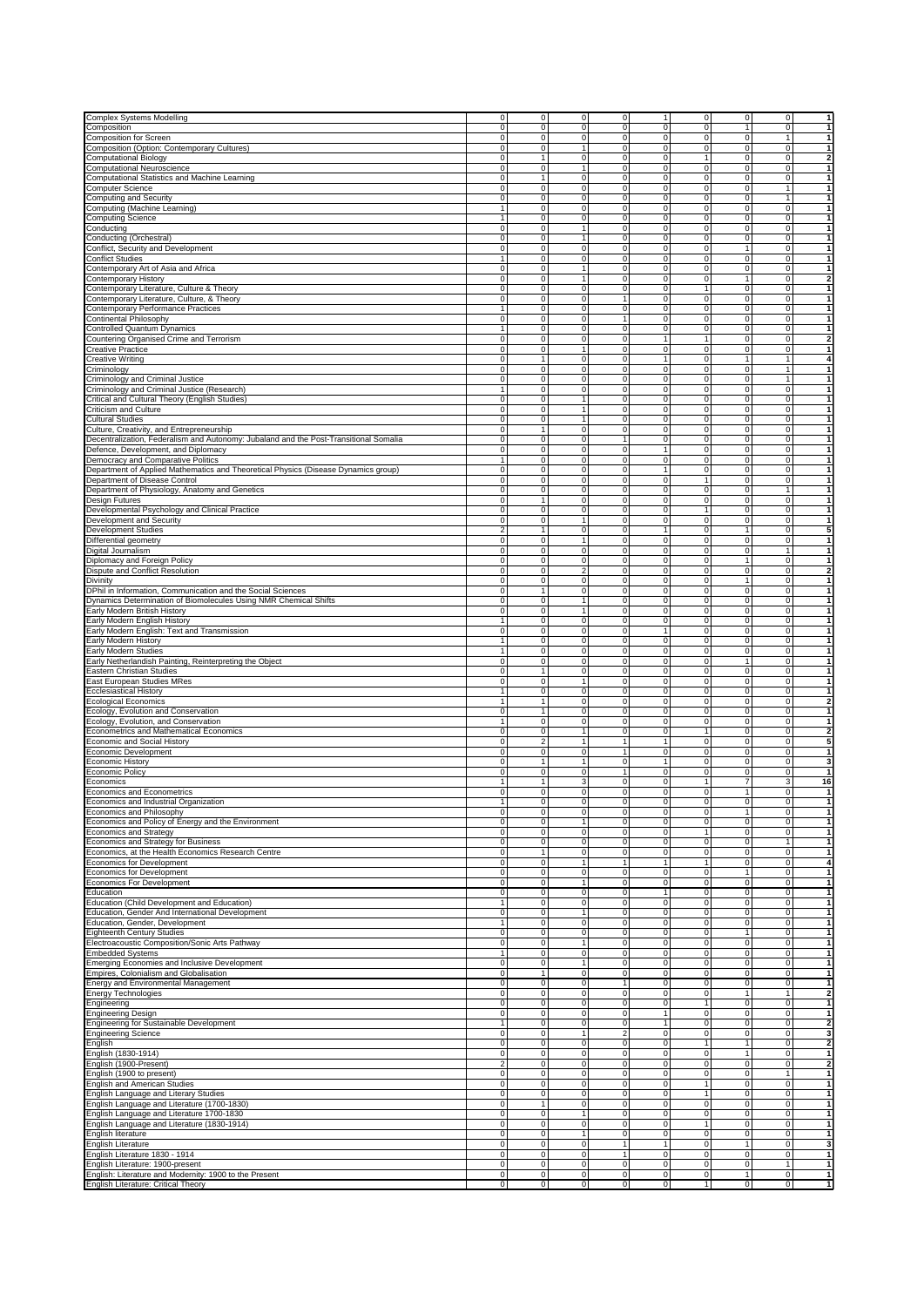| | | | | | | | | | |
|---|---|---|---|---|---|---|---|---|---|
| Complex Systems Modelling | 0 | 0 | 0 | 0 | 1 | 0 | 0 | 0 | 1 |
| Composition | 0 | 0 | 0 | 0 | 0 | 0 | 1 | 0 | 1 |
| Composition for Screen | 0 | 0 | 0 | 0 | 0 | 0 | 0 | 1 | 1 |
| Composition (Option: Contemporary Cultures) | 0 | 0 | 1 | 0 | 0 | 0 | 0 | 0 | 1 |
| Computational Biology | 0 | 1 | 0 | 0 | 0 | 1 | 0 | 0 | 2 |
| Computational Neuroscience | 0 | 0 | 1 | 0 | 0 | 0 | 0 | 0 | 1 |
| Computational Statistics and Machine Learning | 0 | 1 | 0 | 0 | 0 | 0 | 0 | 0 | 1 |
| Computer Science | 0 | 0 | 0 | 0 | 0 | 0 | 0 | 1 | 1 |
| Computing and Security | 0 | 0 | 0 | 0 | 0 | 0 | 0 | 1 | 1 |
| Computing (Machine Learning) | 1 | 0 | 0 | 0 | 0 | 0 | 0 | 0 | 1 |
| Computing Science | 1 | 0 | 0 | 0 | 0 | 0 | 0 | 0 | 1 |
| Conducting | 0 | 0 | 1 | 0 | 0 | 0 | 0 | 0 | 1 |
| Conducting (Orchestral) | 0 | 0 | 1 | 0 | 0 | 0 | 0 | 0 | 1 |
| Conflict, Security and Development | 0 | 0 | 0 | 0 | 0 | 0 | 1 | 0 | 1 |
| Conflict Studies | 1 | 0 | 0 | 0 | 0 | 0 | 0 | 0 | 1 |
| Contemporary Art of Asia and Africa | 0 | 0 | 1 | 0 | 0 | 0 | 0 | 0 | 1 |
| Contemporary History | 0 | 0 | 1 | 0 | 0 | 0 | 1 | 0 | 2 |
| Contemporary Literature, Culture & Theory | 0 | 0 | 0 | 0 | 0 | 1 | 0 | 0 | 1 |
| Contemporary Literature, Culture, & Theory | 0 | 0 | 0 | 1 | 0 | 0 | 0 | 0 | 1 |
| Contemporary Performance Practices | 1 | 0 | 0 | 0 | 0 | 0 | 0 | 0 | 1 |
| Continental Philosophy | 0 | 0 | 0 | 1 | 0 | 0 | 0 | 0 | 1 |
| Controlled Quantum Dynamics | 1 | 0 | 0 | 0 | 0 | 0 | 0 | 0 | 1 |
| Countering Organised Crime and Terrorism | 0 | 0 | 0 | 0 | 1 | 1 | 0 | 0 | 2 |
| Creative Practice | 0 | 0 | 1 | 0 | 0 | 0 | 0 | 0 | 1 |
| Creative Writing | 0 | 1 | 0 | 0 | 1 | 0 | 1 | 1 | 4 |
| Criminology | 0 | 0 | 0 | 0 | 0 | 0 | 0 | 1 | 1 |
| Criminology and Criminal Justice | 0 | 0 | 0 | 0 | 0 | 0 | 0 | 1 | 1 |
| Criminology and Criminal Justice (Research) | 1 | 0 | 0 | 0 | 0 | 0 | 0 | 0 | 1 |
| Critical and Cultural Theory (English Studies) | 0 | 0 | 1 | 0 | 0 | 0 | 0 | 0 | 1 |
| Criticism and Culture | 0 | 0 | 1 | 0 | 0 | 0 | 0 | 0 | 1 |
| Cultural Studies | 0 | 0 | 1 | 0 | 0 | 0 | 0 | 0 | 1 |
| Culture, Creativity, and Entrepreneurship | 0 | 1 | 0 | 0 | 0 | 0 | 0 | 0 | 1 |
| Decentralization, Federalism and Autonomy: Jubaland and the Post-Transitional Somalia | 0 | 0 | 0 | 1 | 0 | 0 | 0 | 0 | 1 |
| Defence, Development, and Diplomacy | 0 | 0 | 0 | 0 | 1 | 0 | 0 | 0 | 1 |
| Democracy and Comparative Politics | 1 | 0 | 0 | 0 | 0 | 0 | 0 | 0 | 1 |
| Department of Applied Mathematics and Theoretical Physics (Disease Dynamics group) | 0 | 0 | 0 | 0 | 1 | 0 | 0 | 0 | 1 |
| Department of Disease Control | 0 | 0 | 0 | 0 | 0 | 1 | 0 | 0 | 1 |
| Department of Physiology, Anatomy and Genetics | 0 | 0 | 0 | 0 | 0 | 0 | 0 | 1 | 1 |
| Design Futures | 0 | 1 | 0 | 0 | 0 | 0 | 0 | 0 | 1 |
| Developmental Psychology and Clinical Practice | 0 | 0 | 0 | 0 | 0 | 1 | 0 | 0 | 1 |
| Development and Security | 0 | 0 | 1 | 0 | 0 | 0 | 0 | 0 | 1 |
| Development Studies | 2 | 1 | 0 | 0 | 1 | 0 | 1 | 0 | 5 |
| Differential geometry | 0 | 0 | 1 | 0 | 0 | 0 | 0 | 0 | 1 |
| Digital Journalism | 0 | 0 | 0 | 0 | 0 | 0 | 0 | 1 | 1 |
| Diplomacy and Foreign Policy | 0 | 0 | 0 | 0 | 0 | 0 | 1 | 0 | 1 |
| Dispute and Conflict Resolution | 0 | 0 | 2 | 0 | 0 | 0 | 0 | 0 | 2 |
| Divinity | 0 | 0 | 0 | 0 | 0 | 0 | 1 | 0 | 1 |
| DPhil in Information, Communication and the Social Sciences | 0 | 1 | 0 | 0 | 0 | 0 | 0 | 0 | 1 |
| Dynamics Determination of Biomolecules Using NMR Chemical Shifts | 0 | 0 | 1 | 0 | 0 | 0 | 0 | 0 | 1 |
| Early Modern British History | 0 | 0 | 1 | 0 | 0 | 0 | 0 | 0 | 1 |
| Early Modern English History | 1 | 0 | 0 | 0 | 0 | 0 | 0 | 0 | 1 |
| Early Modern English: Text and Transmission | 0 | 0 | 0 | 0 | 1 | 0 | 0 | 0 | 1 |
| Early Modern History | 1 | 0 | 0 | 0 | 0 | 0 | 0 | 0 | 1 |
| Early Modern Studies | 1 | 0 | 0 | 0 | 0 | 0 | 0 | 0 | 1 |
| Early Netherlandish Painting, Reinterpreting the Object | 0 | 0 | 0 | 0 | 0 | 0 | 1 | 0 | 1 |
| Eastern Christian Studies | 0 | 1 | 0 | 0 | 0 | 0 | 0 | 0 | 1 |
| East European Studies MRes | 0 | 0 | 1 | 0 | 0 | 0 | 0 | 0 | 1 |
| Ecclesiastical History | 1 | 0 | 0 | 0 | 0 | 0 | 0 | 0 | 1 |
| Ecological Economics | 1 | 1 | 0 | 0 | 0 | 0 | 0 | 0 | 2 |
| Ecology, Evolution and Conservation | 0 | 1 | 0 | 0 | 0 | 0 | 0 | 0 | 1 |
| Ecology, Evolution, and Conservation | 1 | 0 | 0 | 0 | 0 | 0 | 0 | 0 | 1 |
| Econometrics and Mathematical Economics | 0 | 0 | 1 | 0 | 0 | 1 | 0 | 0 | 2 |
| Economic and Social History | 0 | 2 | 1 | 1 | 1 | 0 | 0 | 0 | 5 |
| Economic Development | 0 | 0 | 0 | 1 | 0 | 0 | 0 | 0 | 1 |
| Economic History | 0 | 1 | 1 | 0 | 1 | 0 | 0 | 0 | 3 |
| Economic Policy | 0 | 0 | 0 | 1 | 0 | 0 | 0 | 0 | 1 |
| Economics | 1 | 1 | 3 | 0 | 0 | 1 | 7 | 3 | 16 |
| Economics and Econometrics | 0 | 0 | 0 | 0 | 0 | 0 | 1 | 0 | 1 |
| Economics and Industrial Organization | 1 | 0 | 0 | 0 | 0 | 0 | 0 | 0 | 1 |
| Economics and Philosophy | 0 | 0 | 0 | 0 | 0 | 0 | 1 | 0 | 1 |
| Economics and Policy of Energy and the Environment | 0 | 0 | 1 | 0 | 0 | 0 | 0 | 0 | 1 |
| Economics and Strategy | 0 | 0 | 0 | 0 | 0 | 1 | 0 | 0 | 1 |
| Economics and Strategy for Business | 0 | 0 | 0 | 0 | 0 | 0 | 0 | 1 | 1 |
| Economics, at the Health Economics Research Centre | 0 | 1 | 0 | 0 | 0 | 0 | 0 | 0 | 1 |
| Economics for Development | 0 | 0 | 1 | 1 | 1 | 1 | 0 | 0 | 4 |
| Economics for Development | 0 | 0 | 0 | 0 | 0 | 0 | 1 | 0 | 1 |
| Economics For Development | 0 | 0 | 1 | 0 | 0 | 0 | 0 | 0 | 1 |
| Education | 0 | 0 | 0 | 0 | 1 | 0 | 0 | 0 | 1 |
| Education (Child Development and Education) | 1 | 0 | 0 | 0 | 0 | 0 | 0 | 0 | 1 |
| Education, Gender And International Development | 0 | 0 | 1 | 0 | 0 | 0 | 0 | 0 | 1 |
| Education, Gender, Development | 1 | 0 | 0 | 0 | 0 | 0 | 0 | 0 | 1 |
| Eighteenth Century Studies | 0 | 0 | 0 | 0 | 0 | 0 | 1 | 0 | 1 |
| Electroacoustic Composition/Sonic Arts Pathway | 0 | 0 | 1 | 0 | 0 | 0 | 0 | 0 | 1 |
| Embedded Systems | 1 | 0 | 0 | 0 | 0 | 0 | 0 | 0 | 1 |
| Emerging Economies and Inclusive Development | 0 | 0 | 1 | 0 | 0 | 0 | 0 | 0 | 1 |
| Empires, Colonialism and Globalisation | 0 | 1 | 0 | 0 | 0 | 0 | 0 | 0 | 1 |
| Energy and Environmental Management | 0 | 0 | 0 | 1 | 0 | 0 | 0 | 0 | 1 |
| Energy Technologies | 0 | 0 | 0 | 0 | 0 | 0 | 1 | 1 | 2 |
| Engineering | 0 | 0 | 0 | 0 | 0 | 1 | 0 | 0 | 1 |
| Engineering Design | 0 | 0 | 0 | 0 | 1 | 0 | 0 | 0 | 1 |
| Engineering for Sustainable Development | 1 | 0 | 0 | 0 | 1 | 0 | 0 | 0 | 2 |
| Engineering Science | 0 | 0 | 1 | 2 | 0 | 0 | 0 | 0 | 3 |
| English | 0 | 0 | 0 | 0 | 0 | 1 | 1 | 0 | 2 |
| English (1830-1914) | 0 | 0 | 0 | 0 | 0 | 0 | 1 | 0 | 1 |
| English (1900-Present) | 2 | 0 | 0 | 0 | 0 | 0 | 0 | 0 | 2 |
| English (1900 to present) | 0 | 0 | 0 | 0 | 0 | 0 | 0 | 1 | 1 |
| English and American Studies | 0 | 0 | 0 | 0 | 0 | 1 | 0 | 0 | 1 |
| English Language and Literary Studies | 0 | 0 | 0 | 0 | 0 | 1 | 0 | 0 | 1 |
| English Language and Literature (1700-1830) | 0 | 1 | 0 | 0 | 0 | 0 | 0 | 0 | 1 |
| English Language and Literature 1700-1830 | 0 | 0 | 1 | 0 | 0 | 0 | 0 | 0 | 1 |
| English Language and Literature (1830-1914) | 0 | 0 | 0 | 0 | 0 | 1 | 0 | 0 | 1 |
| English literature | 0 | 0 | 1 | 0 | 0 | 0 | 0 | 0 | 1 |
| English Literature | 0 | 0 | 0 | 1 | 1 | 0 | 1 | 0 | 3 |
| English Literature 1830 - 1914 | 0 | 0 | 0 | 1 | 0 | 0 | 0 | 0 | 1 |
| English Literature: 1900-present | 0 | 0 | 0 | 0 | 0 | 0 | 0 | 1 | 1 |
| English: Literature and Modernity: 1900 to the Present | 0 | 0 | 0 | 0 | 0 | 0 | 1 | 0 | 1 |
| English Literature: Critical Theory | 0 | 0 | 0 | 0 | 0 | 1 | 0 | 0 | 1 |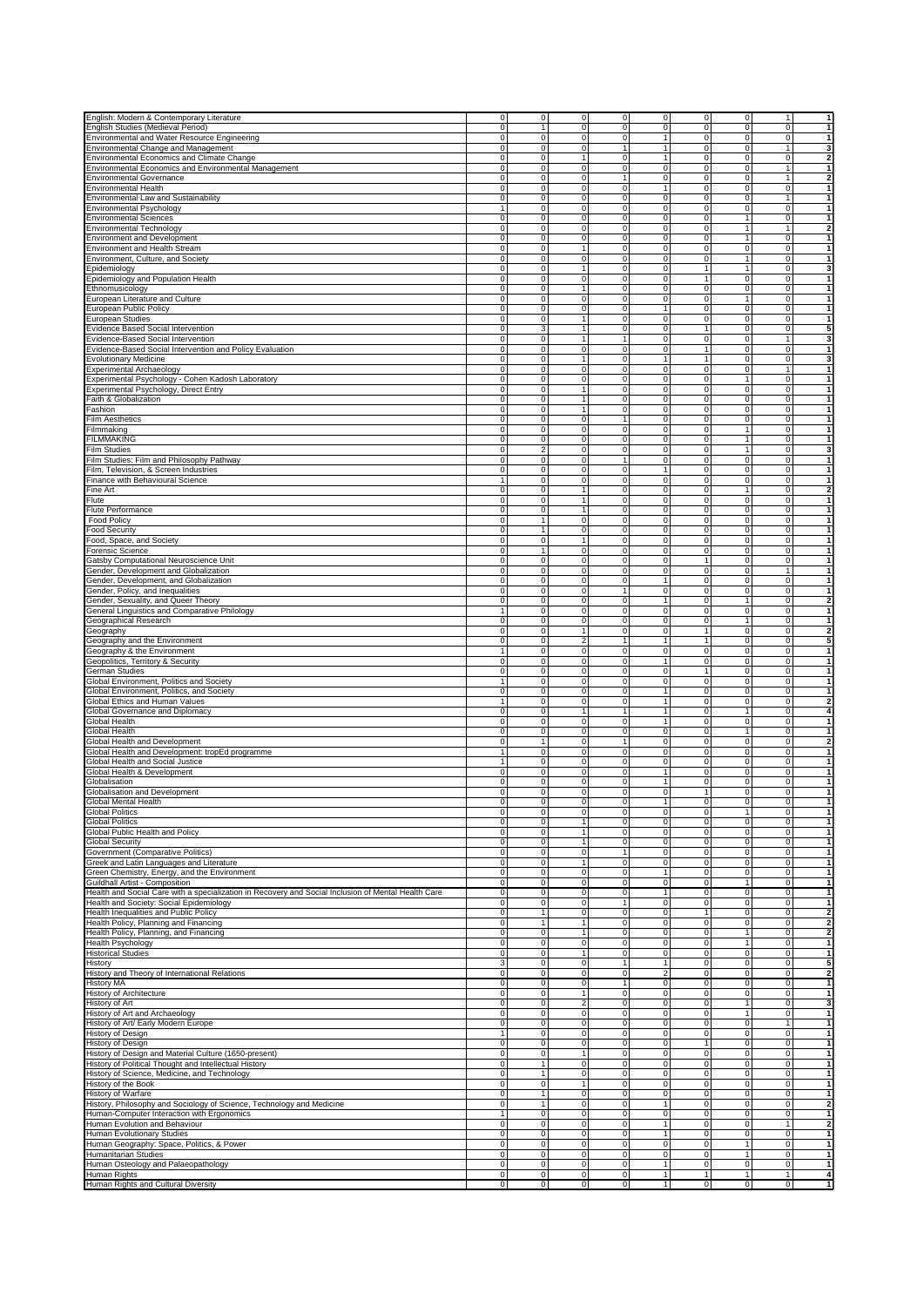| | | | | | | | | | |
|---|---|---|---|---|---|---|---|---|---|
| English: Modern & Contemporary Literature | 0 | 0 | 0 | 0 | 0 | 0 | 0 | 1 | 1 |
| English Studies (Medieval Period) | 0 | 1 | 0 | 0 | 0 | 0 | 0 | 0 | 1 |
| Environmental and Water Resource Engineering | 0 | 0 | 0 | 0 | 1 | 0 | 0 | 0 | 1 |
| Environmental Change and Management | 0 | 0 | 0 | 1 | 1 | 0 | 0 | 1 | 3 |
| Environmental Economics and Climate Change | 0 | 0 | 1 | 0 | 1 | 0 | 0 | 0 | 2 |
| Environmental Economics and Environmental Management | 0 | 0 | 0 | 0 | 0 | 0 | 0 | 1 | 1 |
| Environmental Governance | 0 | 0 | 0 | 1 | 0 | 0 | 0 | 1 | 2 |
| Environmental Health | 0 | 0 | 0 | 0 | 1 | 0 | 0 | 0 | 1 |
| Environmental Law and Sustainability | 0 | 0 | 0 | 0 | 0 | 0 | 0 | 1 | 1 |
| Environmental Psychology | 1 | 0 | 0 | 0 | 0 | 0 | 0 | 0 | 1 |
| Environmental Sciences | 0 | 0 | 0 | 0 | 0 | 0 | 1 | 0 | 1 |
| Environmental Technology | 0 | 0 | 0 | 0 | 0 | 0 | 1 | 1 | 2 |
| Environment and Development | 0 | 0 | 0 | 0 | 0 | 0 | 1 | 0 | 1 |
| Environment and Health Stream | 0 | 0 | 1 | 0 | 0 | 0 | 0 | 0 | 1 |
| Environment, Culture, and Society | 0 | 0 | 0 | 0 | 0 | 0 | 1 | 0 | 1 |
| Epidemiology | 0 | 0 | 1 | 0 | 0 | 1 | 1 | 0 | 3 |
| Epidemiology and Population Health | 0 | 0 | 0 | 0 | 0 | 1 | 0 | 0 | 1 |
| Ethnomusicology | 0 | 0 | 1 | 0 | 0 | 0 | 0 | 0 | 1 |
| European Literature and Culture | 0 | 0 | 0 | 0 | 0 | 0 | 1 | 0 | 1 |
| European Public Policy | 0 | 0 | 0 | 0 | 1 | 0 | 0 | 0 | 1 |
| European Studies | 0 | 0 | 1 | 0 | 0 | 0 | 0 | 0 | 1 |
| Evidence Based Social Intervention | 0 | 3 | 1 | 0 | 0 | 1 | 0 | 0 | 5 |
| Evidence-Based Social Intervention | 0 | 0 | 1 | 1 | 0 | 0 | 0 | 1 | 3 |
| Evidence-Based Social Intervention and Policy Evaluation | 0 | 0 | 0 | 0 | 0 | 1 | 0 | 0 | 1 |
| Evolutionary Medicine | 0 | 0 | 1 | 0 | 1 | 1 | 0 | 0 | 3 |
| Experimental Archaeology | 0 | 0 | 0 | 0 | 0 | 0 | 0 | 1 | 1 |
| Experimental Psychology - Cohen Kadosh Laboratory | 0 | 0 | 0 | 0 | 0 | 0 | 1 | 0 | 1 |
| Experimental Psychology, Direct Entry | 0 | 0 | 1 | 0 | 0 | 0 | 0 | 0 | 1 |
| Faith & Globalization | 0 | 0 | 1 | 0 | 0 | 0 | 0 | 0 | 1 |
| Fashion | 0 | 0 | 1 | 0 | 0 | 0 | 0 | 0 | 1 |
| Film Aesthetics | 0 | 0 | 0 | 1 | 0 | 0 | 0 | 0 | 1 |
| Filmmaking | 0 | 0 | 0 | 0 | 0 | 0 | 1 | 0 | 1 |
| FILMMAKING | 0 | 0 | 0 | 0 | 0 | 0 | 1 | 0 | 1 |
| Film Studies | 0 | 2 | 0 | 0 | 0 | 0 | 1 | 0 | 3 |
| Film Studies: Film and Philosophy Pathway | 0 | 0 | 0 | 1 | 0 | 0 | 0 | 0 | 1 |
| Film, Television, & Screen Industries | 0 | 0 | 0 | 0 | 1 | 0 | 0 | 0 | 1 |
| Finance with Behavioural Science | 1 | 0 | 0 | 0 | 0 | 0 | 0 | 0 | 1 |
| Fine Art | 0 | 0 | 1 | 0 | 0 | 0 | 1 | 0 | 2 |
| Flute | 0 | 0 | 1 | 0 | 0 | 0 | 0 | 0 | 1 |
| Flute Performance | 0 | 0 | 1 | 0 | 0 | 0 | 0 | 0 | 1 |
| Food Policy | 0 | 1 | 0 | 0 | 0 | 0 | 0 | 0 | 1 |
| Food Security | 0 | 1 | 0 | 0 | 0 | 0 | 0 | 0 | 1 |
| Food, Space, and Society | 0 | 0 | 1 | 0 | 0 | 0 | 0 | 0 | 1 |
| Forensic Science | 0 | 1 | 0 | 0 | 0 | 0 | 0 | 0 | 1 |
| Gatsby Computational Neuroscience Unit | 0 | 0 | 0 | 0 | 0 | 1 | 0 | 0 | 1 |
| Gender, Development and Globalization | 0 | 0 | 0 | 0 | 0 | 0 | 0 | 1 | 1 |
| Gender, Development, and Globalization | 0 | 0 | 0 | 0 | 1 | 0 | 0 | 0 | 1 |
| Gender, Policy, and Inequalities | 0 | 0 | 0 | 1 | 0 | 0 | 0 | 0 | 1 |
| Gender, Sexuality, and Queer Theory | 0 | 0 | 0 | 0 | 1 | 0 | 1 | 0 | 2 |
| General Linguistics and Comparative Philology | 1 | 0 | 0 | 0 | 0 | 0 | 0 | 0 | 1 |
| Geographical Research | 0 | 0 | 0 | 0 | 0 | 0 | 1 | 0 | 1 |
| Geography | 0 | 0 | 1 | 0 | 0 | 1 | 0 | 0 | 2 |
| Geography and the Environment | 0 | 0 | 2 | 1 | 1 | 1 | 0 | 0 | 5 |
| Geography & the Environment | 1 | 0 | 0 | 0 | 0 | 0 | 0 | 0 | 1 |
| Geopolitics, Territory & Security | 0 | 0 | 0 | 0 | 1 | 0 | 0 | 0 | 1 |
| German Studies | 0 | 0 | 0 | 0 | 0 | 1 | 0 | 0 | 1 |
| Global Environment, Politics and Society | 1 | 0 | 0 | 0 | 0 | 0 | 0 | 0 | 1 |
| Global Environment, Politics, and Society | 0 | 0 | 0 | 0 | 1 | 0 | 0 | 0 | 1 |
| Global Ethics and Human Values | 1 | 0 | 0 | 0 | 1 | 0 | 0 | 0 | 2 |
| Global Governance and Diplomacy | 0 | 0 | 1 | 1 | 1 | 0 | 1 | 0 | 4 |
| Global Health | 0 | 0 | 0 | 0 | 1 | 0 | 0 | 0 | 1 |
| Global Health | 0 | 0 | 0 | 0 | 0 | 0 | 1 | 0 | 1 |
| Global Health and Development | 0 | 1 | 0 | 1 | 0 | 0 | 0 | 0 | 2 |
| Global Health and Development: tropEd programme | 1 | 0 | 0 | 0 | 0 | 0 | 0 | 0 | 1 |
| Global Health and Social Justice | 1 | 0 | 0 | 0 | 0 | 0 | 0 | 0 | 1 |
| Global Health & Development | 0 | 0 | 0 | 0 | 1 | 0 | 0 | 0 | 1 |
| Globalisation | 0 | 0 | 0 | 0 | 1 | 0 | 0 | 0 | 1 |
| Globalisation and Development | 0 | 0 | 0 | 0 | 0 | 1 | 0 | 0 | 1 |
| Global Mental Health | 0 | 0 | 0 | 0 | 1 | 0 | 0 | 0 | 1 |
| Global Politics | 0 | 0 | 0 | 0 | 0 | 0 | 1 | 0 | 1 |
| Global Politics | 0 | 0 | 1 | 0 | 0 | 0 | 0 | 0 | 1 |
| Global Public Health and Policy | 0 | 0 | 1 | 0 | 0 | 0 | 0 | 0 | 1 |
| Global Security | 0 | 0 | 1 | 0 | 0 | 0 | 0 | 0 | 1 |
| Government (Comparative Politics) | 0 | 0 | 0 | 1 | 0 | 0 | 0 | 0 | 1 |
| Greek and Latin Languages and Literature | 0 | 0 | 1 | 0 | 0 | 0 | 0 | 0 | 1 |
| Green Chemistry, Energy, and the Environment | 0 | 0 | 0 | 0 | 1 | 0 | 0 | 0 | 1 |
| Guildhall Artist - Composition | 0 | 0 | 0 | 0 | 0 | 0 | 1 | 0 | 1 |
| Health and Social Care with a specialization in Recovery and Social Inclusion of Mental Health Care | 0 | 0 | 0 | 0 | 1 | 0 | 0 | 0 | 1 |
| Health and Society: Social Epidemiology | 0 | 0 | 0 | 1 | 0 | 0 | 0 | 0 | 1 |
| Health Inequalities and Public Policy | 0 | 1 | 0 | 0 | 0 | 1 | 0 | 0 | 2 |
| Health Policy, Planning and Financing | 0 | 1 | 1 | 0 | 0 | 0 | 0 | 0 | 2 |
| Health Policy, Planning, and Financing | 0 | 0 | 1 | 0 | 0 | 0 | 1 | 0 | 2 |
| Health Psychology | 0 | 0 | 0 | 0 | 0 | 0 | 1 | 0 | 1 |
| Historical Studies | 0 | 0 | 1 | 0 | 0 | 0 | 0 | 0 | 1 |
| History | 3 | 0 | 0 | 1 | 1 | 0 | 0 | 0 | 5 |
| History and Theory of International Relations | 0 | 0 | 0 | 0 | 2 | 0 | 0 | 0 | 2 |
| History MA | 0 | 0 | 0 | 1 | 0 | 0 | 0 | 0 | 1 |
| History of Architecture | 0 | 0 | 1 | 0 | 0 | 0 | 0 | 0 | 1 |
| History of Art | 0 | 0 | 2 | 0 | 0 | 0 | 1 | 0 | 3 |
| History of Art and Archaeology | 0 | 0 | 0 | 0 | 0 | 0 | 1 | 0 | 1 |
| History of Art/ Early Modern Europe | 0 | 0 | 0 | 0 | 0 | 0 | 0 | 1 | 1 |
| History of Design | 1 | 0 | 0 | 0 | 0 | 0 | 0 | 0 | 1 |
| History of Design | 0 | 0 | 0 | 0 | 0 | 1 | 0 | 0 | 1 |
| History of Design and Material Culture (1650-present) | 0 | 0 | 1 | 0 | 0 | 0 | 0 | 0 | 1 |
| History of Political Thought and Intellectual History | 0 | 1 | 0 | 0 | 0 | 0 | 0 | 0 | 1 |
| History of Science, Medicine, and Technology | 0 | 1 | 0 | 0 | 0 | 0 | 0 | 0 | 1 |
| History of the Book | 0 | 0 | 1 | 0 | 0 | 0 | 0 | 0 | 1 |
| History of Warfare | 0 | 1 | 0 | 0 | 0 | 0 | 0 | 0 | 1 |
| History, Philosophy and Sociology of Science, Technology and Medicine | 0 | 1 | 0 | 0 | 1 | 0 | 0 | 0 | 2 |
| Human-Computer Interaction with Ergonomics | 1 | 0 | 0 | 0 | 0 | 0 | 0 | 0 | 1 |
| Human Evolution and Behaviour | 0 | 0 | 0 | 0 | 1 | 0 | 0 | 1 | 2 |
| Human Evolutionary Studies | 0 | 0 | 0 | 0 | 1 | 0 | 0 | 0 | 1 |
| Human Geography: Space, Politics, & Power | 0 | 0 | 0 | 0 | 0 | 0 | 1 | 0 | 1 |
| Humanitarian Studies | 0 | 0 | 0 | 0 | 0 | 0 | 1 | 0 | 1 |
| Human Osteology and Palaeopathology | 0 | 0 | 0 | 0 | 1 | 0 | 0 | 0 | 1 |
| Human Rights | 0 | 0 | 0 | 0 | 1 | 1 | 1 | 1 | 4 |
| Human Rights and Cultural Diversity | 0 | 0 | 0 | 0 | 1 | 0 | 0 | 0 | 1 |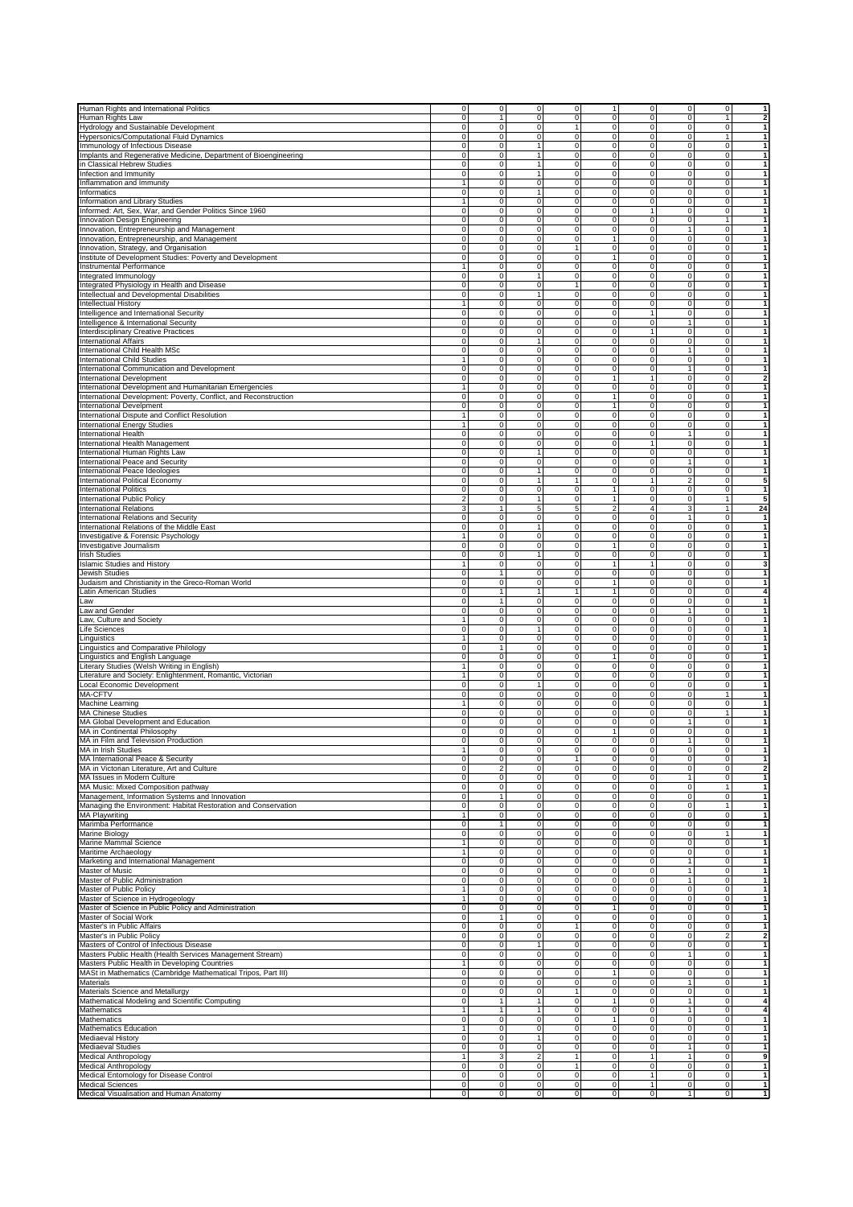| | | | | | | | | | |
|---|---|---|---|---|---|---|---|---|---|
| Human Rights and International Politics | 0 | 0 | 0 | 0 | 1 | 0 | 0 | 0 | 1 |
| Human Rights Law | 0 | 1 | 0 | 0 | 0 | 0 | 0 | 1 | 2 |
| Hydrology and Sustainable Development | 0 | 0 | 0 | 1 | 0 | 0 | 0 | 0 | 1 |
| Hypersonics/Computational Fluid Dynamics | 0 | 0 | 0 | 0 | 0 | 0 | 0 | 1 | 1 |
| Immunology of Infectious Disease | 0 | 0 | 1 | 0 | 0 | 0 | 0 | 0 | 1 |
| Implants and Regenerative Medicine, Department of Bioengineering | 0 | 0 | 1 | 0 | 0 | 0 | 0 | 0 | 1 |
| in Classical Hebrew Studies | 0 | 0 | 1 | 0 | 0 | 0 | 0 | 0 | 1 |
| Infection and Immunity | 0 | 0 | 1 | 0 | 0 | 0 | 0 | 0 | 1 |
| Inflammation and Immunity | 1 | 0 | 0 | 0 | 0 | 0 | 0 | 0 | 1 |
| Informatics | 0 | 0 | 1 | 0 | 0 | 0 | 0 | 0 | 1 |
| Information and Library Studies | 1 | 0 | 0 | 0 | 0 | 0 | 0 | 0 | 1 |
| Informed: Art, Sex, War, and Gender Politics Since 1960 | 0 | 0 | 0 | 0 | 0 | 1 | 0 | 0 | 1 |
| Innovation Design Engineering | 0 | 0 | 0 | 0 | 0 | 0 | 0 | 1 | 1 |
| Innovation, Entrepreneurship and Management | 0 | 0 | 0 | 0 | 0 | 0 | 1 | 0 | 1 |
| Innovation, Entrepreneurship, and Management | 0 | 0 | 0 | 0 | 1 | 0 | 0 | 0 | 1 |
| Innovation, Strategy, and Organisation | 0 | 0 | 0 | 1 | 0 | 0 | 0 | 0 | 1 |
| Institute of Development Studies: Poverty and Development | 0 | 0 | 0 | 0 | 1 | 0 | 0 | 0 | 1 |
| Instrumental Performance | 1 | 0 | 0 | 0 | 0 | 0 | 0 | 0 | 1 |
| Integrated Immunology | 0 | 0 | 1 | 0 | 0 | 0 | 0 | 0 | 1 |
| Integrated Physiology in Health and Disease | 0 | 0 | 0 | 1 | 0 | 0 | 0 | 0 | 1 |
| Intellectual and Developmental Disabilities | 0 | 0 | 1 | 0 | 0 | 0 | 0 | 0 | 1 |
| Intellectual History | 1 | 0 | 0 | 0 | 0 | 0 | 0 | 0 | 1 |
| Intelligence and International Security | 0 | 0 | 0 | 0 | 0 | 1 | 0 | 0 | 1 |
| Intelligence & International Security | 0 | 0 | 0 | 0 | 0 | 0 | 1 | 0 | 1 |
| Interdisciplinary Creative Practices | 0 | 0 | 0 | 0 | 0 | 1 | 0 | 0 | 1 |
| International Affairs | 0 | 0 | 1 | 0 | 0 | 0 | 0 | 0 | 1 |
| International Child Health MSc | 0 | 0 | 0 | 0 | 0 | 0 | 1 | 0 | 1 |
| International Child Studies | 1 | 0 | 0 | 0 | 0 | 0 | 0 | 0 | 1 |
| International Communication and Development | 0 | 0 | 0 | 0 | 0 | 0 | 1 | 0 | 1 |
| International Development | 0 | 0 | 0 | 0 | 1 | 1 | 0 | 0 | 2 |
| International Development and Humanitarian Emergencies | 1 | 0 | 0 | 0 | 0 | 0 | 0 | 0 | 1 |
| International Development: Poverty, Conflict, and Reconstruction | 0 | 0 | 0 | 0 | 1 | 0 | 0 | 0 | 1 |
| International Develpment | 0 | 0 | 0 | 0 | 1 | 0 | 0 | 0 | 1 |
| International Dispute and Conflict Resolution | 1 | 0 | 0 | 0 | 0 | 0 | 0 | 0 | 1 |
| International Energy Studies | 1 | 0 | 0 | 0 | 0 | 0 | 0 | 0 | 1 |
| International Health | 0 | 0 | 0 | 0 | 0 | 0 | 1 | 0 | 1 |
| International Health Management | 0 | 0 | 0 | 0 | 0 | 1 | 0 | 0 | 1 |
| International Human Rights Law | 0 | 0 | 1 | 0 | 0 | 0 | 0 | 0 | 1 |
| International Peace and Security | 0 | 0 | 0 | 0 | 0 | 0 | 1 | 0 | 1 |
| International Peace Ideologies | 0 | 0 | 1 | 0 | 0 | 0 | 0 | 0 | 1 |
| International Political Economy | 0 | 0 | 1 | 1 | 0 | 1 | 2 | 0 | 5 |
| International Politics | 0 | 0 | 0 | 0 | 1 | 0 | 0 | 0 | 1 |
| International Public Policy | 2 | 0 | 1 | 0 | 1 | 0 | 0 | 1 | 5 |
| International Relations | 3 | 1 | 5 | 5 | 2 | 4 | 3 | 1 | 24 |
| International Relations and Security | 0 | 0 | 0 | 0 | 0 | 0 | 1 | 0 | 1 |
| International Relations of the Middle East | 0 | 0 | 1 | 0 | 0 | 0 | 0 | 0 | 1 |
| Investigative & Forensic Psychology | 1 | 0 | 0 | 0 | 0 | 0 | 0 | 0 | 1 |
| Investigative Journalism | 0 | 0 | 0 | 0 | 1 | 0 | 0 | 0 | 1 |
| Irish Studies | 0 | 0 | 1 | 0 | 0 | 0 | 0 | 0 | 1 |
| Islamic Studies and History | 1 | 0 | 0 | 0 | 1 | 1 | 0 | 0 | 3 |
| Jewish Studies | 0 | 1 | 0 | 0 | 0 | 0 | 0 | 0 | 1 |
| Judaism and Christianity in the Greco-Roman World | 0 | 0 | 0 | 0 | 1 | 0 | 0 | 0 | 1 |
| Latin American Studies | 0 | 1 | 1 | 1 | 1 | 0 | 0 | 0 | 4 |
| Law | 0 | 1 | 0 | 0 | 0 | 0 | 0 | 0 | 1 |
| Law and Gender | 0 | 0 | 0 | 0 | 0 | 0 | 1 | 0 | 1 |
| Law, Culture and Society | 1 | 0 | 0 | 0 | 0 | 0 | 0 | 0 | 1 |
| Life Sciences | 0 | 0 | 1 | 0 | 0 | 0 | 0 | 0 | 1 |
| Linguistics | 1 | 0 | 0 | 0 | 0 | 0 | 0 | 0 | 1 |
| Linguistics and Comparative Philology | 0 | 1 | 0 | 0 | 0 | 0 | 0 | 0 | 1 |
| Linguistics and English Language | 0 | 0 | 0 | 0 | 1 | 0 | 0 | 0 | 1 |
| Literary Studies (Welsh Writing in English) | 1 | 0 | 0 | 0 | 0 | 0 | 0 | 0 | 1 |
| Literature and Society: Enlightenment, Romantic, Victorian | 1 | 0 | 0 | 0 | 0 | 0 | 0 | 0 | 1 |
| Local Economic Development | 0 | 0 | 1 | 0 | 0 | 0 | 0 | 0 | 1 |
| MA-CFTV | 0 | 0 | 0 | 0 | 0 | 0 | 0 | 1 | 1 |
| Machine Learning | 1 | 0 | 0 | 0 | 0 | 0 | 0 | 0 | 1 |
| MA Chinese Studies | 0 | 0 | 0 | 0 | 0 | 0 | 0 | 1 | 1 |
| MA Global Development and Education | 0 | 0 | 0 | 0 | 0 | 0 | 1 | 0 | 1 |
| MA in Continental Philosophy | 0 | 0 | 0 | 0 | 1 | 0 | 0 | 0 | 1 |
| MA in Film and Television Production | 0 | 0 | 0 | 0 | 0 | 0 | 1 | 0 | 1 |
| MA in Irish Studies | 1 | 0 | 0 | 0 | 0 | 0 | 0 | 0 | 1 |
| MA International Peace & Security | 0 | 0 | 0 | 1 | 0 | 0 | 0 | 0 | 1 |
| MA in Victorian Literature, Art and Culture | 0 | 2 | 0 | 0 | 0 | 0 | 0 | 0 | 2 |
| MA Issues in Modern Culture | 0 | 0 | 0 | 0 | 0 | 0 | 1 | 0 | 1 |
| MA Music: Mixed Composition pathway | 0 | 0 | 0 | 0 | 0 | 0 | 0 | 1 | 1 |
| Management, Information Systems and Innovation | 0 | 1 | 0 | 0 | 0 | 0 | 0 | 0 | 1 |
| Managing the Environment: Habitat Restoration and Conservation | 0 | 0 | 0 | 0 | 0 | 0 | 0 | 1 | 1 |
| MA Playwriting | 1 | 0 | 0 | 0 | 0 | 0 | 0 | 0 | 1 |
| Marimba Performance | 0 | 1 | 0 | 0 | 0 | 0 | 0 | 0 | 1 |
| Marine Biology | 0 | 0 | 0 | 0 | 0 | 0 | 0 | 1 | 1 |
| Marine Mammal Science | 1 | 0 | 0 | 0 | 0 | 0 | 0 | 0 | 1 |
| Maritime Archaeology | 1 | 0 | 0 | 0 | 0 | 0 | 0 | 0 | 1 |
| Marketing and International Management | 0 | 0 | 0 | 0 | 0 | 0 | 1 | 0 | 1 |
| Master of Music | 0 | 0 | 0 | 0 | 0 | 0 | 1 | 0 | 1 |
| Master of Public Administration | 0 | 0 | 0 | 0 | 0 | 0 | 1 | 0 | 1 |
| Master of Public Policy | 1 | 0 | 0 | 0 | 0 | 0 | 0 | 0 | 1 |
| Master of Science in Hydrogeology | 1 | 0 | 0 | 0 | 0 | 0 | 0 | 0 | 1 |
| Master of Science in Public Policy and Administration | 0 | 0 | 0 | 0 | 1 | 0 | 0 | 0 | 1 |
| Master of Social Work | 0 | 1 | 0 | 0 | 0 | 0 | 0 | 0 | 1 |
| Master's in Public Affairs | 0 | 0 | 0 | 1 | 0 | 0 | 0 | 0 | 1 |
| Master's in Public Policy | 0 | 0 | 0 | 0 | 0 | 0 | 0 | 2 | 2 |
| Masters of Control of Infectious Disease | 0 | 0 | 1 | 0 | 0 | 0 | 0 | 0 | 1 |
| Masters Public Health (Health Services Management Stream) | 0 | 0 | 0 | 0 | 0 | 0 | 1 | 0 | 1 |
| Masters Public Health in Developing Countries | 1 | 0 | 0 | 0 | 0 | 0 | 0 | 0 | 1 |
| MASt in Mathematics (Cambridge Mathematical Tripos, Part III) | 0 | 0 | 0 | 0 | 1 | 0 | 0 | 0 | 1 |
| Materials | 0 | 0 | 0 | 0 | 0 | 0 | 1 | 0 | 1 |
| Materials Science and Metallurgy | 0 | 0 | 0 | 1 | 0 | 0 | 0 | 0 | 1 |
| Mathematical Modeling and Scientific Computing | 0 | 1 | 1 | 0 | 1 | 0 | 1 | 0 | 4 |
| Mathematics | 1 | 1 | 1 | 0 | 0 | 0 | 1 | 0 | 4 |
| Mathematics | 0 | 0 | 0 | 0 | 1 | 0 | 0 | 0 | 1 |
| Mathematics Education | 1 | 0 | 0 | 0 | 0 | 0 | 0 | 0 | 1 |
| Mediaeval History | 0 | 0 | 1 | 0 | 0 | 0 | 0 | 0 | 1 |
| Mediaeval Studies | 0 | 0 | 0 | 0 | 0 | 0 | 1 | 0 | 1 |
| Medical Anthropology | 1 | 3 | 2 | 1 | 0 | 1 | 1 | 0 | 9 |
| Medical Anthropology | 0 | 0 | 0 | 1 | 0 | 0 | 0 | 0 | 1 |
| Medical Entomology for Disease Control | 0 | 0 | 0 | 0 | 0 | 1 | 0 | 0 | 1 |
| Medical Sciences | 0 | 0 | 0 | 0 | 0 | 1 | 0 | 0 | 1 |
| Medical Visualisation and Human Anatomy | 0 | 0 | 0 | 0 | 0 | 0 | 1 | 0 | 1 |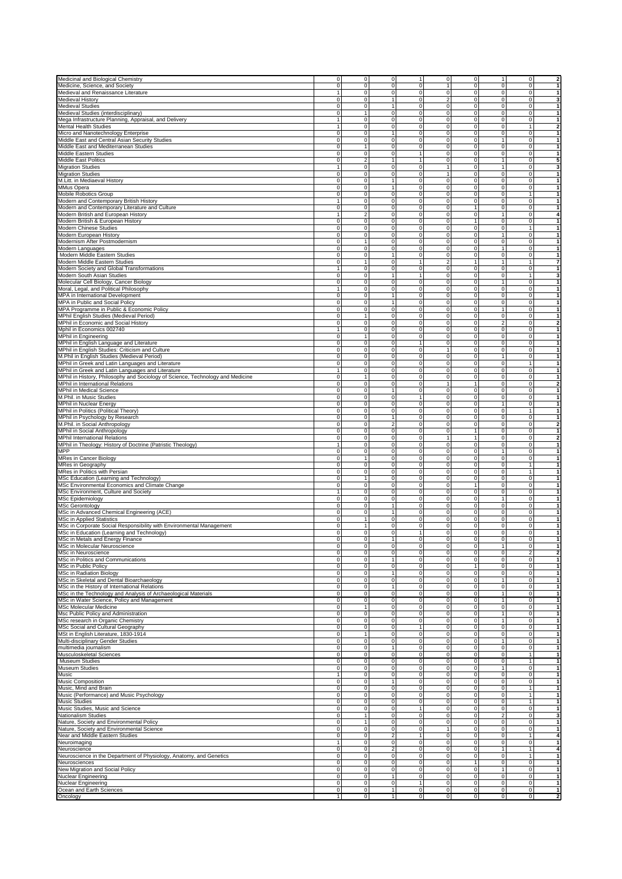| | | | | | | | | | |
|---|---|---|---|---|---|---|---|---|---|
| Medicinal and Biological Chemistry | 0 | 0 | 0 | 1 | 0 | 0 | 1 | 0 | 2 |
| Medicine, Science, and Society | 0 | 0 | 0 | 0 | 1 | 0 | 0 | 0 | 1 |
| Medieval and Renaissance Literature | 1 | 0 | 0 | 0 | 0 | 0 | 0 | 0 | 1 |
| Medieval History | 0 | 0 | 1 | 0 | 2 | 0 | 0 | 0 | 3 |
| Medieval Studies | 0 | 0 | 1 | 0 | 0 | 0 | 0 | 0 | 1 |
| Medieval Studies (interdisciplinary) | 0 | 1 | 0 | 0 | 0 | 0 | 0 | 0 | 1 |
| Mega Infrastructure Planning, Appraisal, and Delivery | 1 | 0 | 0 | 0 | 0 | 0 | 0 | 0 | 1 |
| Mental Health Studies | 1 | 0 | 0 | 0 | 0 | 0 | 0 | 1 | 2 |
| Micro and Nanotechnology Enterprise | 0 | 0 | 1 | 0 | 0 | 0 | 0 | 0 | 1 |
| Middle East and Central Asian Security Studies | 0 | 0 | 0 | 0 | 0 | 0 | 1 | 0 | 1 |
| Middle East and Mediterranean Studies | 0 | 1 | 0 | 0 | 0 | 0 | 0 | 0 | 1 |
| Middle Eastern Studies | 0 | 0 | 0 | 1 | 0 | 0 | 0 | 0 | 1 |
| Middle East Politics | 0 | 2 | 1 | 1 | 0 | 0 | 1 | 0 | 5 |
| Migration Studies | 1 | 0 | 0 | 0 | 1 | 0 | 1 | 0 | 3 |
| Migration Studies | 0 | 0 | 0 | 0 | 1 | 0 | 0 | 0 | 1 |
| M.Litt. in Mediaeval History | 0 | 0 | 1 | 0 | 0 | 0 | 0 | 0 | 1 |
| MMus Opera | 0 | 0 | 1 | 0 | 0 | 0 | 0 | 0 | 1 |
| Mobile Robotics Group | 0 | 0 | 0 | 0 | 0 | 0 | 0 | 1 | 1 |
| Modern and Contemporary British History | 1 | 0 | 0 | 0 | 0 | 0 | 0 | 0 | 1 |
| Modern and Contemporary Literature and Culture | 0 | 0 | 0 | 0 | 0 | 1 | 0 | 0 | 1 |
| Modern British and European History | 1 | 2 | 0 | 0 | 0 | 0 | 1 | 0 | 4 |
| Modern British & European History | 0 | 0 | 0 | 0 | 0 | 1 | 0 | 0 | 1 |
| Modern Chinese Studies | 0 | 0 | 0 | 0 | 0 | 0 | 0 | 1 | 1 |
| Modern European History | 0 | 0 | 0 | 0 | 0 | 0 | 1 | 0 | 1 |
| Modernism After Postmodernism | 0 | 1 | 0 | 0 | 0 | 0 | 0 | 0 | 1 |
| Modern Languages | 0 | 0 | 0 | 0 | 0 | 0 | 1 | 0 | 1 |
| Modern Middle Eastern Studies | 0 | 0 | 1 | 0 | 0 | 0 | 0 | 0 | 1 |
| Modern Middle Eastern Studies | 0 | 1 | 0 | 1 | 2 | 1 | 1 | 1 | 7 |
| Modern Society and Global Transformations | 1 | 0 | 0 | 0 | 0 | 0 | 0 | 0 | 1 |
| Modern South Asian Studies | 0 | 0 | 1 | 1 | 0 | 0 | 0 | 1 | 3 |
| Molecular Cell Biology, Cancer Biology | 0 | 0 | 0 | 0 | 0 | 0 | 1 | 0 | 1 |
| Moral, Legal, and Political Philosophy | 1 | 0 | 0 | 0 | 0 | 0 | 0 | 0 | 1 |
| MPA in International Development | 0 | 0 | 1 | 0 | 0 | 0 | 0 | 0 | 1 |
| MPA in Public and Social Policy | 0 | 0 | 1 | 0 | 0 | 0 | 0 | 0 | 1 |
| MPA Programme in Public & Economic Policy | 0 | 0 | 0 | 0 | 0 | 0 | 1 | 0 | 1 |
| MPhil English Studies (Medieval Period) | 0 | 1 | 0 | 0 | 0 | 0 | 0 | 0 | 1 |
| MPhil in Economic and Social History | 0 | 0 | 0 | 0 | 0 | 0 | 2 | 0 | 2 |
| Mphil in Economics 002740 | 1 | 0 | 0 | 0 | 0 | 0 | 0 | 0 | 1 |
| MPhil in Engineering | 0 | 1 | 0 | 0 | 0 | 0 | 0 | 0 | 1 |
| MPhil in English Language and Literature | 0 | 0 | 0 | 1 | 0 | 0 | 0 | 0 | 1 |
| MPhil in English Studies: Criticism and Culture | 0 | 0 | 0 | 0 | 1 | 0 | 0 | 0 | 1 |
| M.Phil in English Studies (Medieval Period) | 0 | 0 | 0 | 0 | 0 | 0 | 1 | 0 | 1 |
| MPhil in Greek and Latin Languages and Literature | 0 | 0 | 0 | 0 | 0 | 0 | 0 | 1 | 1 |
| MPhil in Greek and Latin Languages and Literature | 1 | 0 | 0 | 0 | 0 | 0 | 0 | 0 | 1 |
| MPhil in History, Philosophy and Sociology of Science, Technology and Medicine | 0 | 1 | 0 | 0 | 0 | 0 | 0 | 0 | 1 |
| MPhil in International Relations | 0 | 0 | 0 | 0 | 1 | 1 | 0 | 0 | 2 |
| MPhil in Medical Science | 0 | 0 | 1 | 0 | 0 | 0 | 0 | 0 | 1 |
| M.Phil. in Music Studies | 0 | 0 | 0 | 1 | 0 | 0 | 0 | 0 | 1 |
| MPhil in Nuclear Energy | 0 | 0 | 0 | 0 | 0 | 0 | 1 | 0 | 1 |
| MPhil in Politics (Political Theory) | 0 | 0 | 0 | 0 | 0 | 0 | 0 | 1 | 1 |
| MPhil in Psychology by Research | 0 | 0 | 1 | 0 | 0 | 0 | 0 | 0 | 1 |
| M.Phil. in Social Anthropology | 0 | 0 | 2 | 0 | 0 | 0 | 0 | 0 | 2 |
| MPhil in Social Anthropology | 0 | 0 | 0 | 0 | 0 | 1 | 0 | 0 | 1 |
| MPhil International Relations | 0 | 0 | 0 | 0 | 1 | 1 | 0 | 0 | 2 |
| MPhil in Theology: History of Doctrine (Patristic Theology) | 1 | 0 | 0 | 0 | 0 | 0 | 0 | 0 | 1 |
| MPP | 0 | 0 | 0 | 0 | 0 | 0 | 1 | 0 | 1 |
| MRes in Cancer Biology | 0 | 1 | 0 | 0 | 0 | 0 | 0 | 0 | 1 |
| MRes in Geography | 0 | 0 | 0 | 0 | 0 | 0 | 0 | 1 | 1 |
| MRes in Politics with Persian | 0 | 0 | 0 | 0 | 0 | 0 | 0 | 1 | 1 |
| MSc Education (Learning and Technology) | 0 | 1 | 0 | 0 | 0 | 0 | 0 | 0 | 1 |
| MSc Environmental Economics and Climate Change | 0 | 0 | 0 | 0 | 0 | 1 | 0 | 0 | 1 |
| MSc Environment, Culture and Society | 1 | 0 | 0 | 0 | 0 | 0 | 0 | 0 | 1 |
| MSc Epidemiology | 0 | 0 | 0 | 0 | 0 | 0 | 1 | 0 | 1 |
| MSc Gerontology | 0 | 0 | 1 | 0 | 0 | 0 | 0 | 0 | 1 |
| MSc in Advanced Chemical Engineering (ACE) | 0 | 0 | 1 | 0 | 0 | 0 | 0 | 0 | 1 |
| MSc in Applied Statistics | 0 | 1 | 0 | 0 | 0 | 0 | 0 | 0 | 1 |
| MSc in Corporate Social Responsibility with Environmental Management | 0 | 1 | 0 | 0 | 0 | 0 | 0 | 0 | 1 |
| MSc in Education (Learning and Technology) | 0 | 0 | 0 | 1 | 0 | 0 | 0 | 0 | 1 |
| MSc in Metals and Energy Finance | 0 | 0 | 1 | 0 | 0 | 0 | 0 | 0 | 1 |
| MSc in Molecular Neuroscience | 0 | 0 | 0 | 0 | 0 | 0 | 1 | 0 | 1 |
| MSc in Neuroscience | 0 | 0 | 0 | 0 | 0 | 0 | 0 | 2 | 2 |
| MSc in Politics and Communications | 0 | 0 | 1 | 0 | 0 | 0 | 0 | 0 | 1 |
| MSc in Public Policy | 0 | 0 | 0 | 0 | 0 | 1 | 0 | 0 | 1 |
| MSc in Radiation Biology | 0 | 0 | 1 | 0 | 0 | 0 | 0 | 0 | 1 |
| MSc in Skeletal and Dental Bioarchaeology | 0 | 0 | 0 | 0 | 0 | 0 | 1 | 0 | 1 |
| MSc in the History of International Relations | 0 | 0 | 1 | 0 | 0 | 0 | 0 | 0 | 1 |
| MSc in the Technology and Analysis of Archaeological Materials | 0 | 0 | 0 | 0 | 0 | 0 | 1 | 0 | 1 |
| MSc in Water Science, Policy and Management | 0 | 0 | 0 | 0 | 0 | 0 | 1 | 0 | 1 |
| MSc Molecular Medicine | 0 | 1 | 0 | 0 | 0 | 0 | 0 | 0 | 1 |
| Msc Public Policy and Administration | 0 | 0 | 0 | 0 | 0 | 0 | 1 | 0 | 1 |
| MSc research in Organic Chemistry | 0 | 0 | 0 | 0 | 0 | 0 | 1 | 0 | 1 |
| MSc Social and Cultural Geography | 0 | 0 | 0 | 1 | 0 | 0 | 0 | 0 | 1 |
| MSt in English Literature, 1830-1914 | 0 | 1 | 0 | 0 | 0 | 0 | 0 | 0 | 1 |
| Multi-disciplinary Gender Studies | 0 | 0 | 0 | 0 | 0 | 0 | 1 | 0 | 1 |
| multimedia journalism | 0 | 0 | 1 | 0 | 0 | 0 | 0 | 0 | 1 |
| Musculoskeletal Sciences | 0 | 0 | 0 | 0 | 0 | 0 | 0 | 1 | 1 |
| Museum Studies | 0 | 0 | 0 | 0 | 0 | 0 | 0 | 1 | 1 |
| Museum Studies | 0 | 0 | 0 | 0 | 0 | 0 | 1 | 0 | 1 |
| Music | 1 | 0 | 0 | 0 | 0 | 0 | 0 | 0 | 1 |
| Music Composition | 0 | 0 | 1 | 0 | 0 | 0 | 0 | 0 | 1 |
| Music, Mind and Brain | 0 | 0 | 0 | 0 | 0 | 0 | 0 | 1 | 1 |
| Music (Performance) and Music Psychology | 0 | 0 | 0 | 0 | 0 | 0 | 0 | 1 | 1 |
| Music Studies | 0 | 0 | 0 | 0 | 0 | 0 | 0 | 1 | 1 |
| Music Studies, Music and Science | 0 | 0 | 0 | 1 | 0 | 0 | 0 | 0 | 1 |
| Nationalism Studies | 0 | 1 | 0 | 0 | 0 | 0 | 2 | 0 | 3 |
| Nature, Society and Environmental Policy | 0 | 1 | 0 | 0 | 0 | 0 | 0 | 0 | 1 |
| Nature, Society and Environmental Science | 0 | 0 | 0 | 0 | 1 | 0 | 0 | 0 | 1 |
| Near and Middle Eastern Studies | 0 | 0 | 2 | 1 | 0 | 0 | 0 | 1 | 4 |
| Neuroimaging | 1 | 0 | 0 | 0 | 0 | 0 | 0 | 0 | 1 |
| Neuroscience | 0 | 0 | 2 | 0 | 0 | 0 | 1 | 1 | 4 |
| Neuroscience in the Department of Physiology, Anatomy, and Genetics | 0 | 0 | 0 | 0 | 0 | 0 | 0 | 1 | 1 |
| Neurosciences | 0 | 0 | 0 | 0 | 0 | 1 | 0 | 0 | 1 |
| New Migration and Social Policy | 0 | 0 | 0 | 0 | 0 | 0 | 1 | 0 | 1 |
| Nuclear Engineering | 0 | 0 | 1 | 0 | 0 | 0 | 0 | 0 | 1 |
| Nuclear Engineering | 0 | 0 | 0 | 1 | 0 | 0 | 0 | 0 | 1 |
| Ocean and Earth Sciences | 0 | 0 | 1 | 0 | 0 | 0 | 0 | 0 | 1 |
| Oncology | 1 | 0 | 1 | 0 | 0 | 0 | 0 | 0 | 2 |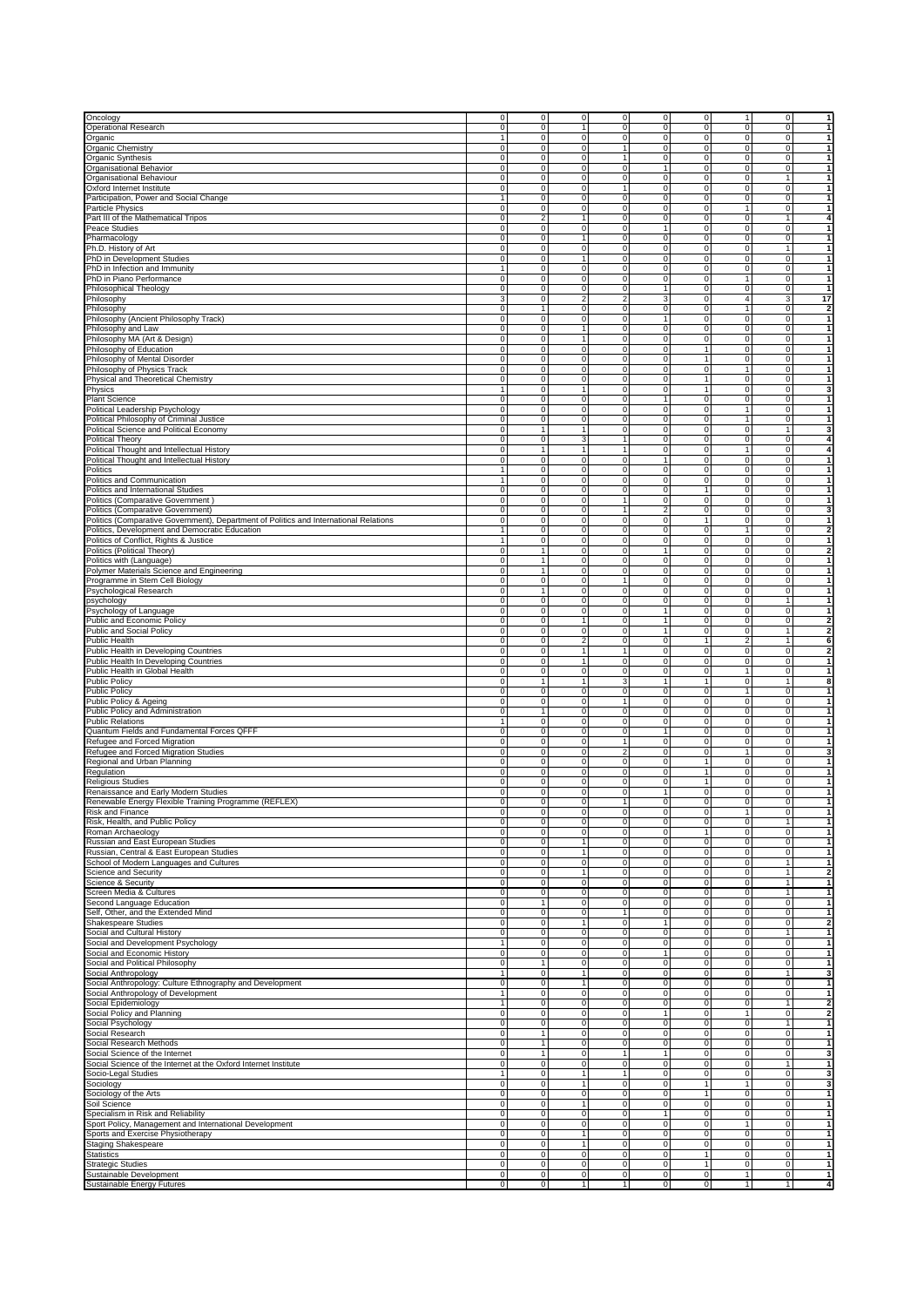| | | | | | | | | | |
|---|---|---|---|---|---|---|---|---|---|
| Oncology | 0 | 0 | 0 | 0 | 0 | 0 | 1 | 0 | 1 |
| Operational Research | 0 | 0 | 1 | 0 | 0 | 0 | 0 | 0 | 1 |
| Organic | 1 | 0 | 0 | 0 | 0 | 0 | 0 | 0 | 1 |
| Organic Chemistry | 0 | 0 | 0 | 1 | 0 | 0 | 0 | 0 | 1 |
| Organic Synthesis | 0 | 0 | 0 | 1 | 0 | 0 | 0 | 0 | 1 |
| Organisational Behavior | 0 | 0 | 0 | 0 | 1 | 0 | 0 | 0 | 1 |
| Organisational Behaviour | 0 | 0 | 0 | 0 | 0 | 0 | 0 | 1 | 1 |
| Oxford Internet Institute | 0 | 0 | 0 | 1 | 0 | 0 | 0 | 0 | 1 |
| Participation, Power and Social Change | 1 | 0 | 0 | 0 | 0 | 0 | 0 | 0 | 1 |
| Particle Physics | 0 | 0 | 0 | 0 | 0 | 0 | 1 | 0 | 1 |
| Part III of the Mathematical Tripos | 0 | 2 | 1 | 0 | 0 | 0 | 0 | 1 | 4 |
| Peace Studies | 0 | 0 | 0 | 0 | 1 | 0 | 0 | 0 | 1 |
| Pharmacology | 0 | 0 | 1 | 0 | 0 | 0 | 0 | 0 | 1 |
| Ph.D. History of Art | 0 | 0 | 0 | 0 | 0 | 0 | 0 | 1 | 1 |
| PhD in Development Studies | 0 | 0 | 1 | 0 | 0 | 0 | 0 | 0 | 1 |
| PhD in Infection and Immunity | 1 | 0 | 0 | 0 | 0 | 0 | 0 | 0 | 1 |
| PhD in Piano Performance | 0 | 0 | 0 | 0 | 0 | 0 | 1 | 0 | 1 |
| Philosophical Theology | 0 | 0 | 0 | 0 | 1 | 0 | 0 | 0 | 1 |
| Philosophy | 3 | 0 | 2 | 2 | 3 | 0 | 4 | 3 | 17 |
| Philosophy | 0 | 1 | 0 | 0 | 0 | 0 | 1 | 0 | 2 |
| Philosophy (Ancient Philosophy Track) | 0 | 0 | 0 | 0 | 1 | 0 | 0 | 0 | 1 |
| Philosophy and Law | 0 | 0 | 1 | 0 | 0 | 0 | 0 | 0 | 1 |
| Philosophy MA (Art & Design) | 0 | 0 | 1 | 0 | 0 | 0 | 0 | 0 | 1 |
| Philosophy of Education | 0 | 0 | 0 | 0 | 0 | 1 | 0 | 0 | 1 |
| Philosophy of Mental Disorder | 0 | 0 | 0 | 0 | 0 | 1 | 0 | 0 | 1 |
| Philosophy of Physics Track | 0 | 0 | 0 | 0 | 0 | 0 | 1 | 0 | 1 |
| Physical and Theoretical Chemistry | 0 | 0 | 0 | 0 | 0 | 1 | 0 | 0 | 1 |
| Physics | 1 | 0 | 1 | 0 | 0 | 1 | 0 | 0 | 3 |
| Plant Science | 0 | 0 | 0 | 0 | 1 | 0 | 0 | 0 | 1 |
| Political Leadership Psychology | 0 | 0 | 0 | 0 | 0 | 0 | 1 | 0 | 1 |
| Political Philosophy of Criminal Justice | 0 | 0 | 0 | 0 | 0 | 0 | 1 | 0 | 1 |
| Political Science and Political Economy | 0 | 1 | 1 | 0 | 0 | 0 | 0 | 1 | 3 |
| Political Theory | 0 | 0 | 3 | 1 | 0 | 0 | 0 | 0 | 4 |
| Political Thought and Intellectual History | 0 | 1 | 1 | 1 | 0 | 0 | 1 | 0 | 4 |
| Political Thought and Intellectual History | 0 | 0 | 0 | 0 | 1 | 0 | 0 | 0 | 1 |
| Politics | 1 | 0 | 0 | 0 | 0 | 0 | 0 | 0 | 1 |
| Politics and Communication | 1 | 0 | 0 | 0 | 0 | 0 | 0 | 0 | 1 |
| Politics and International Studies | 0 | 0 | 0 | 0 | 0 | 1 | 0 | 0 | 1 |
| Politics (Comparative Government ) | 0 | 0 | 0 | 1 | 0 | 0 | 0 | 0 | 1 |
| Politics (Comparative Government) | 0 | 0 | 0 | 1 | 2 | 0 | 0 | 0 | 3 |
| Politics (Comparative Government), Department of Politics and International Relations | 0 | 0 | 0 | 0 | 0 | 1 | 0 | 0 | 1 |
| Politics, Development and Democratic Education | 1 | 0 | 0 | 0 | 0 | 0 | 1 | 0 | 2 |
| Politics of Conflict, Rights & Justice | 1 | 0 | 0 | 0 | 0 | 0 | 0 | 0 | 1 |
| Politics (Political Theory) | 0 | 1 | 0 | 0 | 1 | 0 | 0 | 0 | 2 |
| Politics with (Language) | 0 | 1 | 0 | 0 | 0 | 0 | 0 | 0 | 1 |
| Polymer Materials Science and Engineering | 0 | 1 | 0 | 0 | 0 | 0 | 0 | 0 | 1 |
| Programme in Stem Cell Biology | 0 | 0 | 0 | 1 | 0 | 0 | 0 | 0 | 1 |
| Psychological Research | 0 | 1 | 0 | 0 | 0 | 0 | 0 | 0 | 1 |
| psychology | 0 | 0 | 0 | 0 | 0 | 0 | 0 | 1 | 1 |
| Psychology of Language | 0 | 0 | 0 | 0 | 1 | 0 | 0 | 0 | 1 |
| Public and Economic Policy | 0 | 0 | 1 | 0 | 1 | 0 | 0 | 0 | 2 |
| Public and Social Policy | 0 | 0 | 0 | 0 | 1 | 0 | 0 | 1 | 2 |
| Public Health | 0 | 0 | 2 | 0 | 0 | 1 | 2 | 1 | 6 |
| Public Health in Developing Countries | 0 | 0 | 1 | 1 | 0 | 0 | 0 | 0 | 2 |
| Public Health In Developing Countries | 0 | 0 | 1 | 0 | 0 | 0 | 0 | 0 | 1 |
| Public Health in Global Health | 0 | 0 | 0 | 0 | 0 | 0 | 1 | 0 | 1 |
| Public Policy | 0 | 1 | 1 | 3 | 1 | 1 | 0 | 1 | 8 |
| Public Policy | 0 | 0 | 0 | 0 | 0 | 0 | 1 | 0 | 1 |
| Public Policy & Ageing | 0 | 0 | 0 | 1 | 0 | 0 | 0 | 0 | 1 |
| Public Policy and Administration | 0 | 1 | 0 | 0 | 0 | 0 | 0 | 0 | 1 |
| Public Relations | 1 | 0 | 0 | 0 | 0 | 0 | 0 | 0 | 1 |
| Quantum Fields and Fundamental Forces QFFF | 0 | 0 | 0 | 0 | 1 | 0 | 0 | 0 | 1 |
| Refugee and Forced Migration | 0 | 0 | 0 | 1 | 0 | 0 | 0 | 0 | 1 |
| Refugee and Forced Migration Studies | 0 | 0 | 0 | 2 | 0 | 0 | 1 | 0 | 3 |
| Regional and Urban Planning | 0 | 0 | 0 | 0 | 0 | 1 | 0 | 0 | 1 |
| Regulation | 0 | 0 | 0 | 0 | 0 | 1 | 0 | 0 | 1 |
| Religious Studies | 0 | 0 | 0 | 0 | 0 | 1 | 0 | 0 | 1 |
| Renaissance and Early Modern Studies | 0 | 0 | 0 | 0 | 1 | 0 | 0 | 0 | 1 |
| Renewable Energy Flexible Training Programme (REFLEX) | 0 | 0 | 0 | 1 | 0 | 0 | 0 | 0 | 1 |
| Risk and Finance | 0 | 0 | 0 | 0 | 0 | 0 | 1 | 0 | 1 |
| Risk, Health, and Public Policy | 0 | 0 | 0 | 0 | 0 | 0 | 0 | 1 | 1 |
| Roman Archaeology | 0 | 0 | 0 | 0 | 0 | 1 | 0 | 0 | 1 |
| Russian and East European Studies | 0 | 0 | 1 | 0 | 0 | 0 | 0 | 0 | 1 |
| Russian, Central & East European Studies | 0 | 0 | 1 | 0 | 0 | 0 | 0 | 0 | 1 |
| School of Modern Languages and Cultures | 0 | 0 | 0 | 0 | 0 | 0 | 0 | 1 | 1 |
| Science and Security | 0 | 0 | 1 | 0 | 0 | 0 | 0 | 1 | 2 |
| Science & Security | 0 | 0 | 0 | 0 | 0 | 0 | 0 | 1 | 1 |
| Screen Media & Cultures | 0 | 0 | 0 | 0 | 0 | 0 | 0 | 1 | 1 |
| Second Language Education | 0 | 1 | 0 | 0 | 0 | 0 | 0 | 0 | 1 |
| Self, Other, and the Extended Mind | 0 | 0 | 0 | 1 | 0 | 0 | 0 | 0 | 1 |
| Shakespeare Studies | 0 | 0 | 1 | 0 | 1 | 0 | 0 | 0 | 2 |
| Social and Cultural History | 0 | 0 | 0 | 0 | 0 | 0 | 0 | 1 | 1 |
| Social and Development Psychology | 1 | 0 | 0 | 0 | 0 | 0 | 0 | 0 | 1 |
| Social and Economic History | 0 | 0 | 0 | 0 | 1 | 0 | 0 | 0 | 1 |
| Social and Political Philosophy | 0 | 1 | 0 | 0 | 0 | 0 | 0 | 0 | 1 |
| Social Anthropology | 1 | 0 | 1 | 0 | 0 | 0 | 0 | 1 | 3 |
| Social Anthropology: Culture Ethnography and Development | 0 | 0 | 1 | 0 | 0 | 0 | 0 | 0 | 1 |
| Social Anthropology of Development | 1 | 0 | 0 | 0 | 0 | 0 | 0 | 0 | 1 |
| Social Epidemiology | 1 | 0 | 0 | 0 | 0 | 0 | 0 | 1 | 2 |
| Social Policy and Planning | 0 | 0 | 0 | 0 | 1 | 0 | 1 | 0 | 2 |
| Social Psychology | 0 | 0 | 0 | 0 | 0 | 0 | 0 | 1 | 1 |
| Social Research | 0 | 1 | 0 | 0 | 0 | 0 | 0 | 0 | 1 |
| Social Research Methods | 0 | 1 | 0 | 0 | 0 | 0 | 0 | 0 | 1 |
| Social Science of the Internet | 0 | 1 | 0 | 1 | 1 | 0 | 0 | 0 | 3 |
| Social Science of the Internet at the Oxford Internet Institute | 0 | 0 | 0 | 0 | 0 | 0 | 0 | 1 | 1 |
| Socio-Legal Studies | 1 | 0 | 1 | 1 | 0 | 0 | 0 | 0 | 3 |
| Sociology | 0 | 0 | 1 | 0 | 0 | 1 | 1 | 0 | 3 |
| Sociology of the Arts | 0 | 0 | 0 | 0 | 0 | 1 | 0 | 0 | 1 |
| Soil Science | 0 | 0 | 1 | 0 | 0 | 0 | 0 | 0 | 1 |
| Specialism in Risk and Reliability | 0 | 0 | 0 | 0 | 1 | 0 | 0 | 0 | 1 |
| Sport Policy, Management and International Development | 0 | 0 | 0 | 0 | 0 | 0 | 1 | 0 | 1 |
| Sports and Exercise Physiotherapy | 0 | 0 | 1 | 0 | 0 | 0 | 0 | 0 | 1 |
| Staging Shakespeare | 0 | 0 | 1 | 0 | 0 | 0 | 0 | 0 | 1 |
| Statistics | 0 | 0 | 0 | 0 | 0 | 1 | 0 | 0 | 1 |
| Strategic Studies | 0 | 0 | 0 | 0 | 0 | 1 | 0 | 0 | 1 |
| Sustainable Development | 0 | 0 | 0 | 0 | 0 | 0 | 1 | 0 | 1 |
| Sustainable Energy Futures | 0 | 0 | 1 | 1 | 0 | 0 | 1 | 1 | 4 |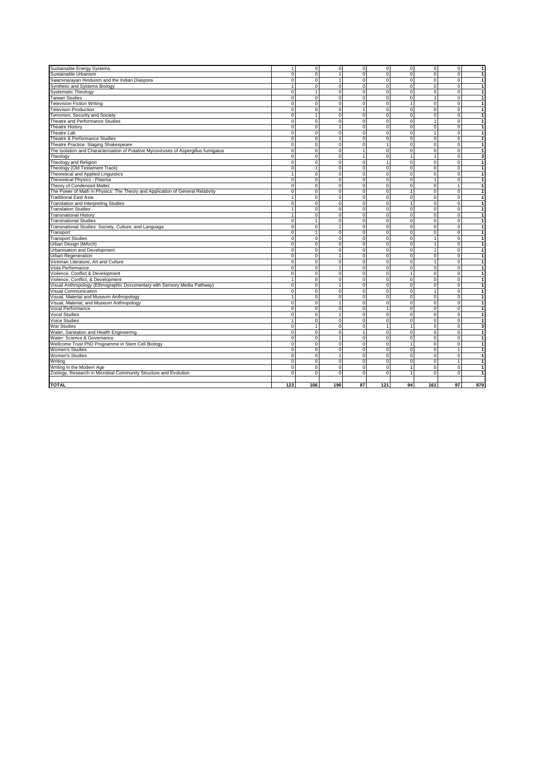| | | | | | | | | | |
|---|---|---|---|---|---|---|---|---|---|
| Sustainable Energy Systems | 1 | 0 | 0 | 0 | 0 | 0 | 0 | 0 | **1** |
| Sustainable Urbanism | 0 | 0 | 1 | 0 | 0 | 0 | 0 | 0 | **1** |
| Swaminarayan Hinduism and the Indian Diaspora | 0 | 0 | 1 | 0 | 0 | 0 | 0 | 0 | **1** |
| Synthetic and Systems Biology | 1 | 0 | 0 | 0 | 0 | 0 | 0 | 0 | **1** |
| Systematic Theology | 0 | 1 | 0 | 0 | 0 | 0 | 0 | 0 | **1** |
| Taiwan Studies | 0 | 0 | 0 | 0 | 0 | 0 | 1 | 0 | **1** |
| Television Fiction Writing | 0 | 0 | 0 | 0 | 0 | 1 | 0 | 0 | **1** |
| Televison Production | 0 | 0 | 0 | 1 | 0 | 0 | 0 | 0 | **1** |
| Terrorism, Security and Society | 0 | 1 | 0 | 0 | 0 | 0 | 0 | 0 | **1** |
| Theatre and Performance Studies | 0 | 0 | 0 | 0 | 0 | 0 | 1 | 0 | **1** |
| Theatre History | 0 | 0 | 1 | 0 | 0 | 0 | 0 | 0 | **1** |
| Theatre Lab | 0 | 0 | 0 | 0 | 0 | 0 | 1 | 0 | **1** |
| Theatre & Performance Studies | 0 | 0 | 1 | 0 | 0 | 0 | 0 | 0 | **1** |
| Theatre Practice: Staging Shakespeare | 0 | 0 | 0 | 0 | 1 | 0 | 0 | 0 | **1** |
| The Isolation and Characterization of Putative Mycoviruses of Aspergillus fumigatus | 0 | 0 | 0 | 1 | 0 | 0 | 0 | 0 | **1** |
| Theology | 0 | 0 | 0 | 1 | 0 | 1 | 1 | 0 | **3** |
| Theology and Religion | 0 | 0 | 0 | 0 | 1 | 0 | 0 | 0 | **1** |
| Theology (Old Testament Track) | 0 | 1 | 0 | 0 | 0 | 0 | 0 | 0 | **1** |
| Theoretical and Applied Linguistics | 1 | 0 | 0 | 0 | 0 | 0 | 0 | 0 | **1** |
| Theoretical Physics - Plasma | 0 | 0 | 0 | 0 | 0 | 0 | 1 | 0 | **1** |
| Theory of Condensed Matter | 0 | 0 | 0 | 0 | 0 | 0 | 0 | 1 | **1** |
| The Power of Math in Physics: The Theory and Application of General Relativity | 0 | 0 | 0 | 0 | 0 | 1 | 0 | 0 | **1** |
| Traditional East Asia | 1 | 0 | 0 | 0 | 0 | 0 | 0 | 0 | **1** |
| Translation and Interpreting Studies | 0 | 0 | 0 | 0 | 0 | 1 | 0 | 0 | **1** |
| Translation Studies | 1 | 0 | 0 | 0 | 0 | 0 | 0 | 0 | **1** |
| Transnational History | 1 | 0 | 0 | 0 | 0 | 0 | 0 | 0 | **1** |
| Transnational Studies | 0 | 1 | 0 | 0 | 0 | 0 | 0 | 0 | **1** |
| Transnational Studies: Society, Culture, and Language | 0 | 0 | 1 | 0 | 0 | 0 | 0 | 0 | **1** |
| Transport | 0 | 1 | 0 | 0 | 0 | 0 | 0 | 0 | **1** |
| Transport Studies | 0 | 0 | 0 | 0 | 0 | 0 | 1 | 0 | **1** |
| Urban Design (MArch) | 0 | 0 | 0 | 0 | 0 | 0 | 1 | 0 | **1** |
| Urbanisation and Development | 0 | 0 | 0 | 0 | 0 | 0 | 1 | 0 | **1** |
| Urban Regeneration | 0 | 0 | 1 | 0 | 0 | 0 | 0 | 0 | **1** |
| Victorian Literature, Art and Culture | 0 | 0 | 0 | 0 | 0 | 0 | 1 | 0 | **1** |
| Viola Performance | 0 | 0 | 1 | 0 | 0 | 0 | 0 | 0 | **1** |
| Violence, Conflict & Development | 0 | 0 | 0 | 0 | 0 | 1 | 0 | 0 | **1** |
| Violence, Conflict, & Development | 1 | 0 | 0 | 0 | 0 | 0 | 0 | 0 | **1** |
| Visual Anthropology (Ethnographic Documentary with Sensory Media Pathway) | 0 | 0 | 1 | 0 | 0 | 0 | 0 | 0 | **1** |
| Visual Communication | 0 | 0 | 0 | 0 | 0 | 0 | 1 | 0 | **1** |
| Visual, Material and Museum Anthropology | 1 | 0 | 0 | 0 | 0 | 0 | 0 | 0 | **1** |
| Visual, Material, and Museum Anthropology | 0 | 0 | 1 | 0 | 0 | 0 | 0 | 0 | **1** |
| Vocal Performance | 0 | 0 | 0 | 0 | 1 | 0 | 0 | 0 | **1** |
| Vocal Studies | 0 | 0 | 1 | 0 | 0 | 0 | 0 | 0 | **1** |
| Voice Studies | 1 | 0 | 0 | 0 | 0 | 0 | 0 | 0 | **1** |
| War Studies | 0 | 1 | 0 | 0 | 1 | 1 | 0 | 0 | **3** |
| Water, Sanitation and Health Engineering | 0 | 0 | 0 | 1 | 0 | 0 | 0 | 0 | **1** |
| Water: Science & Governance | 0 | 0 | 1 | 0 | 0 | 0 | 0 | 0 | **1** |
| Wellcome Trust PhD Programme in Stem Cell Biology | 0 | 0 | 0 | 0 | 0 | 1 | 0 | 0 | **1** |
| Women's Studies | 0 | 0 | 0 | 0 | 0 | 0 | 0 | 1 | **1** |
| Women's Studies | 0 | 0 | 1 | 0 | 0 | 0 | 0 | 0 | **1** |
| Writing | 0 | 0 | 0 | 0 | 0 | 0 | 0 | 1 | **1** |
| Writing in the Modern Age | 0 | 0 | 0 | 0 | 0 | 1 | 0 | 0 | **1** |
| Zoology, Research in Microbial Community Structure and Evolution | 0 | 0 | 0 | 0 | 0 | 1 | 0 | 0 | **1** |
| | | | | | | | | | |
| **TOTAL** | **123** | **106** | **190** | **87** | **121** | **94** | **161** | **97** | **979** |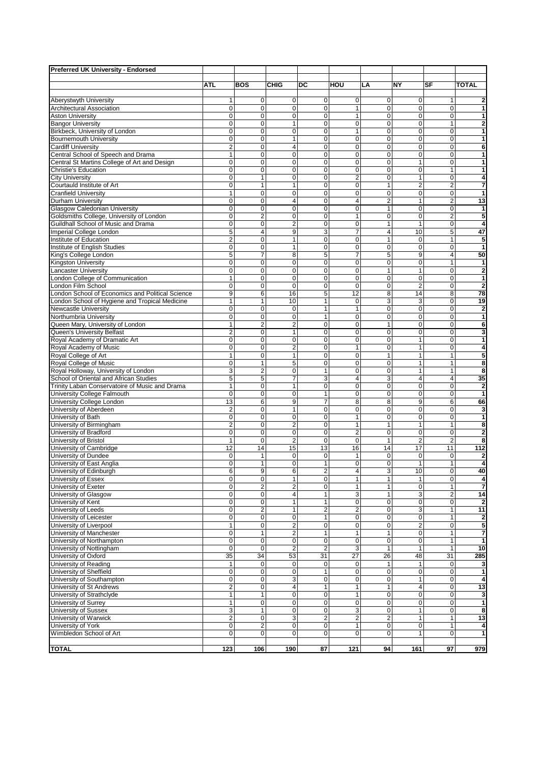**Preferred UK University - Endorsed**

| | ATL | BOS | CHIG | DC | HOU | LA | NY | SF | TOTAL |
|---|---|---|---|---|---|---|---|---|---|
| Aberystwyth University | 1 | 0 | 0 | 0 | 0 | 0 | 0 | 1 | **2** |
| Architectural Association | 0 | 0 | 0 | 0 | 1 | 0 | 0 | 0 | **1** |
| Aston University | 0 | 0 | 0 | 0 | 1 | 0 | 0 | 0 | **1** |
| Bangor University | 0 | 0 | 1 | 0 | 0 | 0 | 0 | 1 | **2** |
| Birkbeck, University of London | 0 | 0 | 0 | 0 | 1 | 0 | 0 | 0 | **1** |
| Bournemouth University | 0 | 0 | 1 | 0 | 0 | 0 | 0 | 0 | **1** |
| Cardiff University | 2 | 0 | 4 | 0 | 0 | 0 | 0 | 0 | **6** |
| Central School of Speech and Drama | 1 | 0 | 0 | 0 | 0 | 0 | 0 | 0 | **1** |
| Central St Martins College of Art and Design | 0 | 0 | 0 | 0 | 0 | 0 | 1 | 0 | **1** |
| Christie's Education | 0 | 0 | 0 | 0 | 0 | 0 | 0 | 1 | **1** |
| City University | 0 | 1 | 0 | 0 | 2 | 0 | 1 | 0 | **4** |
| Courtauld Institute of Art | 0 | 1 | 1 | 0 | 0 | 1 | 2 | 2 | **7** |
| Cranfield University | 1 | 0 | 0 | 0 | 0 | 0 | 0 | 0 | **1** |
| Durham University | 0 | 0 | 4 | 0 | 4 | 2 | 1 | 2 | **13** |
| Glasgow Caledonian University | 0 | 0 | 0 | 0 | 0 | 1 | 0 | 0 | **1** |
| Goldsmiths College, University of London | 0 | 2 | 0 | 0 | 1 | 0 | 0 | 2 | **5** |
| Guildhall School of Music and Drama | 0 | 0 | 2 | 0 | 0 | 1 | 1 | 0 | **4** |
| Imperial College London | 5 | 4 | 9 | 3 | 7 | 4 | 10 | 5 | **47** |
| Institute of Education | 2 | 0 | 1 | 0 | 0 | 1 | 0 | 1 | **5** |
| Institute of English Studies | 0 | 0 | 1 | 0 | 0 | 0 | 0 | 0 | **1** |
| King's College London | 5 | 7 | 8 | 5 | 7 | 5 | 9 | 4 | **50** |
| Kingston University | 0 | 0 | 0 | 0 | 0 | 0 | 0 | 1 | **1** |
| Lancaster University | 0 | 0 | 0 | 0 | 0 | 1 | 1 | 0 | **2** |
| London College of Communication | 1 | 0 | 0 | 0 | 0 | 0 | 0 | 0 | **1** |
| London Film School | 0 | 0 | 0 | 0 | 0 | 0 | 2 | 0 | **2** |
| London School of Economics and Political Science | 9 | 6 | 16 | 5 | 12 | 8 | 14 | 8 | **78** |
| London School of Hygiene and Tropical Medicine | 1 | 1 | 10 | 1 | 0 | 3 | 3 | 0 | **19** |
| Newcastle University | 0 | 0 | 0 | 1 | 1 | 0 | 0 | 0 | **2** |
| Northumbria University | 0 | 0 | 0 | 1 | 0 | 0 | 0 | 0 | **1** |
| Queen Mary, University of London | 1 | 2 | 2 | 0 | 0 | 1 | 0 | 0 | **6** |
| Queen's University Belfast | 2 | 0 | 1 | 0 | 0 | 0 | 0 | 0 | **3** |
| Royal Academy of Dramatic Art | 0 | 0 | 0 | 0 | 0 | 0 | 1 | 0 | **1** |
| Royal Academy of Music | 0 | 0 | 2 | 0 | 1 | 0 | 1 | 0 | **4** |
| Royal College of Art | 1 | 0 | 1 | 0 | 0 | 1 | 1 | 1 | **5** |
| Royal College of Music | 0 | 1 | 5 | 0 | 0 | 0 | 1 | 1 | **8** |
| Royal Holloway, University of London | 3 | 2 | 0 | 1 | 0 | 0 | 1 | 1 | **8** |
| School of Oriental and African Studies | 5 | 5 | 7 | 3 | 4 | 3 | 4 | 4 | **35** |
| Trinity Laban Conservatoire of Music and Drama | 1 | 0 | 1 | 0 | 0 | 0 | 0 | 0 | **2** |
| University College Falmouth | 0 | 0 | 0 | 1 | 0 | 0 | 0 | 0 | **1** |
| University College London | 13 | 6 | 9 | 7 | 8 | 8 | 9 | 6 | **66** |
| University of Aberdeen | 2 | 0 | 1 | 0 | 0 | 0 | 0 | 0 | **3** |
| University of Bath | 0 | 0 | 0 | 0 | 1 | 0 | 0 | 0 | **1** |
| University of Birmingham | 2 | 0 | 2 | 0 | 1 | 1 | 1 | 1 | **8** |
| University of Bradford | 0 | 0 | 0 | 0 | 2 | 0 | 0 | 0 | **2** |
| University of Bristol | 1 | 0 | 2 | 0 | 0 | 1 | 2 | 2 | **8** |
| University of Cambridge | 12 | 14 | 15 | 13 | 16 | 14 | 17 | 11 | **112** |
| University of Dundee | 0 | 1 | 0 | 0 | 1 | 0 | 0 | 0 | **2** |
| University of East Anglia | 0 | 1 | 0 | 1 | 0 | 0 | 1 | 1 | **4** |
| University of Edinburgh | 6 | 9 | 6 | 2 | 4 | 3 | 10 | 0 | **40** |
| University of Essex | 0 | 0 | 1 | 0 | 1 | 1 | 1 | 0 | **4** |
| University of Exeter | 0 | 2 | 2 | 0 | 1 | 1 | 0 | 1 | **7** |
| University of Glasgow | 0 | 0 | 4 | 1 | 3 | 1 | 3 | 2 | **14** |
| University of Kent | 0 | 0 | 1 | 1 | 0 | 0 | 0 | 0 | **2** |
| University of Leeds | 0 | 2 | 1 | 2 | 2 | 0 | 3 | 1 | **11** |
| University of Leicester | 0 | 0 | 0 | 1 | 0 | 0 | 0 | 1 | **2** |
| University of Liverpool | 1 | 0 | 2 | 0 | 0 | 0 | 2 | 0 | **5** |
| University of Manchester | 0 | 1 | 2 | 1 | 1 | 1 | 0 | 1 | **7** |
| University of Northampton | 0 | 0 | 0 | 0 | 0 | 0 | 0 | 1 | **1** |
| University of Nottingham | 0 | 0 | 2 | 2 | 3 | 1 | 1 | 1 | **10** |
| University of Oxford | 35 | 34 | 53 | 31 | 27 | 26 | 48 | 31 | **285** |
| University of Reading | 1 | 0 | 0 | 0 | 0 | 1 | 1 | 0 | **3** |
| University of Sheffield | 0 | 0 | 0 | 1 | 0 | 0 | 0 | 0 | **1** |
| University of Southampton | 0 | 0 | 3 | 0 | 0 | 0 | 1 | 0 | **4** |
| University of St Andrews | 2 | 0 | 4 | 1 | 1 | 1 | 4 | 0 | **13** |
| University of Strathclyde | 1 | 1 | 0 | 0 | 1 | 0 | 0 | 0 | **3** |
| University of Surrey | 1 | 0 | 0 | 0 | 0 | 0 | 0 | 0 | **1** |
| University of Sussex | 3 | 1 | 0 | 0 | 3 | 0 | 1 | 0 | **8** |
| University of Warwick | 2 | 0 | 3 | 2 | 2 | 2 | 1 | 1 | **13** |
| University of York | 0 | 2 | 0 | 0 | 1 | 0 | 0 | 1 | **4** |
| Wimbledon School of Art | 0 | 0 | 0 | 0 | 0 | 0 | 1 | 0 | **1** |
| **TOTAL** | **123** | **106** | **190** | **87** | **121** | **94** | **161** | **97** | **979** |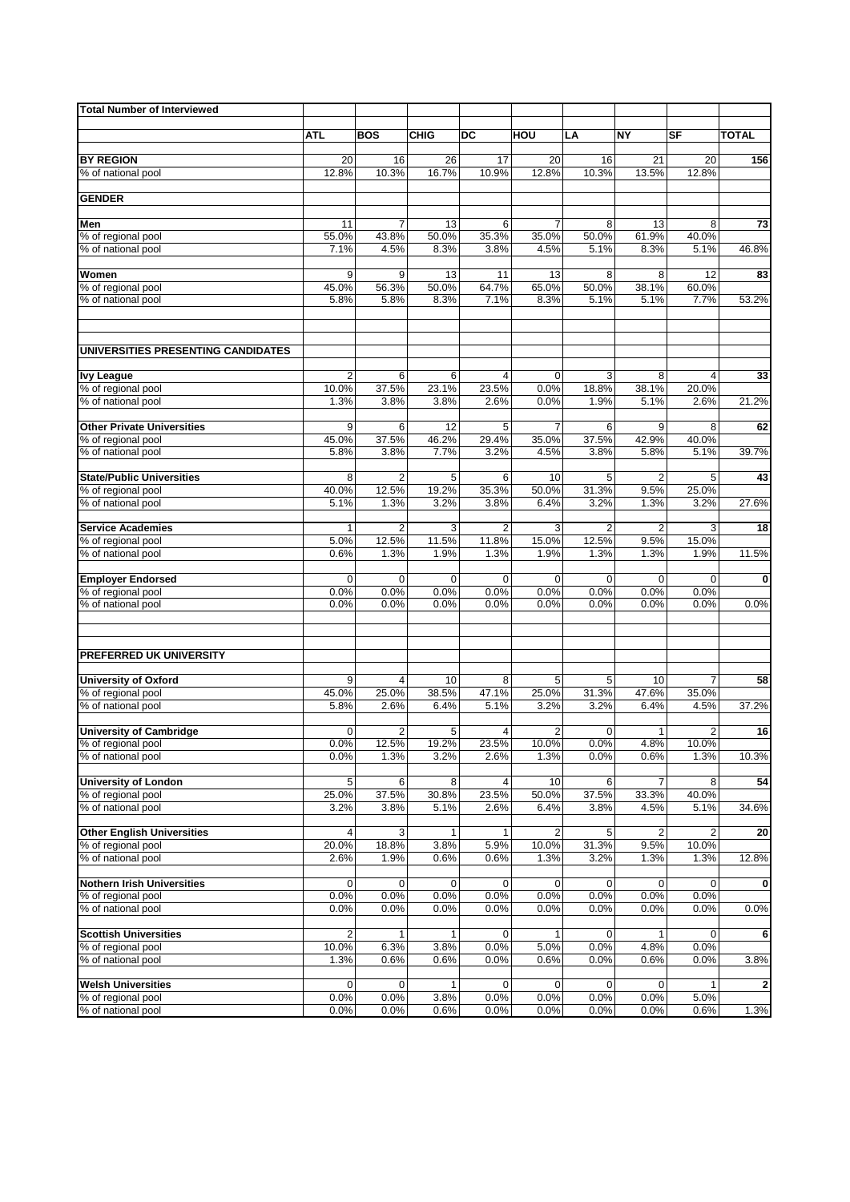| Total Number of Interviewed | | | | | | | | | |
|---|---|---|---|---|---|---|---|---|---|
| | ATL | BOS | CHIG | DC | HOU | LA | NY | SF | TOTAL |
| **BY REGION** | 20 | 16 | 26 | 17 | 20 | 16 | 21 | 20 | 156 |
| % of national pool | 12.8% | 10.3% | 16.7% | 10.9% | 12.8% | 10.3% | 13.5% | 12.8% | |
| **GENDER** | | | | | | | | | |
| **Men** | 11 | 7 | 13 | 6 | 7 | 8 | 13 | 8 | 73 |
| % of regional pool | 55.0% | 43.8% | 50.0% | 35.3% | 35.0% | 50.0% | 61.9% | 40.0% | |
| % of national pool | 7.1% | 4.5% | 8.3% | 3.8% | 4.5% | 5.1% | 8.3% | 5.1% | 46.8% |
| **Women** | 9 | 9 | 13 | 11 | 13 | 8 | 8 | 12 | 83 |
| % of regional pool | 45.0% | 56.3% | 50.0% | 64.7% | 65.0% | 50.0% | 38.1% | 60.0% | |
| % of national pool | 5.8% | 5.8% | 8.3% | 7.1% | 8.3% | 5.1% | 5.1% | 7.7% | 53.2% |
| **UNIVERSITIES PRESENTING CANDIDATES** | | | | | | | | | |
| **Ivy League** | 2 | 6 | 6 | 4 | 0 | 3 | 8 | 4 | 33 |
| % of regional pool | 10.0% | 37.5% | 23.1% | 23.5% | 0.0% | 18.8% | 38.1% | 20.0% | |
| % of national pool | 1.3% | 3.8% | 3.8% | 2.6% | 0.0% | 1.9% | 5.1% | 2.6% | 21.2% |
| **Other Private Universities** | 9 | 6 | 12 | 5 | 7 | 6 | 9 | 8 | 62 |
| % of regional pool | 45.0% | 37.5% | 46.2% | 29.4% | 35.0% | 37.5% | 42.9% | 40.0% | |
| % of national pool | 5.8% | 3.8% | 7.7% | 3.2% | 4.5% | 3.8% | 5.8% | 5.1% | 39.7% |
| **State/Public Universities** | 8 | 2 | 5 | 6 | 10 | 5 | 2 | 5 | 43 |
| % of regional pool | 40.0% | 12.5% | 19.2% | 35.3% | 50.0% | 31.3% | 9.5% | 25.0% | |
| % of national pool | 5.1% | 1.3% | 3.2% | 3.8% | 6.4% | 3.2% | 1.3% | 3.2% | 27.6% |
| **Service Academies** | 1 | 2 | 3 | 2 | 3 | 2 | 2 | 3 | 18 |
| % of regional pool | 5.0% | 12.5% | 11.5% | 11.8% | 15.0% | 12.5% | 9.5% | 15.0% | |
| % of national pool | 0.6% | 1.3% | 1.9% | 1.3% | 1.9% | 1.3% | 1.3% | 1.9% | 11.5% |
| **Employer Endorsed** | 0 | 0 | 0 | 0 | 0 | 0 | 0 | 0 | 0 |
| % of regional pool | 0.0% | 0.0% | 0.0% | 0.0% | 0.0% | 0.0% | 0.0% | 0.0% | |
| % of national pool | 0.0% | 0.0% | 0.0% | 0.0% | 0.0% | 0.0% | 0.0% | 0.0% | 0.0% |
| **PREFERRED UK UNIVERSITY** | | | | | | | | | |
| **University of Oxford** | 9 | 4 | 10 | 8 | 5 | 5 | 10 | 7 | 58 |
| % of regional pool | 45.0% | 25.0% | 38.5% | 47.1% | 25.0% | 31.3% | 47.6% | 35.0% | |
| % of national pool | 5.8% | 2.6% | 6.4% | 5.1% | 3.2% | 3.2% | 6.4% | 4.5% | 37.2% |
| **University of Cambridge** | 0 | 2 | 5 | 4 | 2 | 0 | 1 | 2 | 16 |
| % of regional pool | 0.0% | 12.5% | 19.2% | 23.5% | 10.0% | 0.0% | 4.8% | 10.0% | |
| % of national pool | 0.0% | 1.3% | 3.2% | 2.6% | 1.3% | 0.0% | 0.6% | 1.3% | 10.3% |
| **University of London** | 5 | 6 | 8 | 4 | 10 | 6 | 7 | 8 | 54 |
| % of regional pool | 25.0% | 37.5% | 30.8% | 23.5% | 50.0% | 37.5% | 33.3% | 40.0% | |
| % of national pool | 3.2% | 3.8% | 5.1% | 2.6% | 6.4% | 3.8% | 4.5% | 5.1% | 34.6% |
| **Other English Universities** | 4 | 3 | 1 | 1 | 2 | 5 | 2 | 2 | 20 |
| % of regional pool | 20.0% | 18.8% | 3.8% | 5.9% | 10.0% | 31.3% | 9.5% | 10.0% | |
| % of national pool | 2.6% | 1.9% | 0.6% | 0.6% | 1.3% | 3.2% | 1.3% | 1.3% | 12.8% |
| **Nothern Irish Universities** | 0 | 0 | 0 | 0 | 0 | 0 | 0 | 0 | 0 |
| % of regional pool | 0.0% | 0.0% | 0.0% | 0.0% | 0.0% | 0.0% | 0.0% | 0.0% | |
| % of national pool | 0.0% | 0.0% | 0.0% | 0.0% | 0.0% | 0.0% | 0.0% | 0.0% | 0.0% |
| **Scottish Universities** | 2 | 1 | 1 | 0 | 1 | 0 | 1 | 0 | 6 |
| % of regional pool | 10.0% | 6.3% | 3.8% | 0.0% | 5.0% | 0.0% | 4.8% | 0.0% | |
| % of national pool | 1.3% | 0.6% | 0.6% | 0.0% | 0.6% | 0.0% | 0.6% | 0.0% | 3.8% |
| **Welsh Universities** | 0 | 0 | 1 | 0 | 0 | 0 | 0 | 1 | 2 |
| % of regional pool | 0.0% | 0.0% | 3.8% | 0.0% | 0.0% | 0.0% | 0.0% | 5.0% | |
| % of national pool | 0.0% | 0.0% | 0.6% | 0.0% | 0.0% | 0.0% | 0.0% | 0.6% | 1.3% |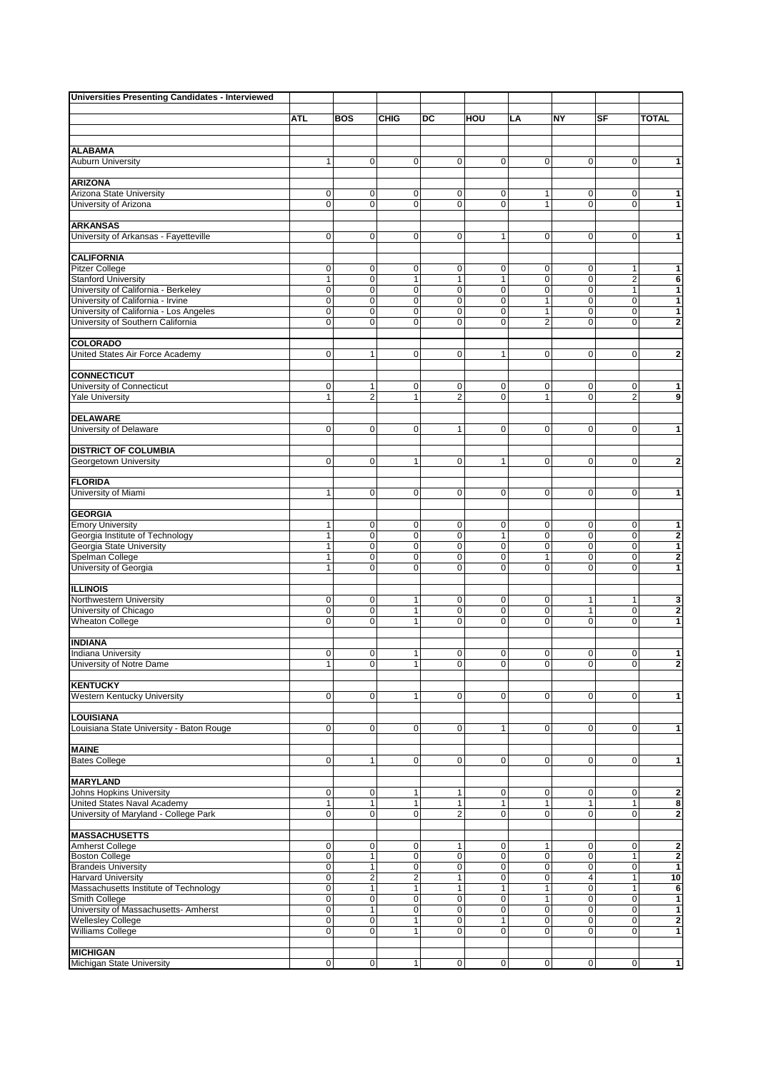| Universities Presenting Candidates - Interviewed | | | | | | | | | |
|---|---|---|---|---|---|---|---|---|---|
| | ATL | BOS | CHIG | DC | HOU | LA | NY | SF | TOTAL |
| **ALABAMA** | | | | | | | | | |
| Auburn University | 1 | 0 | 0 | 0 | 0 | 0 | 0 | 0 | 1 |
| **ARIZONA** | | | | | | | | | |
| Arizona State University | 0 | 0 | 0 | 0 | 0 | 1 | 0 | 0 | 1 |
| University of Arizona | 0 | 0 | 0 | 0 | 0 | 1 | 0 | 0 | 1 |
| **ARKANSAS** | | | | | | | | | |
| University of Arkansas - Fayetteville | 0 | 0 | 0 | 0 | 1 | 0 | 0 | 0 | 1 |
| **CALIFORNIA** | | | | | | | | | |
| Pitzer College | 0 | 0 | 0 | 0 | 0 | 0 | 0 | 1 | 1 |
| Stanford University | 1 | 0 | 1 | 1 | 1 | 0 | 0 | 2 | 6 |
| University of California - Berkeley | 0 | 0 | 0 | 0 | 0 | 0 | 0 | 1 | 1 |
| University of California - Irvine | 0 | 0 | 0 | 0 | 0 | 1 | 0 | 0 | 1 |
| University of California - Los Angeles | 0 | 0 | 0 | 0 | 0 | 1 | 0 | 0 | 1 |
| University of Southern California | 0 | 0 | 0 | 0 | 0 | 2 | 0 | 0 | 2 |
| **COLORADO** | | | | | | | | | |
| United States Air Force Academy | 0 | 1 | 0 | 0 | 1 | 0 | 0 | 0 | 2 |
| **CONNECTICUT** | | | | | | | | | |
| University of Connecticut | 0 | 1 | 0 | 0 | 0 | 0 | 0 | 0 | 1 |
| Yale University | 1 | 2 | 1 | 2 | 0 | 1 | 0 | 2 | 9 |
| **DELAWARE** | | | | | | | | | |
| University of Delaware | 0 | 0 | 0 | 1 | 0 | 0 | 0 | 0 | 1 |
| **DISTRICT OF COLUMBIA** | | | | | | | | | |
| Georgetown University | 0 | 0 | 1 | 0 | 1 | 0 | 0 | 0 | 2 |
| **FLORIDA** | | | | | | | | | |
| University of Miami | 1 | 0 | 0 | 0 | 0 | 0 | 0 | 0 | 1 |
| **GEORGIA** | | | | | | | | | |
| Emory University | 1 | 0 | 0 | 0 | 0 | 0 | 0 | 0 | 1 |
| Georgia Institute of Technology | 1 | 0 | 0 | 0 | 1 | 0 | 0 | 0 | 2 |
| Georgia State University | 1 | 0 | 0 | 0 | 0 | 0 | 0 | 0 | 1 |
| Spelman College | 1 | 0 | 0 | 0 | 0 | 1 | 0 | 0 | 2 |
| University of Georgia | 1 | 0 | 0 | 0 | 0 | 0 | 0 | 0 | 1 |
| **ILLINOIS** | | | | | | | | | |
| Northwestern University | 0 | 0 | 1 | 0 | 0 | 0 | 1 | 1 | 3 |
| University of Chicago | 0 | 0 | 1 | 0 | 0 | 0 | 1 | 0 | 2 |
| Wheaton College | 0 | 0 | 1 | 0 | 0 | 0 | 0 | 0 | 1 |
| **INDIANA** | | | | | | | | | |
| Indiana University | 0 | 0 | 1 | 0 | 0 | 0 | 0 | 0 | 1 |
| University of Notre Dame | 1 | 0 | 1 | 0 | 0 | 0 | 0 | 0 | 2 |
| **KENTUCKY** | | | | | | | | | |
| Western Kentucky University | 0 | 0 | 1 | 0 | 0 | 0 | 0 | 0 | 1 |
| **LOUISIANA** | | | | | | | | | |
| Louisiana State University - Baton Rouge | 0 | 0 | 0 | 0 | 1 | 0 | 0 | 0 | 1 |
| **MAINE** | | | | | | | | | |
| Bates College | 0 | 1 | 0 | 0 | 0 | 0 | 0 | 0 | 1 |
| **MARYLAND** | | | | | | | | | |
| Johns Hopkins University | 0 | 0 | 1 | 1 | 0 | 0 | 0 | 0 | 2 |
| United States Naval Academy | 1 | 1 | 1 | 1 | 1 | 1 | 1 | 1 | 8 |
| University of Maryland - College Park | 0 | 0 | 0 | 2 | 0 | 0 | 0 | 0 | 2 |
| **MASSACHUSETTS** | | | | | | | | | |
| Amherst College | 0 | 0 | 0 | 1 | 0 | 1 | 0 | 0 | 2 |
| Boston College | 0 | 1 | 0 | 0 | 0 | 0 | 0 | 1 | 2 |
| Brandeis University | 0 | 1 | 0 | 0 | 0 | 0 | 0 | 0 | 1 |
| Harvard University | 0 | 2 | 2 | 1 | 0 | 0 | 4 | 1 | 10 |
| Massachusetts Institute of Technology | 0 | 1 | 1 | 1 | 1 | 1 | 0 | 1 | 6 |
| Smith College | 0 | 0 | 0 | 0 | 0 | 1 | 0 | 0 | 1 |
| University of Massachusetts- Amherst | 0 | 1 | 0 | 0 | 0 | 0 | 0 | 0 | 1 |
| Wellesley College | 0 | 0 | 1 | 0 | 1 | 0 | 0 | 0 | 2 |
| Williams College | 0 | 0 | 1 | 0 | 0 | 0 | 0 | 0 | 1 |
| **MICHIGAN** | | | | | | | | | |
| Michigan State University | 0 | 0 | 1 | 0 | 0 | 0 | 0 | 0 | 1 |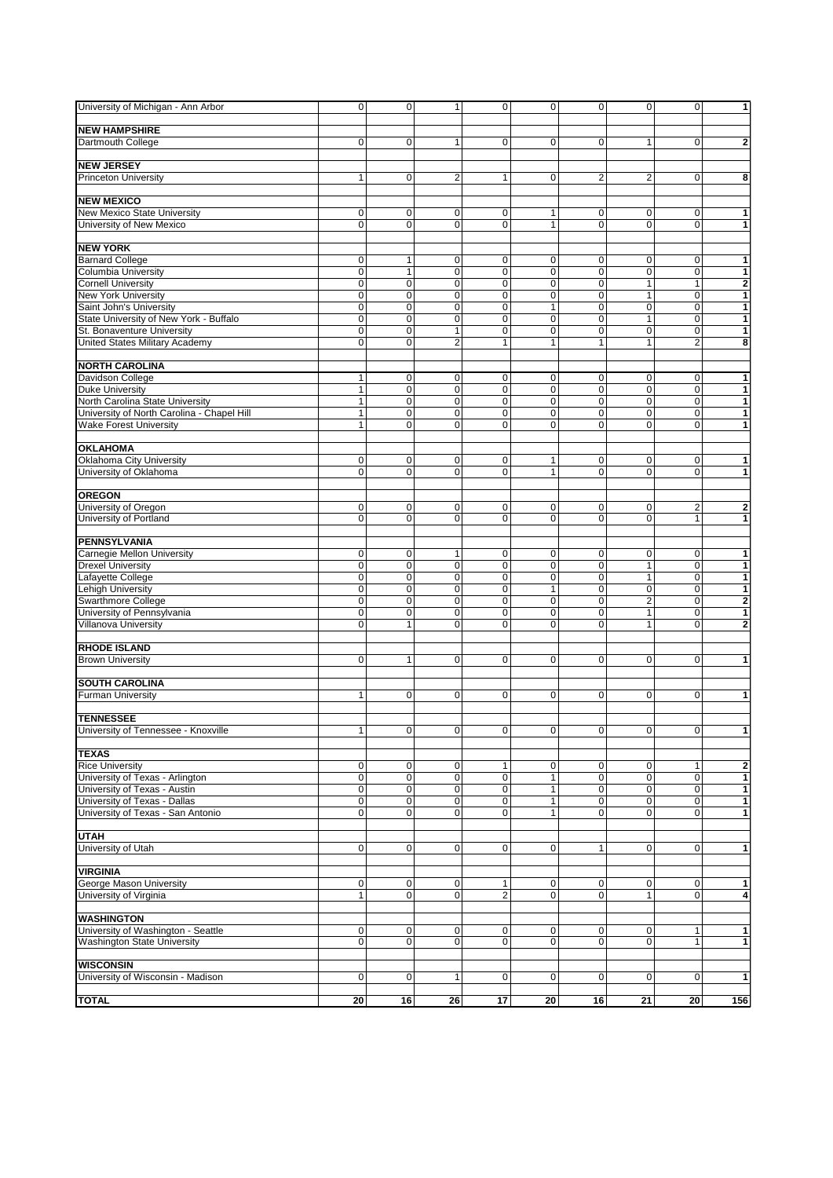| | | | | | | | | | |
|---|---|---|---|---|---|---|---|---|---|
| University of Michigan - Ann Arbor | 0 | 0 | 1 | 0 | 0 | 0 | 0 | 0 | **1** |
| | | | | | | | | | |
| **NEW HAMPSHIRE** | | | | | | | | | |
| Dartmouth College | 0 | 0 | 1 | 0 | 0 | 0 | 1 | 0 | **2** |
| | | | | | | | | | |
| **NEW JERSEY** | | | | | | | | | |
| Princeton University | 1 | 0 | 2 | 1 | 0 | 2 | 2 | 0 | **8** |
| | | | | | | | | | |
| **NEW MEXICO** | | | | | | | | | |
| New Mexico State University | 0 | 0 | 0 | 0 | 1 | 0 | 0 | 0 | **1** |
| University of New Mexico | 0 | 0 | 0 | 0 | 1 | 0 | 0 | 0 | **1** |
| | | | | | | | | | |
| **NEW YORK** | | | | | | | | | |
| Barnard College | 0 | 1 | 0 | 0 | 0 | 0 | 0 | 0 | **1** |
| Columbia University | 0 | 1 | 0 | 0 | 0 | 0 | 0 | 0 | **1** |
| Cornell University | 0 | 0 | 0 | 0 | 0 | 0 | 1 | 1 | **2** |
| New York University | 0 | 0 | 0 | 0 | 0 | 0 | 1 | 0 | **1** |
| Saint John's University | 0 | 0 | 0 | 0 | 1 | 0 | 0 | 0 | **1** |
| State University of New York - Buffalo | 0 | 0 | 0 | 0 | 0 | 0 | 1 | 0 | **1** |
| St. Bonaventure University | 0 | 0 | 1 | 0 | 0 | 0 | 0 | 0 | **1** |
| United States Military Academy | 0 | 0 | 2 | 1 | 1 | 1 | 1 | 2 | **8** |
| | | | | | | | | | |
| **NORTH CAROLINA** | | | | | | | | | |
| Davidson College | 1 | 0 | 0 | 0 | 0 | 0 | 0 | 0 | **1** |
| Duke University | 1 | 0 | 0 | 0 | 0 | 0 | 0 | 0 | **1** |
| North Carolina State University | 1 | 0 | 0 | 0 | 0 | 0 | 0 | 0 | **1** |
| University of North Carolina - Chapel Hill | 1 | 0 | 0 | 0 | 0 | 0 | 0 | 0 | **1** |
| Wake Forest University | 1 | 0 | 0 | 0 | 0 | 0 | 0 | 0 | **1** |
| | | | | | | | | | |
| **OKLAHOMA** | | | | | | | | | |
| Oklahoma City University | 0 | 0 | 0 | 0 | 1 | 0 | 0 | 0 | **1** |
| University of Oklahoma | 0 | 0 | 0 | 0 | 1 | 0 | 0 | 0 | **1** |
| | | | | | | | | | |
| **OREGON** | | | | | | | | | |
| University of Oregon | 0 | 0 | 0 | 0 | 0 | 0 | 0 | 2 | **2** |
| University of Portland | 0 | 0 | 0 | 0 | 0 | 0 | 0 | 1 | **1** |
| | | | | | | | | | |
| **PENNSYLVANIA** | | | | | | | | | |
| Carnegie Mellon University | 0 | 0 | 1 | 0 | 0 | 0 | 0 | 0 | **1** |
| Drexel University | 0 | 0 | 0 | 0 | 0 | 0 | 1 | 0 | **1** |
| Lafayette College | 0 | 0 | 0 | 0 | 0 | 0 | 1 | 0 | **1** |
| Lehigh University | 0 | 0 | 0 | 0 | 1 | 0 | 0 | 0 | **1** |
| Swarthmore College | 0 | 0 | 0 | 0 | 0 | 0 | 2 | 0 | **2** |
| University of Pennsylvania | 0 | 0 | 0 | 0 | 0 | 0 | 1 | 0 | **1** |
| Villanova University | 0 | 1 | 0 | 0 | 0 | 0 | 1 | 0 | **2** |
| | | | | | | | | | |
| **RHODE ISLAND** | | | | | | | | | |
| Brown University | 0 | 1 | 0 | 0 | 0 | 0 | 0 | 0 | **1** |
| | | | | | | | | | |
| **SOUTH CAROLINA** | | | | | | | | | |
| Furman University | 1 | 0 | 0 | 0 | 0 | 0 | 0 | 0 | **1** |
| | | | | | | | | | |
| **TENNESSEE** | | | | | | | | | |
| University of Tennessee - Knoxville | 1 | 0 | 0 | 0 | 0 | 0 | 0 | 0 | **1** |
| | | | | | | | | | |
| **TEXAS** | | | | | | | | | |
| Rice University | 0 | 0 | 0 | 1 | 0 | 0 | 0 | 1 | **2** |
| University of Texas - Arlington | 0 | 0 | 0 | 0 | 1 | 0 | 0 | 0 | **1** |
| University of Texas - Austin | 0 | 0 | 0 | 0 | 1 | 0 | 0 | 0 | **1** |
| University of Texas - Dallas | 0 | 0 | 0 | 0 | 1 | 0 | 0 | 0 | **1** |
| University of Texas - San Antonio | 0 | 0 | 0 | 0 | 1 | 0 | 0 | 0 | **1** |
| | | | | | | | | | |
| **UTAH** | | | | | | | | | |
| University of Utah | 0 | 0 | 0 | 0 | 0 | 1 | 0 | 0 | **1** |
| | | | | | | | | | |
| **VIRGINIA** | | | | | | | | | |
| George Mason University | 0 | 0 | 0 | 1 | 0 | 0 | 0 | 0 | **1** |
| University of Virginia | 1 | 0 | 0 | 2 | 0 | 0 | 1 | 0 | **4** |
| | | | | | | | | | |
| **WASHINGTON** | | | | | | | | | |
| University of Washington - Seattle | 0 | 0 | 0 | 0 | 0 | 0 | 0 | 1 | **1** |
| Washington State University | 0 | 0 | 0 | 0 | 0 | 0 | 0 | 1 | **1** |
| | | | | | | | | | |
| **WISCONSIN** | | | | | | | | | |
| University of Wisconsin - Madison | 0 | 0 | 1 | 0 | 0 | 0 | 0 | 0 | **1** |
| | | | | | | | | | |
| **TOTAL** | **20** | **16** | **26** | **17** | **20** | **16** | **21** | **20** | **156** |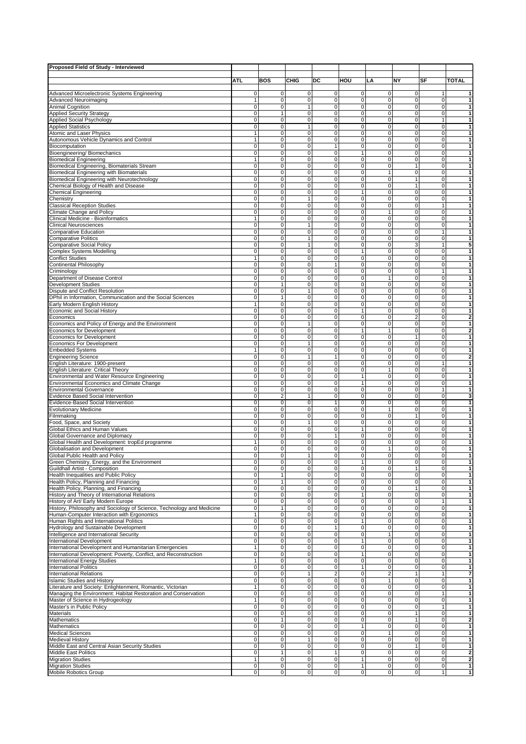**Proposed Field of Study - Interviewed**

| | ATL | BOS | CHIG | DC | HOU | LA | NY | SF | TOTAL |
|---|---|---|---|---|---|---|---|---|---|
| Advanced Microelectronic Systems Engineering | 0 | 0 | 0 | 0 | 0 | 0 | 0 | 1 | 1 |
| Advanced Neuroimaging | 1 | 0 | 0 | 0 | 0 | 0 | 0 | 0 | 1 |
| Animal Cognition | 0 | 0 | 1 | 0 | 0 | 0 | 0 | 0 | 1 |
| Applied Security Strategy | 0 | 1 | 0 | 0 | 0 | 0 | 0 | 0 | 1 |
| Applied Social Psychology | 0 | 0 | 0 | 0 | 0 | 0 | 0 | 1 | 1 |
| Applied Statistics | 0 | 0 | 1 | 0 | 0 | 0 | 0 | 0 | 1 |
| Atomic and Laser Physics | 1 | 0 | 0 | 0 | 0 | 0 | 0 | 0 | 1 |
| Autonomous Vehicle Dynamics and Control | 1 | 0 | 0 | 0 | 0 | 0 | 0 | 0 | 1 |
| Biocomputation | 0 | 0 | 0 | 1 | 0 | 0 | 0 | 0 | 1 |
| Bioengineering/ Biomechanics | 0 | 0 | 0 | 0 | 1 | 0 | 0 | 0 | 1 |
| Biomedical Engineering | 1 | 0 | 0 | 0 | 0 | 0 | 0 | 0 | 1 |
| Biomedical Engineering, Biomaterials Stream | 0 | 0 | 0 | 0 | 0 | 0 | 1 | 0 | 1 |
| Biomedical Engineering with Biomaterials | 0 | 0 | 0 | 0 | 0 | 1 | 0 | 0 | 1 |
| Biomedical Engineering with Neurotechnology | 0 | 0 | 0 | 0 | 0 | 0 | 1 | 0 | 1 |
| Chemical Biology of Health and Disease | 0 | 0 | 0 | 0 | 0 | 0 | 1 | 0 | 1 |
| Chemical Engineering | 0 | 0 | 0 | 0 | 1 | 0 | 0 | 0 | 1 |
| Chemistry | 0 | 0 | 1 | 0 | 0 | 0 | 0 | 0 | 1 |
| Classical Reception Studies | 0 | 0 | 0 | 0 | 0 | 0 | 0 | 1 | 1 |
| Climate Change and Policy | 0 | 0 | 0 | 0 | 0 | 1 | 0 | 0 | 1 |
| Clinical Medicine - Bioinformatics | 1 | 0 | 0 | 0 | 0 | 0 | 0 | 0 | 1 |
| Clinical Neurosciences | 0 | 0 | 1 | 0 | 0 | 0 | 0 | 0 | 1 |
| Comparative Education | 0 | 0 | 0 | 0 | 0 | 0 | 0 | 1 | 1 |
| Comparative Politics | 0 | 0 | 1 | 0 | 0 | 0 | 0 | 0 | 1 |
| Comparative Social Policy | 0 | 0 | 1 | 0 | 0 | 0 | 3 | 1 | 5 |
| Complex Systems Modelling | 0 | 0 | 0 | 0 | 1 | 0 | 0 | 0 | 1 |
| Conflict Studies | 1 | 0 | 0 | 0 | 0 | 0 | 0 | 0 | 1 |
| Continental Philosophy | 0 | 0 | 0 | 1 | 0 | 0 | 0 | 0 | 1 |
| Criminology | 0 | 0 | 0 | 0 | 0 | 0 | 0 | 1 | 1 |
| Department of Disease Control | 0 | 0 | 0 | 0 | 0 | 1 | 0 | 0 | 1 |
| Development Studies | 0 | 1 | 0 | 0 | 0 | 0 | 0 | 0 | 1 |
| Dispute and Conflict Resolution | 0 | 0 | 1 | 0 | 0 | 0 | 0 | 0 | 1 |
| DPhil in Information, Communication and the Social Sciences | 0 | 1 | 0 | 0 | 0 | 0 | 0 | 0 | 1 |
| Early Modern English History | 1 | 0 | 0 | 0 | 0 | 0 | 0 | 0 | 1 |
| Economic and Social History | 0 | 0 | 0 | 0 | 1 | 0 | 0 | 0 | 1 |
| Economics | 0 | 0 | 0 | 0 | 0 | 0 | 2 | 0 | 2 |
| Economics and Policy of Energy and the Environment | 0 | 0 | 1 | 0 | 0 | 0 | 0 | 0 | 1 |
| Economics for Development | 0 | 0 | 0 | 0 | 1 | 1 | 0 | 0 | 2 |
| Economics for Development | 0 | 0 | 0 | 0 | 0 | 0 | 1 | 0 | 1 |
| Economics For Development | 0 | 0 | 1 | 0 | 0 | 0 | 0 | 0 | 1 |
| Embedded Systems | 1 | 0 | 0 | 0 | 0 | 0 | 0 | 0 | 1 |
| Engineering Science | 0 | 0 | 1 | 1 | 0 | 0 | 0 | 0 | 2 |
| English Literature: 1900-present | 0 | 0 | 0 | 0 | 0 | 0 | 0 | 1 | 1 |
| English Literature: Critical Theory | 0 | 0 | 0 | 0 | 0 | 1 | 0 | 0 | 1 |
| Environmental and Water Resource Engineering | 0 | 0 | 0 | 0 | 1 | 0 | 0 | 0 | 1 |
| Environmental Economics and Climate Change | 0 | 0 | 0 | 0 | 1 | 0 | 0 | 0 | 1 |
| Environmental Governance | 0 | 0 | 0 | 0 | 0 | 0 | 0 | 1 | 1 |
| Evidence Based Social Intervention | 0 | 2 | 1 | 0 | 0 | 0 | 0 | 0 | 3 |
| Evidence-Based Social Intervention | 0 | 0 | 0 | 1 | 0 | 0 | 0 | 0 | 1 |
| Evolutionary Medicine | 0 | 0 | 0 | 0 | 0 | 1 | 0 | 0 | 1 |
| Filmmaking | 0 | 0 | 0 | 0 | 0 | 0 | 1 | 0 | 1 |
| Food, Space, and Society | 0 | 0 | 1 | 0 | 0 | 0 | 0 | 0 | 1 |
| Global Ethics and Human Values | 0 | 0 | 0 | 0 | 1 | 0 | 0 | 0 | 1 |
| Global Governance and Diplomacy | 0 | 0 | 0 | 1 | 0 | 0 | 0 | 0 | 1 |
| Global Health and Development: tropEd programme | 1 | 0 | 0 | 0 | 0 | 0 | 0 | 0 | 1 |
| Globalisation and Development | 0 | 0 | 0 | 0 | 0 | 1 | 0 | 0 | 1 |
| Global Public Health and Policy | 0 | 0 | 1 | 0 | 0 | 0 | 0 | 0 | 1 |
| Green Chemistry, Energy, and the Environment | 0 | 0 | 0 | 0 | 1 | 0 | 0 | 0 | 1 |
| Guildhall Artist - Composition | 0 | 0 | 0 | 0 | 0 | 0 | 1 | 0 | 1 |
| Health Inequalities and Public Policy | 0 | 1 | 0 | 0 | 0 | 0 | 0 | 0 | 1 |
| Health Policy, Planning and Financing | 0 | 1 | 0 | 0 | 0 | 0 | 0 | 0 | 1 |
| Health Policy, Planning, and Financing | 0 | 0 | 0 | 0 | 0 | 0 | 1 | 0 | 1 |
| History and Theory of International Relations | 0 | 0 | 0 | 0 | 1 | 0 | 0 | 0 | 1 |
| History of Art/ Early Modern Europe | 0 | 0 | 0 | 0 | 0 | 0 | 0 | 1 | 1 |
| History, Philosophy and Sociology of Science, Technology and Medicine | 0 | 1 | 0 | 0 | 0 | 0 | 0 | 0 | 1 |
| Human-Computer Interaction with Ergonomics | 1 | 0 | 0 | 0 | 0 | 0 | 0 | 0 | 1 |
| Human Rights and International Politics | 0 | 0 | 0 | 0 | 1 | 0 | 0 | 0 | 1 |
| Hydrology and Sustainable Development | 0 | 0 | 0 | 1 | 0 | 0 | 0 | 0 | 1 |
| Intelligence and International Security | 0 | 0 | 0 | 0 | 0 | 1 | 0 | 0 | 1 |
| International Development | 0 | 0 | 0 | 0 | 1 | 0 | 0 | 0 | 1 |
| International Development and Humanitarian Emergencies | 1 | 0 | 0 | 0 | 0 | 0 | 0 | 0 | 1 |
| International Development: Poverty, Conflict, and Reconstruction | 0 | 0 | 0 | 0 | 1 | 0 | 0 | 0 | 1 |
| International Energy Studies | 1 | 0 | 0 | 0 | 0 | 0 | 0 | 0 | 1 |
| International Politics | 0 | 0 | 0 | 0 | 1 | 0 | 0 | 0 | 1 |
| International Relations | 0 | 0 | 1 | 2 | 0 | 2 | 1 | 1 | 7 |
| Islamic Studies and History | 0 | 0 | 0 | 0 | 0 | 1 | 0 | 0 | 1 |
| Literature and Society: Enlightenment, Romantic, Victorian | 1 | 0 | 0 | 0 | 0 | 0 | 0 | 0 | 1 |
| Managing the Environment: Habitat Restoration and Conservation | 0 | 0 | 0 | 0 | 0 | 0 | 0 | 1 | 1 |
| Master of Science in Hydrogeology | 1 | 0 | 0 | 0 | 0 | 0 | 0 | 0 | 1 |
| Master's in Public Policy | 0 | 0 | 0 | 0 | 0 | 0 | 0 | 1 | 1 |
| Materials | 0 | 0 | 0 | 0 | 0 | 0 | 1 | 0 | 1 |
| Mathematics | 0 | 1 | 0 | 0 | 0 | 0 | 1 | 0 | 2 |
| Mathematics | 0 | 0 | 0 | 0 | 1 | 0 | 0 | 0 | 1 |
| Medical Sciences | 0 | 0 | 0 | 0 | 0 | 1 | 0 | 0 | 1 |
| Medieval History | 0 | 0 | 1 | 0 | 0 | 0 | 0 | 0 | 1 |
| Middle East and Central Asian Security Studies | 0 | 0 | 0 | 0 | 0 | 0 | 1 | 0 | 1 |
| Middle East Politics | 0 | 1 | 0 | 1 | 0 | 0 | 0 | 0 | 2 |
| Migration Studies | 1 | 0 | 0 | 0 | 1 | 0 | 0 | 0 | 2 |
| Migration Studies | 0 | 0 | 0 | 0 | 1 | 0 | 0 | 0 | 1 |
| Mobile Robotics Group | 0 | 0 | 0 | 0 | 0 | 0 | 0 | 1 | 1 |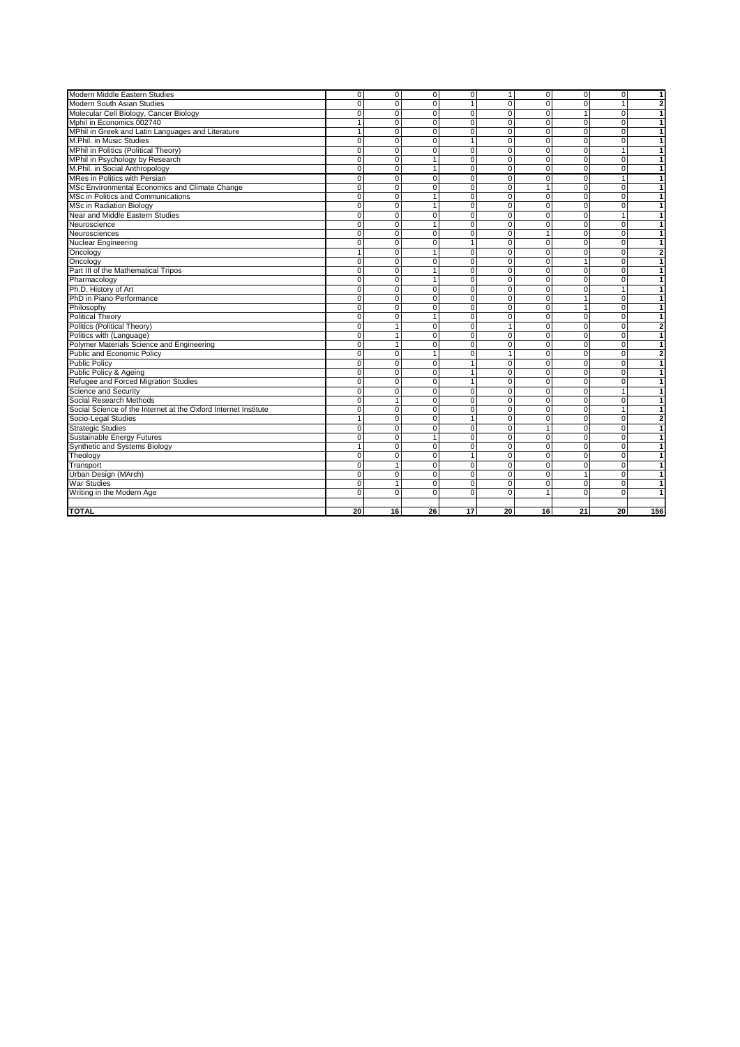| | | | | | | | | | |
|---|---|---|---|---|---|---|---|---|---|
| Modern Middle Eastern Studies | 0 | 0 | 0 | 0 | 1 | 0 | 0 | 0 | **1** |
| Modern South Asian Studies | 0 | 0 | 0 | 1 | 0 | 0 | 0 | 1 | **2** |
| Molecular Cell Biology, Cancer Biology | 0 | 0 | 0 | 0 | 0 | 0 | 1 | 0 | **1** |
| Mphil in Economics 002740 | 1 | 0 | 0 | 0 | 0 | 0 | 0 | 0 | **1** |
| MPhil in Greek and Latin Languages and Literature | 1 | 0 | 0 | 0 | 0 | 0 | 0 | 0 | **1** |
| M.Phil. in Music Studies | 0 | 0 | 0 | 1 | 0 | 0 | 0 | 0 | **1** |
| MPhil in Politics (Political Theory) | 0 | 0 | 0 | 0 | 0 | 0 | 0 | 1 | **1** |
| MPhil in Psychology by Research | 0 | 0 | 1 | 0 | 0 | 0 | 0 | 0 | **1** |
| M.Phil. in Social Anthropology | 0 | 0 | 1 | 0 | 0 | 0 | 0 | 0 | **1** |
| MRes in Politics with Persian | 0 | 0 | 0 | 0 | 0 | 0 | 0 | 1 | **1** |
| MSc Environmental Economics and Climate Change | 0 | 0 | 0 | 0 | 0 | 1 | 0 | 0 | **1** |
| MSc in Politics and Communications | 0 | 0 | 1 | 0 | 0 | 0 | 0 | 0 | **1** |
| MSc in Radiation Biology | 0 | 0 | 1 | 0 | 0 | 0 | 0 | 0 | **1** |
| Near and Middle Eastern Studies | 0 | 0 | 0 | 0 | 0 | 0 | 0 | 1 | **1** |
| Neuroscience | 0 | 0 | 1 | 0 | 0 | 0 | 0 | 0 | **1** |
| Neurosciences | 0 | 0 | 0 | 0 | 0 | 1 | 0 | 0 | **1** |
| Nuclear Engineering | 0 | 0 | 0 | 1 | 0 | 0 | 0 | 0 | **1** |
| Oncology | 1 | 0 | 1 | 0 | 0 | 0 | 0 | 0 | **2** |
| Oncology | 0 | 0 | 0 | 0 | 0 | 0 | 1 | 0 | **1** |
| Part III of the Mathematical Tripos | 0 | 0 | 1 | 0 | 0 | 0 | 0 | 0 | **1** |
| Pharmacology | 0 | 0 | 1 | 0 | 0 | 0 | 0 | 0 | **1** |
| Ph.D. History of Art | 0 | 0 | 0 | 0 | 0 | 0 | 0 | 1 | **1** |
| PhD in Piano Performance | 0 | 0 | 0 | 0 | 0 | 0 | 1 | 0 | **1** |
| Philosophy | 0 | 0 | 0 | 0 | 0 | 0 | 1 | 0 | **1** |
| Political Theory | 0 | 0 | 1 | 0 | 0 | 0 | 0 | 0 | **1** |
| Politics (Political Theory) | 0 | 1 | 0 | 0 | 1 | 0 | 0 | 0 | **2** |
| Politics with (Language) | 0 | 1 | 0 | 0 | 0 | 0 | 0 | 0 | **1** |
| Polymer Materials Science and Engineering | 0 | 1 | 0 | 0 | 0 | 0 | 0 | 0 | **1** |
| Public and Economic Policy | 0 | 0 | 1 | 0 | 1 | 0 | 0 | 0 | **2** |
| Public Policy | 0 | 0 | 0 | 1 | 0 | 0 | 0 | 0 | **1** |
| Public Policy & Ageing | 0 | 0 | 0 | 1 | 0 | 0 | 0 | 0 | **1** |
| Refugee and Forced Migration Studies | 0 | 0 | 0 | 1 | 0 | 0 | 0 | 0 | **1** |
| Science and Security | 0 | 0 | 0 | 0 | 0 | 0 | 0 | 1 | **1** |
| Social Research Methods | 0 | 1 | 0 | 0 | 0 | 0 | 0 | 0 | **1** |
| Social Science of the Internet at the Oxford Internet Institute | 0 | 0 | 0 | 0 | 0 | 0 | 0 | 1 | **1** |
| Socio-Legal Studies | 1 | 0 | 0 | 1 | 0 | 0 | 0 | 0 | **2** |
| Strategic Studies | 0 | 0 | 0 | 0 | 0 | 1 | 0 | 0 | **1** |
| Sustainable Energy Futures | 0 | 0 | 1 | 0 | 0 | 0 | 0 | 0 | **1** |
| Synthetic and Systems Biology | 1 | 0 | 0 | 0 | 0 | 0 | 0 | 0 | **1** |
| Theology | 0 | 0 | 0 | 1 | 0 | 0 | 0 | 0 | **1** |
| Transport | 0 | 1 | 0 | 0 | 0 | 0 | 0 | 0 | **1** |
| Urban Design (MArch) | 0 | 0 | 0 | 0 | 0 | 0 | 1 | 0 | **1** |
| War Studies | 0 | 1 | 0 | 0 | 0 | 0 | 0 | 0 | **1** |
| Writing in the Modern Age | 0 | 0 | 0 | 0 | 0 | 1 | 0 | 0 | **1** |
| | | | | | | | | | |
| **TOTAL** | **20** | **16** | **26** | **17** | **20** | **16** | **21** | **20** | **156** |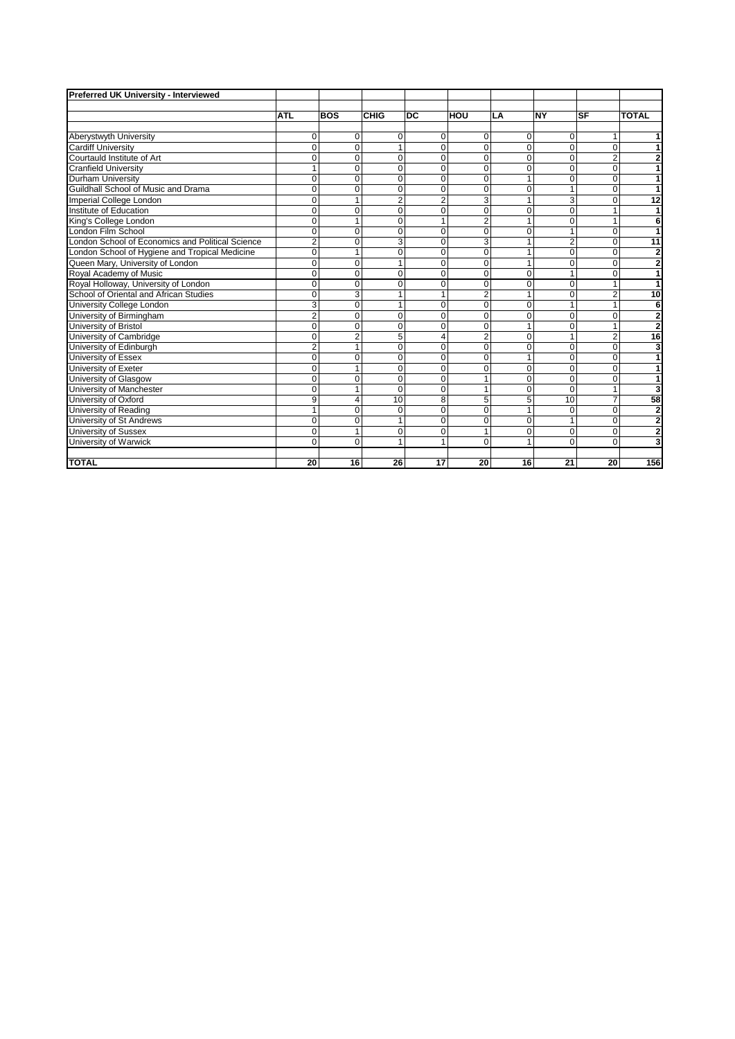**Preferred UK University - Interviewed**

| | ATL | BOS | CHIG | DC | HOU | LA | NY | SF | TOTAL |
|---|---|---|---|---|---|---|---|---|---|
| Aberystwyth University | 0 | 0 | 0 | 0 | 0 | 0 | 0 | 1 | 1 |
| Cardiff University | 0 | 0 | 1 | 0 | 0 | 0 | 0 | 0 | 1 |
| Courtauld Institute of Art | 0 | 0 | 0 | 0 | 0 | 0 | 0 | 2 | 2 |
| Cranfield University | 1 | 0 | 0 | 0 | 0 | 0 | 0 | 0 | 1 |
| Durham University | 0 | 0 | 0 | 0 | 0 | 1 | 0 | 0 | 1 |
| Guildhall School of Music and Drama | 0 | 0 | 0 | 0 | 0 | 0 | 1 | 0 | 1 |
| Imperial College London | 0 | 1 | 2 | 2 | 3 | 1 | 3 | 0 | 12 |
| Institute of Education | 0 | 0 | 0 | 0 | 0 | 0 | 0 | 1 | 1 |
| King's College London | 0 | 1 | 0 | 1 | 2 | 1 | 0 | 1 | 6 |
| London Film School | 0 | 0 | 0 | 0 | 0 | 0 | 1 | 0 | 1 |
| London School of Economics and Political Science | 2 | 0 | 3 | 0 | 3 | 1 | 2 | 0 | 11 |
| London School of Hygiene and Tropical Medicine | 0 | 1 | 0 | 0 | 0 | 1 | 0 | 0 | 2 |
| Queen Mary, University of London | 0 | 0 | 1 | 0 | 0 | 1 | 0 | 0 | 2 |
| Royal Academy of Music | 0 | 0 | 0 | 0 | 0 | 0 | 1 | 0 | 1 |
| Royal Holloway, University of London | 0 | 0 | 0 | 0 | 0 | 0 | 0 | 1 | 1 |
| School of Oriental and African Studies | 0 | 3 | 1 | 1 | 2 | 1 | 0 | 2 | 10 |
| University College London | 3 | 0 | 1 | 0 | 0 | 0 | 1 | 1 | 6 |
| University of Birmingham | 2 | 0 | 0 | 0 | 0 | 0 | 0 | 0 | 2 |
| University of Bristol | 0 | 0 | 0 | 0 | 0 | 1 | 0 | 1 | 2 |
| University of Cambridge | 0 | 2 | 5 | 4 | 2 | 0 | 1 | 2 | 16 |
| University of Edinburgh | 2 | 1 | 0 | 0 | 0 | 0 | 0 | 0 | 3 |
| University of Essex | 0 | 0 | 0 | 0 | 0 | 1 | 0 | 0 | 1 |
| University of Exeter | 0 | 1 | 0 | 0 | 0 | 0 | 0 | 0 | 1 |
| University of Glasgow | 0 | 0 | 0 | 0 | 1 | 0 | 0 | 0 | 1 |
| University of Manchester | 0 | 1 | 0 | 0 | 1 | 0 | 0 | 1 | 3 |
| University of Oxford | 9 | 4 | 10 | 8 | 5 | 5 | 10 | 7 | 58 |
| University of Reading | 1 | 0 | 0 | 0 | 0 | 1 | 0 | 0 | 2 |
| University of St Andrews | 0 | 0 | 1 | 0 | 0 | 0 | 1 | 0 | 2 |
| University of Sussex | 0 | 1 | 0 | 0 | 1 | 0 | 0 | 0 | 2 |
| University of Warwick | 0 | 0 | 1 | 1 | 0 | 1 | 0 | 0 | 3 |
| **TOTAL** | **20** | **16** | **26** | **17** | **20** | **16** | **21** | **20** | **156** |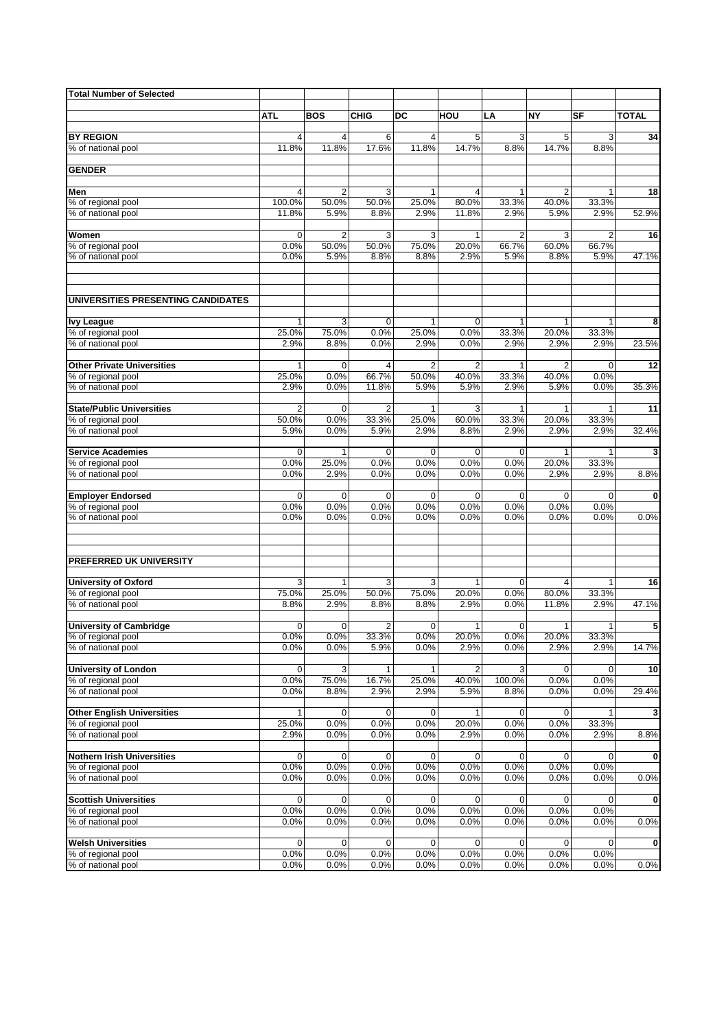| Total Number of Selected | | | | | | | | | |
|---|---|---|---|---|---|---|---|---|---|
| | ATL | BOS | CHIG | DC | HOU | LA | NY | SF | TOTAL |
| **BY REGION** | 4 | 4 | 6 | 4 | 5 | 3 | 5 | 3 | 34 |
| % of national pool | 11.8% | 11.8% | 17.6% | 11.8% | 14.7% | 8.8% | 14.7% | 8.8% | |
| **GENDER** | | | | | | | | | |
| **Men** | 4 | 2 | 3 | 1 | 4 | 1 | 2 | 1 | 18 |
| % of regional pool | 100.0% | 50.0% | 50.0% | 25.0% | 80.0% | 33.3% | 40.0% | 33.3% | |
| % of national pool | 11.8% | 5.9% | 8.8% | 2.9% | 11.8% | 2.9% | 5.9% | 2.9% | 52.9% |
| **Women** | 0 | 2 | 3 | 3 | 1 | 2 | 3 | 2 | 16 |
| % of regional pool | 0.0% | 50.0% | 50.0% | 75.0% | 20.0% | 66.7% | 60.0% | 66.7% | |
| % of national pool | 0.0% | 5.9% | 8.8% | 8.8% | 2.9% | 5.9% | 8.8% | 5.9% | 47.1% |
| **UNIVERSITIES PRESENTING CANDIDATES** | | | | | | | | | |
| **Ivy League** | 1 | 3 | 0 | 1 | 0 | 1 | 1 | 1 | 8 |
| % of regional pool | 25.0% | 75.0% | 0.0% | 25.0% | 0.0% | 33.3% | 20.0% | 33.3% | |
| % of national pool | 2.9% | 8.8% | 0.0% | 2.9% | 0.0% | 2.9% | 2.9% | 2.9% | 23.5% |
| **Other Private Universities** | 1 | 0 | 4 | 2 | 2 | 1 | 2 | 0 | 12 |
| % of regional pool | 25.0% | 0.0% | 66.7% | 50.0% | 40.0% | 33.3% | 40.0% | 0.0% | |
| % of national pool | 2.9% | 0.0% | 11.8% | 5.9% | 5.9% | 2.9% | 5.9% | 0.0% | 35.3% |
| **State/Public Universities** | 2 | 0 | 2 | 1 | 3 | 1 | 1 | 1 | 11 |
| % of regional pool | 50.0% | 0.0% | 33.3% | 25.0% | 60.0% | 33.3% | 20.0% | 33.3% | |
| % of national pool | 5.9% | 0.0% | 5.9% | 2.9% | 8.8% | 2.9% | 2.9% | 2.9% | 32.4% |
| **Service Academies** | 0 | 1 | 0 | 0 | 0 | 0 | 1 | 1 | 3 |
| % of regional pool | 0.0% | 25.0% | 0.0% | 0.0% | 0.0% | 0.0% | 20.0% | 33.3% | |
| % of national pool | 0.0% | 2.9% | 0.0% | 0.0% | 0.0% | 0.0% | 2.9% | 2.9% | 8.8% |
| **Employer Endorsed** | 0 | 0 | 0 | 0 | 0 | 0 | 0 | 0 | 0 |
| % of regional pool | 0.0% | 0.0% | 0.0% | 0.0% | 0.0% | 0.0% | 0.0% | 0.0% | |
| % of national pool | 0.0% | 0.0% | 0.0% | 0.0% | 0.0% | 0.0% | 0.0% | 0.0% | 0.0% |
| **PREFERRED UK UNIVERSITY** | | | | | | | | | |
| **University of Oxford** | 3 | 1 | 3 | 3 | 1 | 0 | 4 | 1 | 16 |
| % of regional pool | 75.0% | 25.0% | 50.0% | 75.0% | 20.0% | 0.0% | 80.0% | 33.3% | |
| % of national pool | 8.8% | 2.9% | 8.8% | 8.8% | 2.9% | 0.0% | 11.8% | 2.9% | 47.1% |
| **University of Cambridge** | 0 | 0 | 2 | 0 | 1 | 0 | 1 | 1 | 5 |
| % of regional pool | 0.0% | 0.0% | 33.3% | 0.0% | 20.0% | 0.0% | 20.0% | 33.3% | |
| % of national pool | 0.0% | 0.0% | 5.9% | 0.0% | 2.9% | 0.0% | 2.9% | 2.9% | 14.7% |
| **University of London** | 0 | 3 | 1 | 1 | 2 | 3 | 0 | 0 | 10 |
| % of regional pool | 0.0% | 75.0% | 16.7% | 25.0% | 40.0% | 100.0% | 0.0% | 0.0% | |
| % of national pool | 0.0% | 8.8% | 2.9% | 2.9% | 5.9% | 8.8% | 0.0% | 0.0% | 29.4% |
| **Other English Universities** | 1 | 0 | 0 | 0 | 1 | 0 | 0 | 1 | 3 |
| % of regional pool | 25.0% | 0.0% | 0.0% | 0.0% | 20.0% | 0.0% | 0.0% | 33.3% | |
| % of national pool | 2.9% | 0.0% | 0.0% | 0.0% | 2.9% | 0.0% | 0.0% | 2.9% | 8.8% |
| **Nothern Irish Universities** | 0 | 0 | 0 | 0 | 0 | 0 | 0 | 0 | 0 |
| % of regional pool | 0.0% | 0.0% | 0.0% | 0.0% | 0.0% | 0.0% | 0.0% | 0.0% | |
| % of national pool | 0.0% | 0.0% | 0.0% | 0.0% | 0.0% | 0.0% | 0.0% | 0.0% | 0.0% |
| **Scottish Universities** | 0 | 0 | 0 | 0 | 0 | 0 | 0 | 0 | 0 |
| % of regional pool | 0.0% | 0.0% | 0.0% | 0.0% | 0.0% | 0.0% | 0.0% | 0.0% | |
| % of national pool | 0.0% | 0.0% | 0.0% | 0.0% | 0.0% | 0.0% | 0.0% | 0.0% | 0.0% |
| **Welsh Universities** | 0 | 0 | 0 | 0 | 0 | 0 | 0 | 0 | 0 |
| % of regional pool | 0.0% | 0.0% | 0.0% | 0.0% | 0.0% | 0.0% | 0.0% | 0.0% | |
| % of national pool | 0.0% | 0.0% | 0.0% | 0.0% | 0.0% | 0.0% | 0.0% | 0.0% | 0.0% |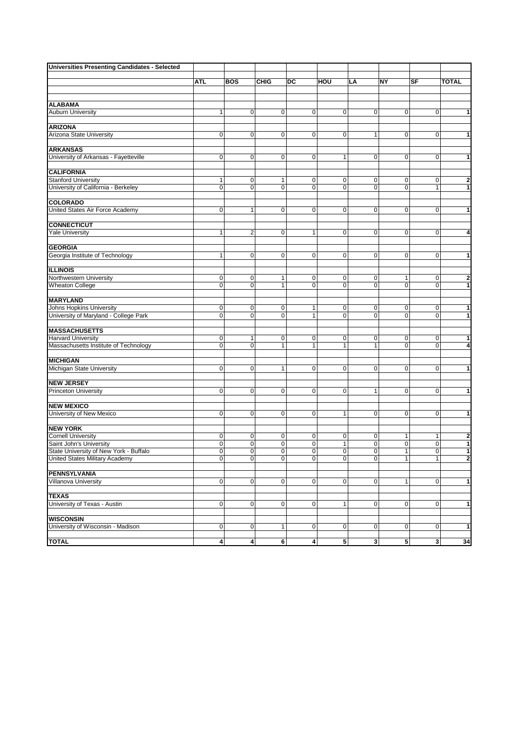| Universities Presenting Candidates - Selected | | | | | | | | | |
|---|---|---|---|---|---|---|---|---|---|
| | ATL | BOS | CHIG | DC | HOU | LA | NY | SF | TOTAL |
| **ALABAMA** | | | | | | | | | |
| Auburn University | 1 | 0 | 0 | 0 | 0 | 0 | 0 | 0 | 1 |
| **ARIZONA** | | | | | | | | | |
| Arizona State University | 0 | 0 | 0 | 0 | 0 | 1 | 0 | 0 | 1 |
| **ARKANSAS** | | | | | | | | | |
| University of Arkansas - Fayetteville | 0 | 0 | 0 | 0 | 1 | 0 | 0 | 0 | 1 |
| **CALIFORNIA** | | | | | | | | | |
| Stanford University | 1 | 0 | 1 | 0 | 0 | 0 | 0 | 0 | 2 |
| University of California - Berkeley | 0 | 0 | 0 | 0 | 0 | 0 | 0 | 1 | 1 |
| **COLORADO** | | | | | | | | | |
| United States Air Force Academy | 0 | 1 | 0 | 0 | 0 | 0 | 0 | 0 | 1 |
| **CONNECTICUT** | | | | | | | | | |
| Yale University | 1 | 2 | 0 | 1 | 0 | 0 | 0 | 0 | 4 |
| **GEORGIA** | | | | | | | | | |
| Georgia Institute of Technology | 1 | 0 | 0 | 0 | 0 | 0 | 0 | 0 | 1 |
| **ILLINOIS** | | | | | | | | | |
| Northwestern University | 0 | 0 | 1 | 0 | 0 | 0 | 1 | 0 | 2 |
| Wheaton College | 0 | 0 | 1 | 0 | 0 | 0 | 0 | 0 | 1 |
| **MARYLAND** | | | | | | | | | |
| Johns Hopkins University | 0 | 0 | 0 | 1 | 0 | 0 | 0 | 0 | 1 |
| University of Maryland - College Park | 0 | 0 | 0 | 1 | 0 | 0 | 0 | 0 | 1 |
| **MASSACHUSETTS** | | | | | | | | | |
| Harvard University | 0 | 1 | 0 | 0 | 0 | 0 | 0 | 0 | 1 |
| Massachusetts Institute of Technology | 0 | 0 | 1 | 1 | 1 | 1 | 0 | 0 | 4 |
| **MICHIGAN** | | | | | | | | | |
| Michigan State University | 0 | 0 | 1 | 0 | 0 | 0 | 0 | 0 | 1 |
| **NEW JERSEY** | | | | | | | | | |
| Princeton University | 0 | 0 | 0 | 0 | 0 | 1 | 0 | 0 | 1 |
| **NEW MEXICO** | | | | | | | | | |
| University of New Mexico | 0 | 0 | 0 | 0 | 1 | 0 | 0 | 0 | 1 |
| **NEW YORK** | | | | | | | | | |
| Cornell University | 0 | 0 | 0 | 0 | 0 | 0 | 1 | 1 | 2 |
| Saint John's University | 0 | 0 | 0 | 0 | 1 | 0 | 0 | 0 | 1 |
| State University of New York - Buffalo | 0 | 0 | 0 | 0 | 0 | 0 | 1 | 0 | 1 |
| United States Military Academy | 0 | 0 | 0 | 0 | 0 | 0 | 1 | 1 | 2 |
| **PENNSYLVANIA** | | | | | | | | | |
| Villanova University | 0 | 0 | 0 | 0 | 0 | 0 | 1 | 0 | 1 |
| **TEXAS** | | | | | | | | | |
| University of Texas - Austin | 0 | 0 | 0 | 0 | 1 | 0 | 0 | 0 | 1 |
| **WISCONSIN** | | | | | | | | | |
| University of Wisconsin - Madison | 0 | 0 | 1 | 0 | 0 | 0 | 0 | 0 | 1 |
| **TOTAL** | 4 | 4 | 6 | 4 | 5 | 3 | 5 | 3 | 34 |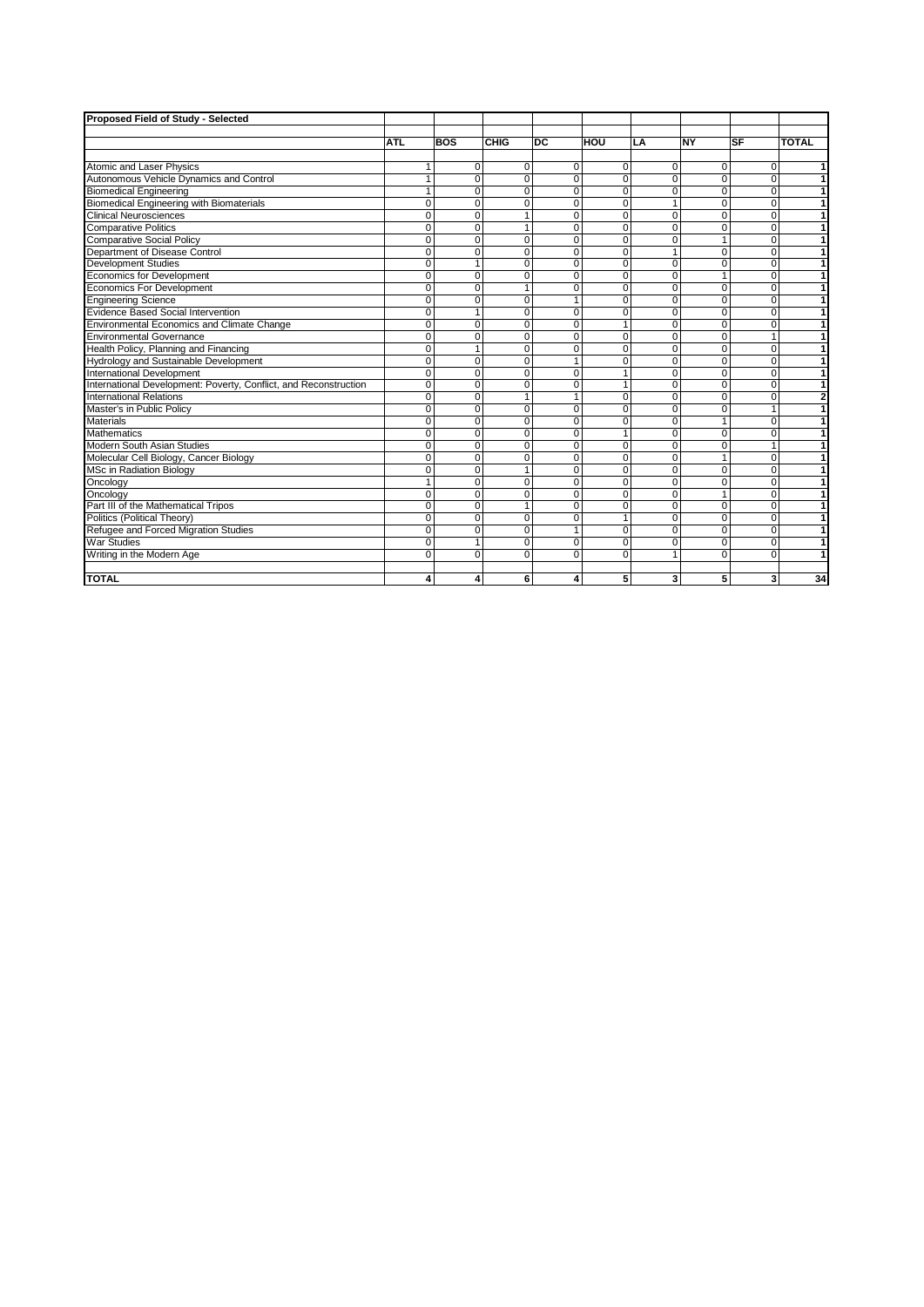| Proposed Field of Study - Selected | | | | | | | | | |
|---|---|---|---|---|---|---|---|---|---|
| | ATL | BOS | CHIG | DC | HOU | LA | NY | SF | TOTAL |
| Atomic and Laser Physics | 1 | 0 | 0 | 0 | 0 | 0 | 0 | 0 | 1 |
| Autonomous Vehicle Dynamics and Control | 1 | 0 | 0 | 0 | 0 | 0 | 0 | 0 | 1 |
| Biomedical Engineering | 1 | 0 | 0 | 0 | 0 | 0 | 0 | 0 | 1 |
| Biomedical Engineering with Biomaterials | 0 | 0 | 0 | 0 | 0 | 1 | 0 | 0 | 1 |
| Clinical Neurosciences | 0 | 0 | 1 | 0 | 0 | 0 | 0 | 0 | 1 |
| Comparative Politics | 0 | 0 | 1 | 0 | 0 | 0 | 0 | 0 | 1 |
| Comparative Social Policy | 0 | 0 | 0 | 0 | 0 | 0 | 1 | 0 | 1 |
| Department of Disease Control | 0 | 0 | 0 | 0 | 0 | 1 | 0 | 0 | 1 |
| Development Studies | 0 | 1 | 0 | 0 | 0 | 0 | 0 | 0 | 1 |
| Economics for Development | 0 | 0 | 0 | 0 | 0 | 0 | 1 | 0 | 1 |
| Economics For Development | 0 | 0 | 1 | 0 | 0 | 0 | 0 | 0 | 1 |
| Engineering Science | 0 | 0 | 0 | 1 | 0 | 0 | 0 | 0 | 1 |
| Evidence Based Social Intervention | 0 | 1 | 0 | 0 | 0 | 0 | 0 | 0 | 1 |
| Environmental Economics and Climate Change | 0 | 0 | 0 | 0 | 1 | 0 | 0 | 0 | 1 |
| Environmental Governance | 0 | 0 | 0 | 0 | 0 | 0 | 0 | 1 | 1 |
| Health Policy, Planning and Financing | 0 | 1 | 0 | 0 | 0 | 0 | 0 | 0 | 1 |
| Hydrology and Sustainable Development | 0 | 0 | 0 | 1 | 0 | 0 | 0 | 0 | 1 |
| International Development | 0 | 0 | 0 | 0 | 1 | 0 | 0 | 0 | 1 |
| International Development: Poverty, Conflict, and Reconstruction | 0 | 0 | 0 | 0 | 1 | 0 | 0 | 0 | 1 |
| International Relations | 0 | 0 | 1 | 1 | 0 | 0 | 0 | 0 | 2 |
| Master's in Public Policy | 0 | 0 | 0 | 0 | 0 | 0 | 0 | 1 | 1 |
| Materials | 0 | 0 | 0 | 0 | 0 | 0 | 1 | 0 | 1 |
| Mathematics | 0 | 0 | 0 | 0 | 1 | 0 | 0 | 0 | 1 |
| Modern South Asian Studies | 0 | 0 | 0 | 0 | 0 | 0 | 0 | 1 | 1 |
| Molecular Cell Biology, Cancer Biology | 0 | 0 | 0 | 0 | 0 | 0 | 1 | 0 | 1 |
| MSc in Radiation Biology | 0 | 0 | 1 | 0 | 0 | 0 | 0 | 0 | 1 |
| Oncology | 1 | 0 | 0 | 0 | 0 | 0 | 0 | 0 | 1 |
| Oncology | 0 | 0 | 0 | 0 | 0 | 0 | 1 | 0 | 1 |
| Part III of the Mathematical Tripos | 0 | 0 | 1 | 0 | 0 | 0 | 0 | 0 | 1 |
| Politics (Political Theory) | 0 | 0 | 0 | 0 | 1 | 0 | 0 | 0 | 1 |
| Refugee and Forced Migration Studies | 0 | 0 | 0 | 1 | 0 | 0 | 0 | 0 | 1 |
| War Studies | 0 | 1 | 0 | 0 | 0 | 0 | 0 | 0 | 1 |
| Writing in the Modern Age | 0 | 0 | 0 | 0 | 0 | 1 | 0 | 0 | 1 |
| **TOTAL** | **4** | **4** | **6** | **4** | **5** | **3** | **5** | **3** | **34** |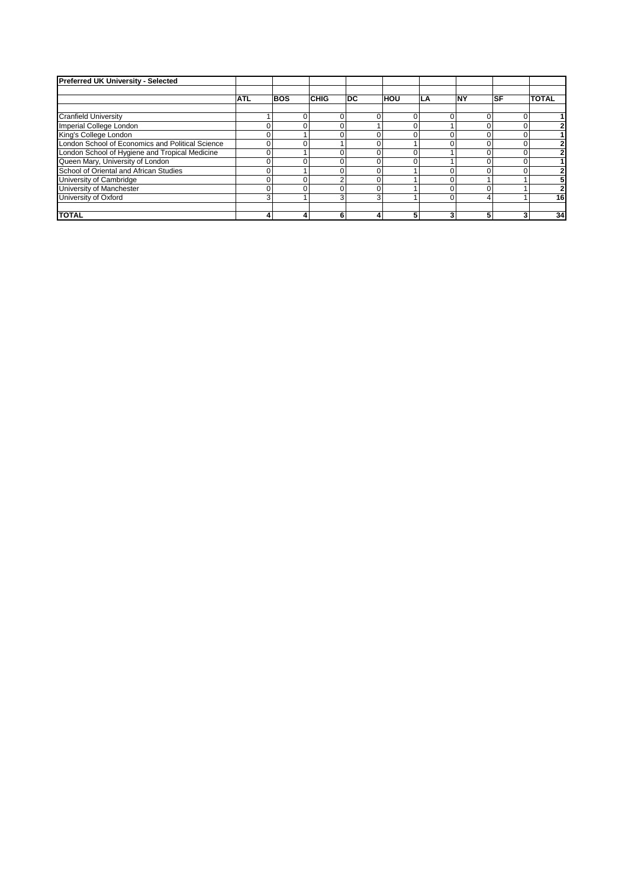**Preferred UK University - Selected**

| | ATL | BOS | CHIG | DC | HOU | LA | NY | SF | TOTAL |
|---|---|---|---|---|---|---|---|---|---|
| Cranfield University | 1 | 0 | 0 | 0 | 0 | 0 | 0 | 0 | 1 |
| Imperial College London | 0 | 0 | 0 | 1 | 0 | 1 | 0 | 0 | 2 |
| King's College London | 0 | 1 | 0 | 0 | 0 | 0 | 0 | 0 | 1 |
| London School of Economics and Political Science | 0 | 0 | 1 | 0 | 1 | 0 | 0 | 0 | 2 |
| London School of Hygiene and Tropical Medicine | 0 | 1 | 0 | 0 | 0 | 1 | 0 | 0 | 2 |
| Queen Mary, University of London | 0 | 0 | 0 | 0 | 0 | 1 | 0 | 0 | 1 |
| School of Oriental and African Studies | 0 | 1 | 0 | 0 | 1 | 0 | 0 | 0 | 2 |
| University of Cambridge | 0 | 0 | 2 | 0 | 1 | 0 | 1 | 1 | 5 |
| University of Manchester | 0 | 0 | 0 | 0 | 1 | 0 | 0 | 1 | 2 |
| University of Oxford | 3 | 1 | 3 | 3 | 1 | 0 | 4 | 1 | 16 |
| **TOTAL** | **4** | **4** | **6** | **4** | **5** | **3** | **5** | **3** | **34** |